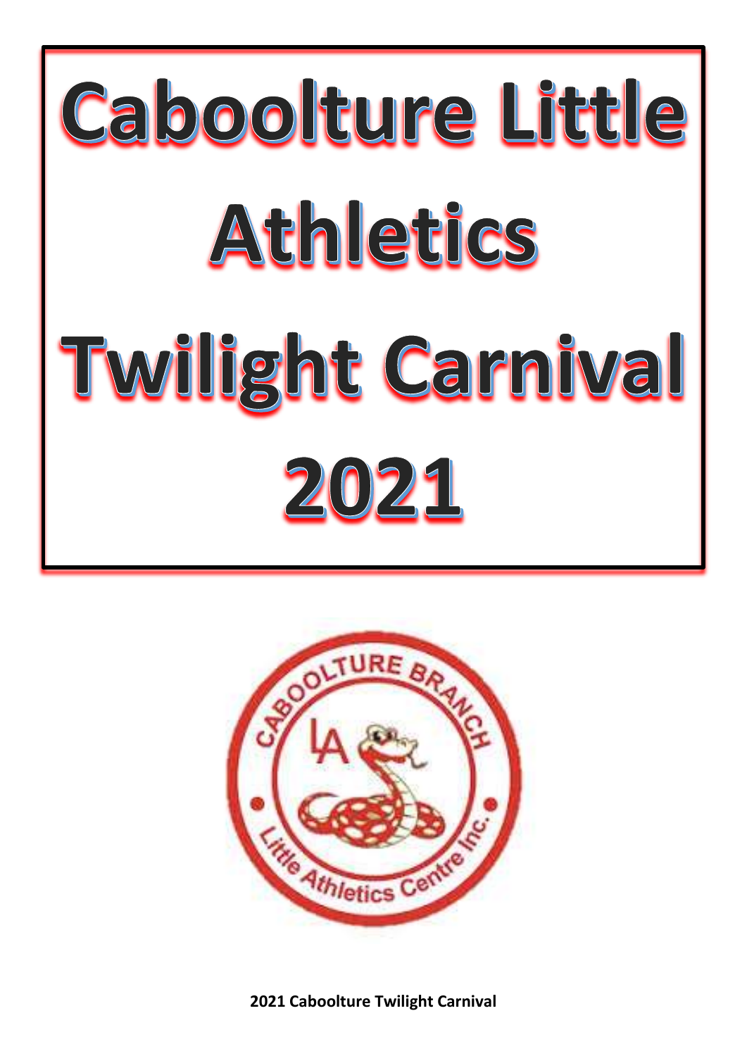# Caboolture Little Athletics Twilight Carnival 2021

**2021 Caboolture Twilight Carnival**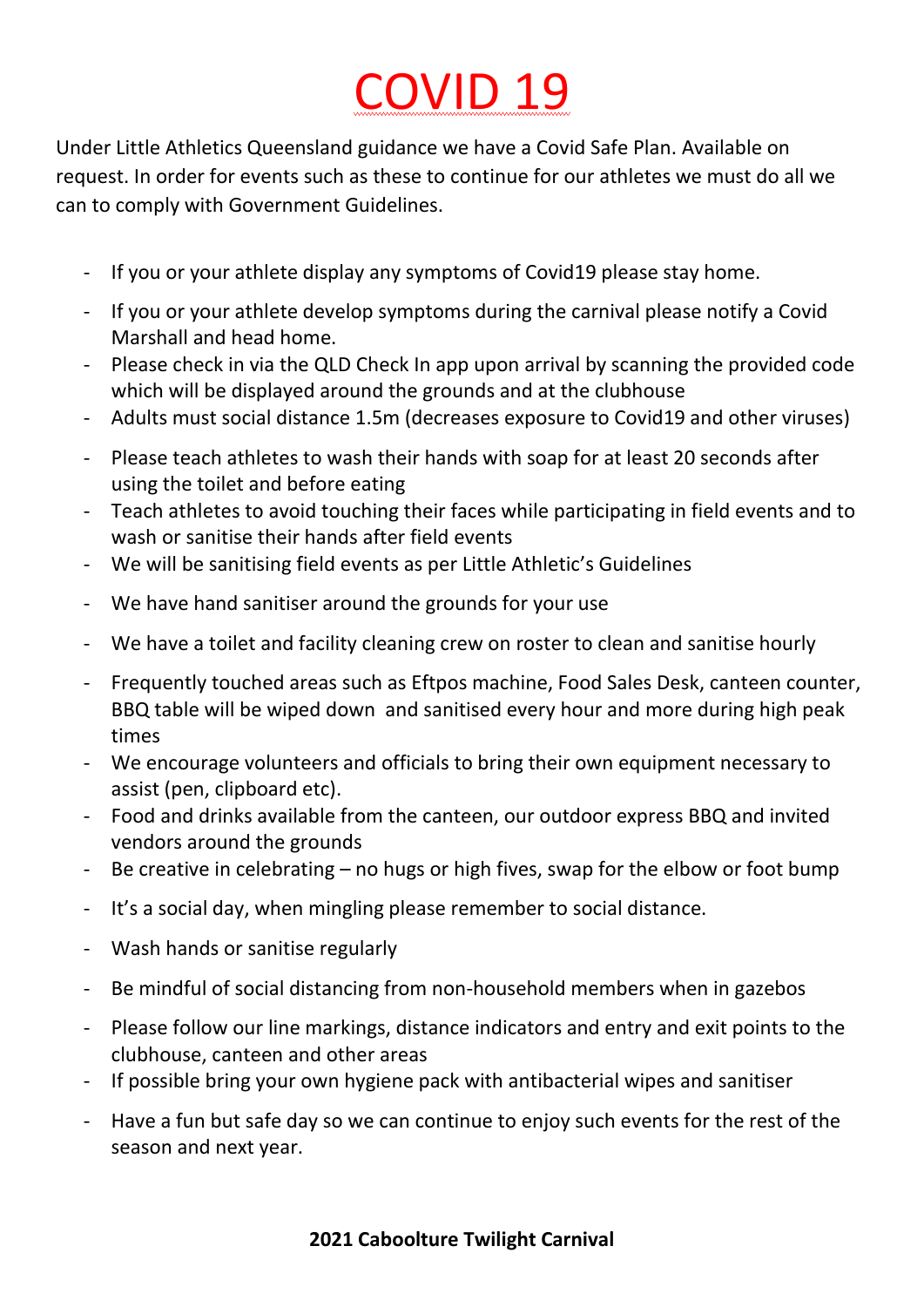# COVID 19

Under Little Athletics Queensland guidance we have a Covid Safe Plan. Available on request. In order for events such as these to continue for our athletes we must do all we can to comply with Government Guidelines.

- If you or your athlete display any symptoms of Covid19 please stay home.
- If you or your athlete develop symptoms during the carnival please notify a Covid Marshall and head home.
- Please check in via the QLD Check In app upon arrival by scanning the provided code which will be displayed around the grounds and at the clubhouse
- Adults must social distance 1.5m (decreases exposure to Covid19 and other viruses)
- Please teach athletes to wash their hands with soap for at least 20 seconds after using the toilet and before eating
- Teach athletes to avoid touching their faces while participating in field events and to wash or sanitise their hands after field events
- We will be sanitising field events as per Little Athletic's Guidelines
- We have hand sanitiser around the grounds for your use
- We have a toilet and facility cleaning crew on roster to clean and sanitise hourly
- Frequently touched areas such as Eftpos machine, Food Sales Desk, canteen counter, BBQ table will be wiped down and sanitised every hour and more during high peak times
- We encourage volunteers and officials to bring their own equipment necessary to assist (pen, clipboard etc).
- Food and drinks available from the canteen, our outdoor express BBQ and invited vendors around the grounds
- Be creative in celebrating – no hugs or high fives, swap for the elbow or foot bump
- It's a social day, when mingling please remember to social distance.
- Wash hands or sanitise regularly
- Be mindful of social distancing from non-household members when in gazebos
- Please follow our line markings, distance indicators and entry and exit points to the clubhouse, canteen and other areas
- If possible bring your own hygiene pack with antibacterial wipes and sanitiser
- Have a fun but safe day so we can continue to enjoy such events for the rest of the season and next year.

**2021 Caboolture Twilight Carnival**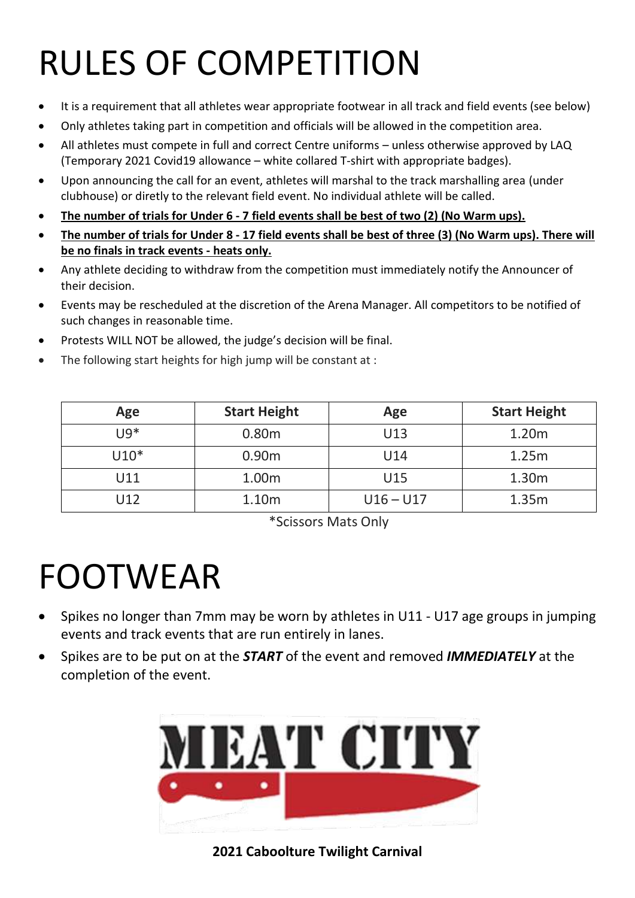# RULES OF COMPETITION

- It is a requirement that all athletes wear appropriate footwear in all track and field events (see below)
- Only athletes taking part in competition and officials will be allowed in the competition area.
- All athletes must compete in full and correct Centre uniforms – unless otherwise approved by LAQ (Temporary 2021 Covid19 allowance – white collared T-shirt with appropriate badges).
- Upon announcing the call for an event, athletes will marshal to the track marshalling area (under clubhouse) or diretly to the relevant field event. No individual athlete will be called.
- **The number of trials for Under 6 - 7 field events shall be best of two (2) (No Warm ups).**
- **The number of trials for Under 8 - 17 field events shall be best of three (3) (No Warm ups). There will be no finals in track events - heats only.**
- Any athlete deciding to withdraw from the competition must immediately notify the Announcer of their decision.
- Events may be rescheduled at the discretion of the Arena Manager. All competitors to be notified of such changes in reasonable time.
- Protests WILL NOT be allowed, the judge's decision will be final.
- The following start heights for high jump will be constant at :

| Age | Start Height | Age | Start Height |
|---|---|---|---|
| U9* | 0.80m | U13 | 1.20m |
| U10* | 0.90m | U14 | 1.25m |
| U11 | 1.00m | U15 | 1.30m |
| U12 | 1.10m | U16 – U17 | 1.35m |

*Scissors Mats Only

# FOOTWEAR

- Spikes no longer than 7mm may be worn by athletes in U11 - U17 age groups in jumping events and track events that are run entirely in lanes.
- Spikes are to be put on at the ***START*** of the event and removed ***IMMEDIATELY*** at the completion of the event.

MEAT CITY

**2021 Caboolture Twilight Carnival**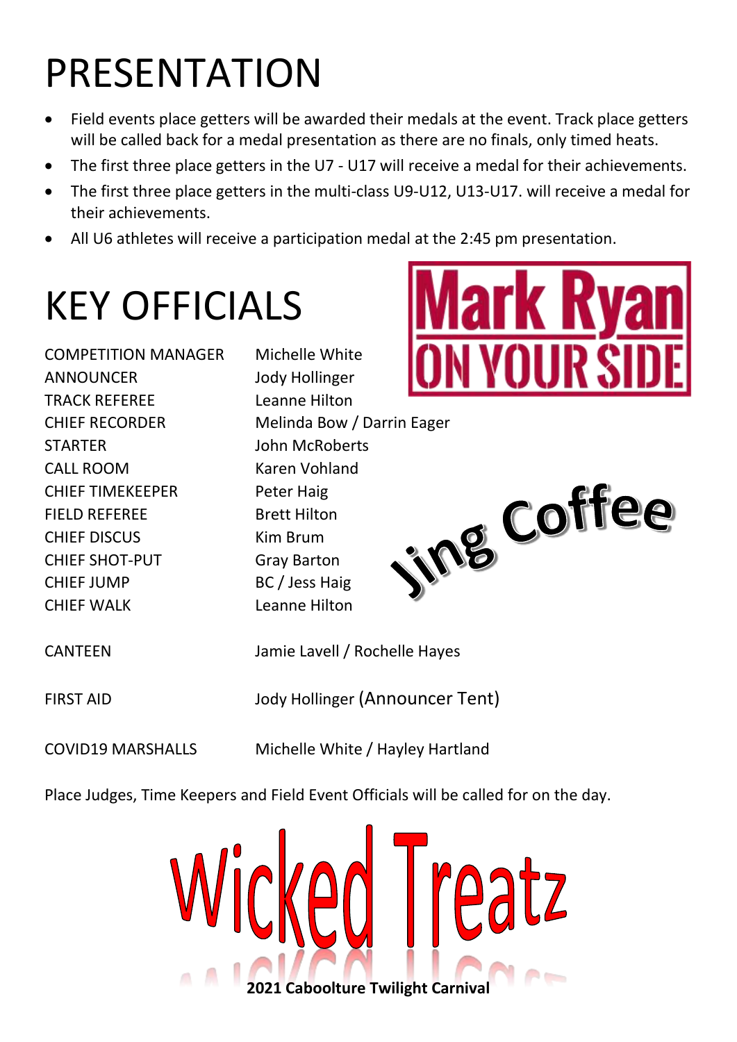# PRESENTATION

- Field events place getters will be awarded their medals at the event. Track place getters will be called back for a medal presentation as there are no finals, only timed heats.
- The first three place getters in the U7 - U17 will receive a medal for their achievements.
- The first three place getters in the multi-class U9-U12, U13-U17. will receive a medal for their achievements.
- All U6 athletes will receive a participation medal at the 2:45 pm presentation.

# KEY OFFICIALS

| | |
|---|---|
| COMPETITION MANAGER | Michelle White |
| ANNOUNCER | Jody Hollinger |
| TRACK REFEREE | Leanne Hilton |
| CHIEF RECORDER | Melinda Bow / Darrin Eager |
| STARTER | John McRoberts |
| CALL ROOM | Karen Vohland |
| CHIEF TIMEKEEPER | Peter Haig |
| FIELD REFEREE | Brett Hilton |
| CHIEF DISCUS | Kim Brum |
| CHIEF SHOT-PUT | Gray Barton |
| CHIEF JUMP | BC / Jess Haig |
| CHIEF WALK | Leanne Hilton |
| CANTEEN | Jamie Lavell / Rochelle Hayes |
| FIRST AID | Jody Hollinger (Announcer Tent) |
| COVID19 MARSHALLS | Michelle White / Hayley Hartland |

Place Judges, Time Keepers and Field Event Officials will be called for on the day.

Mark Ryan ON YOUR SIDE

Jing Coffee

Wicked Treatz

**2021 Caboolture Twilight Carnival**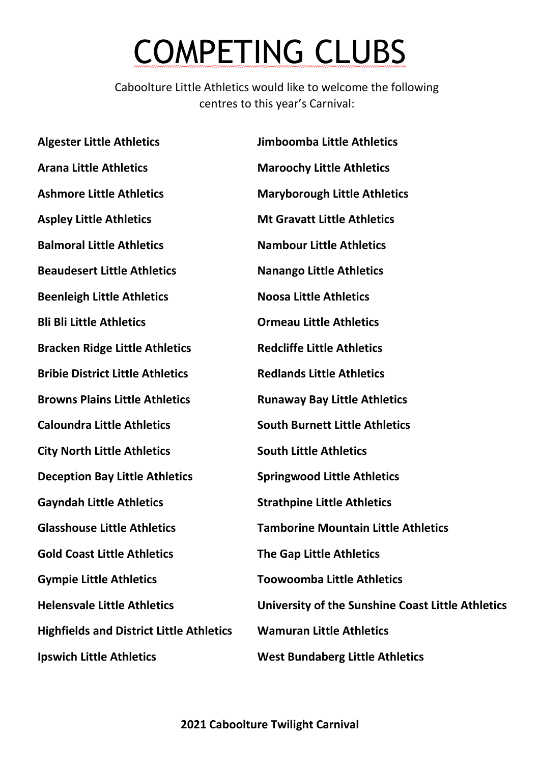# COMPETING CLUBS

Caboolture Little Athletics would like to welcome the following centres to this year's Carnival:

**Algester Little Athletics**

**Arana Little Athletics**

**Ashmore Little Athletics**

**Aspley Little Athletics**

**Balmoral Little Athletics**

**Beaudesert Little Athletics**

**Beenleigh Little Athletics**

**Bli Bli Little Athletics**

**Bracken Ridge Little Athletics**

**Bribie District Little Athletics**

**Browns Plains Little Athletics**

**Caloundra Little Athletics**

**City North Little Athletics**

**Deception Bay Little Athletics**

**Gayndah Little Athletics**

**Glasshouse Little Athletics**

**Gold Coast Little Athletics**

**Gympie Little Athletics**

**Helensvale Little Athletics**

**Highfields and District Little Athletics**

**Ipswich Little Athletics**

**Jimboomba Little Athletics**

**Maroochy Little Athletics**

**Maryborough Little Athletics**

**Mt Gravatt Little Athletics**

**Nambour Little Athletics**

**Nanango Little Athletics**

**Noosa Little Athletics**

**Ormeau Little Athletics**

**Redcliffe Little Athletics**

**Redlands Little Athletics**

**Runaway Bay Little Athletics**

**South Burnett Little Athletics**

**South Little Athletics**

**Springwood Little Athletics**

**Strathpine Little Athletics**

**Tamborine Mountain Little Athletics**

**The Gap Little Athletics**

**Toowoomba Little Athletics**

**University of the Sunshine Coast Little Athletics**

**Wamuran Little Athletics**

**West Bundaberg Little Athletics**

**2021 Caboolture Twilight Carnival**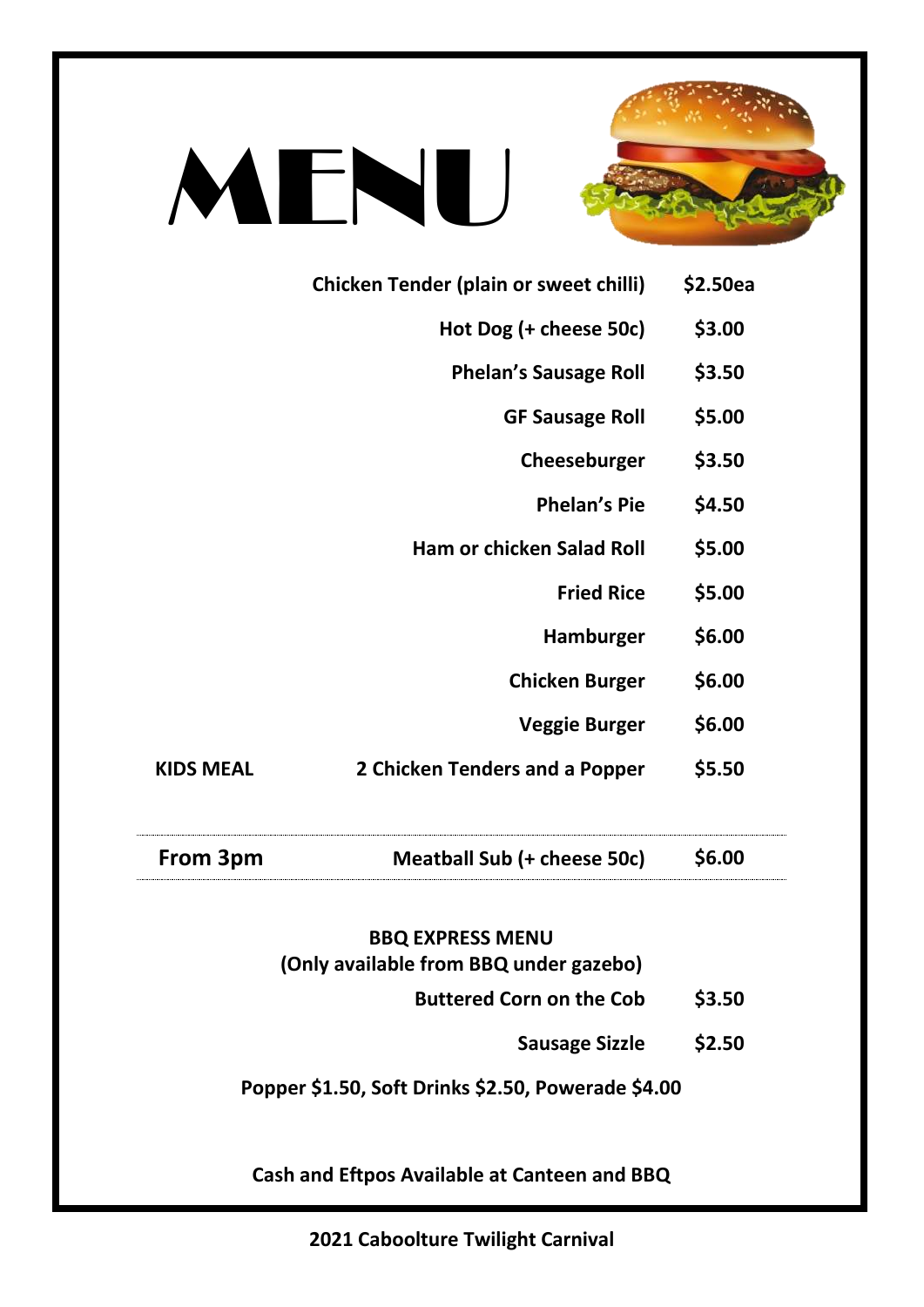# MENU

| | Item | Price |
|---|---|---|
| | Chicken Tender (plain or sweet chilli) | $2.50ea |
| | Hot Dog (+ cheese 50c) | $3.00 |
| | Phelan's Sausage Roll | $3.50 |
| | GF Sausage Roll | $5.00 |
| | Cheeseburger | $3.50 |
| | Phelan's Pie | $4.50 |
| | Ham or chicken Salad Roll | $5.00 |
| | Fried Rice | $5.00 |
| | Hamburger | $6.00 |
| | Chicken Burger | $6.00 |
| | Veggie Burger | $6.00 |
| KIDS MEAL | 2 Chicken Tenders and a Popper | $5.50 |
| From 3pm | Meatball Sub (+ cheese 50c) | $6.00 |

**BBQ EXPRESS MENU**
**(Only available from BBQ under gazebo)**

| Item | Price |
|---|---|
| Buttered Corn on the Cob | $3.50 |
| Sausage Sizzle | $2.50 |

**Popper $1.50, Soft Drinks $2.50, Powerade $4.00**

**Cash and Eftpos Available at Canteen and BBQ**

**2021 Caboolture Twilight Carnival**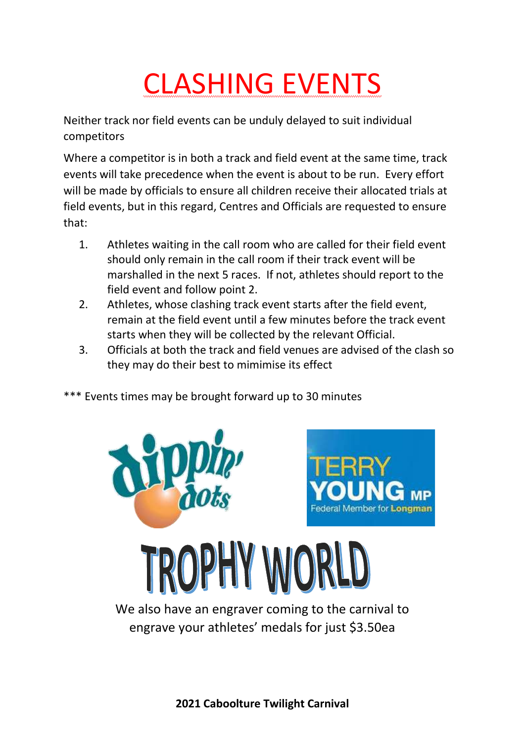# CLASHING EVENTS

Neither track nor field events can be unduly delayed to suit individual competitors

Where a competitor is in both a track and field event at the same time, track events will take precedence when the event is about to be run. Every effort will be made by officials to ensure all children receive their allocated trials at field events, but in this regard, Centres and Officials are requested to ensure that:

1. Athletes waiting in the call room who are called for their field event should only remain in the call room if their track event will be marshalled in the next 5 races. If not, athletes should report to the field event and follow point 2.
2. Athletes, whose clashing track event starts after the field event, remain at the field event until a few minutes before the track event starts when they will be collected by the relevant Official.
3. Officials at both the track and field venues are advised of the clash so they may do their best to mimimise its effect

*** Events times may be brought forward up to 30 minutes

# TROPHY WORLD

We also have an engraver coming to the carnival to engrave your athletes' medals for just $3.50ea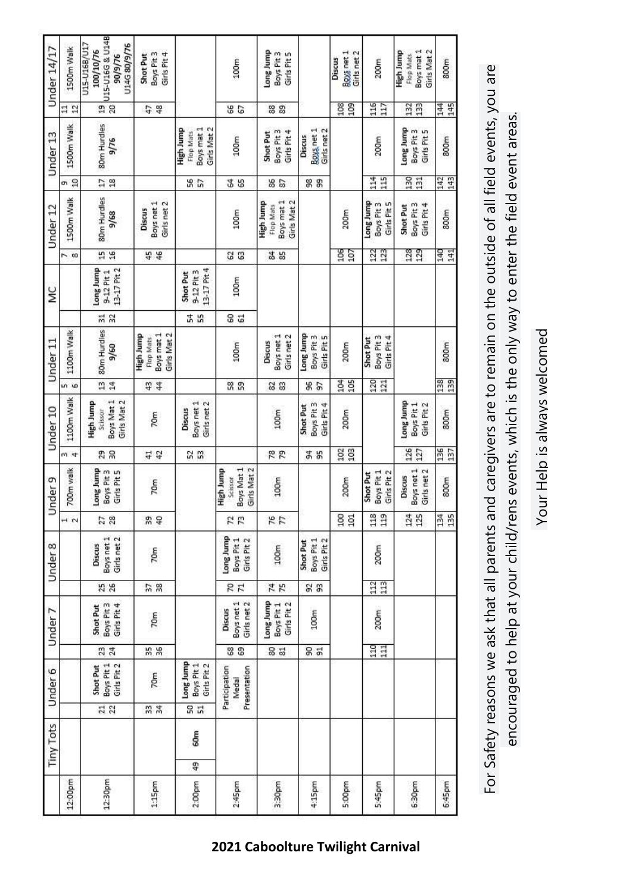**2021 Caboolture Twilight Carnival**

| | Tiny Tots | Under 6 | Under 7 | Under 8 | Under 9 | Under 10 | Under 11 | MC | Under 12 | Under 13 | Under 14/17 |
|---|---|---|---|---|---|---|---|---|---|---|---|
| 12:00pm | | | | | 1, 2 700m walk | 3, 4 1100m Walk | 5, 6 1100m Walk | | 7, 8 1500m Walk | 9, 10 1500m Walk | 11, 12 1500m Walk |
| 12:30pm | | 21, 22 Shot Put Boys Pit 1 Girls Pit 2 | 23, 24 Shot Put Boys Pit 3 Girls Pit 4 | 25, 26 Discus Boys net 1 Girls net 2 | 27, 28 Long Jump Boys Pit 3 Girls Pit 5 | 29, 30 High Jump Scissor Boys Mat 1 Girls Mat 2 | 13, 14 80m Hurdles 9/60 | 31, 32 Long Jump 9-12 Pit 1 13-17 Pit 2 | 15, 16 80m Hurdles 9/68 | 17, 18 80m Hurdles 9/76 | 19, 20 U15-U16B/U17 100/10/76 U15-U16G & U14B 90/9/76 U14G 80/9/76 |
| 1:15pm | | 33, 34 70m | 35, 36 70m | 37, 38 70m | 39, 40 70m | 41, 42 70m | 43, 44 High Jump Flop Mats Boys mat 1 Girls Mat 2 | | 45, 46 Discus Boys net 1 Girls net 2 | | 47, 48 Shot Put Boys Pit 3 Girls Pit 4 |
| 2:00pm | 49 60m | 50, 51 Long Jump Boys Pit 1 Girls Pit 2 | | | | 52, 53 Discus Boys net 1 Girls net 2 | | 54, 55 Shot Put 9-12 Pit 3 13-17 Pit 4 | | 56, 57 High Jump Flop Mats Boys mat 1 Girls Mat 2 | |
| 2:45pm | | Participation Medal Presentation | 68, 69 Discus Boys net 1 Girls net 2 | 70, 71 Long Jump Boys Pit 1 Girls Pit 2 | 72, 73 High Jump Scissor Boys Mat 1 Girls Mat 2 | | 58, 59 100m | 60, 61 100m | 62, 63 100m | 64, 65 100m | 66, 67 100m |
| 3:30pm | | | 80, 81 Long Jump Boys Pit 1 Girls Pit 2 | 74, 75 100m | 76, 77 100m | 78, 79 100m | 82, 83 Discus Boys net 1 Girls net 2 | | 84, 85 High Jump Flop Mats Boys mat 1 Girls Mat 2 | 86, 87 Shot Put Boys Pit 3 Girls Pit 4 | 88, 89 Long Jump Boys Pit 3 Girls Pit 5 |
| 4:15pm | | | 90, 91 100m | 92, 93 Shot Put Boys Pit 1 Girls Pit 2 | | 94, 95 Shot Put Boys Pit 3 Girls Pit 4 | 96, 97 Long Jump Boys Pit 3 Girls Pit 5 | | | 98, 99 Discus Boys net 1 Girls net 2 | |
| 5:00pm | | | | | 100, 101 200m | 102, 103 200m | 104, 105 200m | | 106, 107 200m | | 108, 109 Discus Boys net 1 Girls net 2 |
| 5:45pm | | | 110, 111 200m | 112, 113 200m | 118, 119 Shot Put Boys Pit 1 Girls Pit 2 | | 120, 121 Shot Put Boys Pit 3 Girls Pit 4 | | 122, 123 Long Jump Boys Pit 3 Girls Pit 5 | 114, 115 200m | 116, 117 200m |
| 6:30pm | | | | | 124, 125 Discus Boys net 1 Girls net 2 | 126, 127 Long Jump Boys Pit 1 Girls Pit 2 | | | 128, 129 Shot Put Boys Pit 3 Girls Pit 4 | 130, 131 Long Jump Boys Pit 3 Girls Pit 5 | 132, 133 High Jump Flop Mats Boys mat 1 Girls Mat 2 |
| 6:45pm | | | | | 134, 135 800m | 136, 137 800m | 138, 139 800m | | 140, 141 800m | 142, 143 800m | 144, 145 800m |

For Safety reasons we ask that all parents and caregivers are to remain on the outside of all field events, you are encouraged to help at your child/rens events, which is the only way to enter the field event areas.

Your Help is always welcomed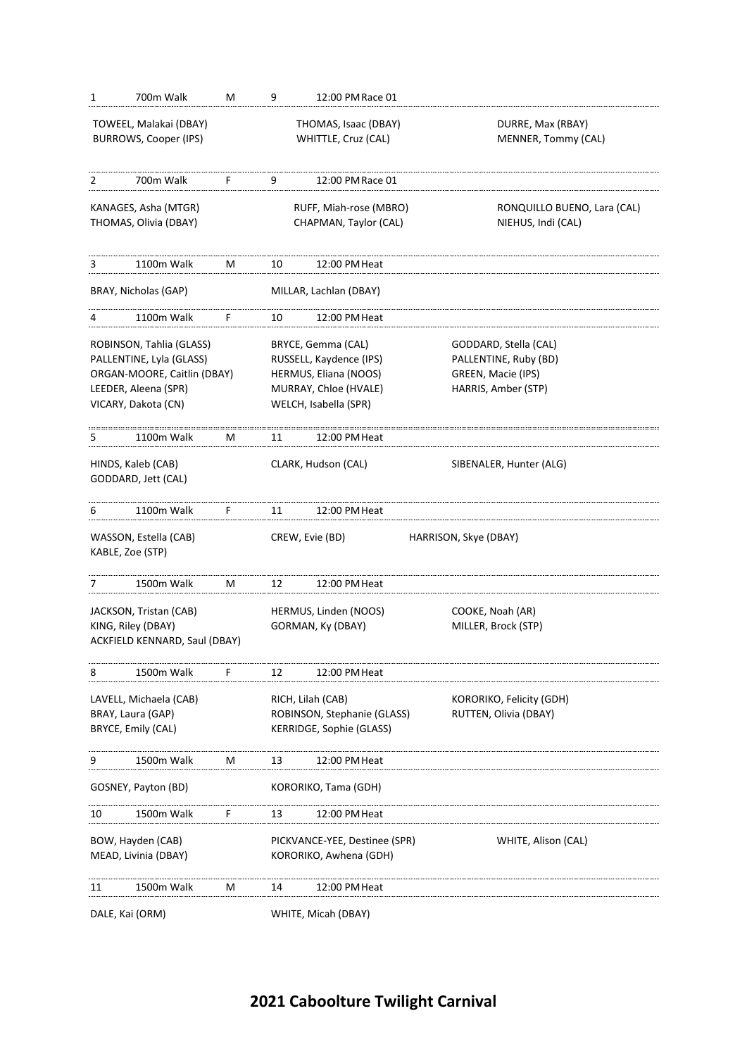| 1 | 700m Walk | M | 9 | 12:00 PM Race 01 |
|---|---|---|---|---|

TOWEEL, Malakai (DBAY) THOMAS, Isaac (DBAY) DURRE, Max (RBAY)
BURROWS, Cooper (IPS) WHITTLE, Cruz (CAL) MENNER, Tommy (CAL)

| 2 | 700m Walk | F | 9 | 12:00 PM Race 01 |
|---|---|---|---|---|

KANAGES, Asha (MTGR) RUFF, Miah-rose (MBRO) RONQUILLO BUENO, Lara (CAL)
THOMAS, Olivia (DBAY) CHAPMAN, Taylor (CAL) NIEHUS, Indi (CAL)

| 3 | 1100m Walk | M | 10 | 12:00 PM Heat |
|---|---|---|---|---|

BRAY, Nicholas (GAP) MILLAR, Lachlan (DBAY)

| 4 | 1100m Walk | F | 10 | 12:00 PM Heat |
|---|---|---|---|---|

ROBINSON, Tahlia (GLASS) BRYCE, Gemma (CAL) GODDARD, Stella (CAL)
PALLENTINE, Lyla (GLASS) RUSSELL, Kaydence (IPS) PALLENTINE, Ruby (BD)
ORGAN-MOORE, Caitlin (DBAY) HERMUS, Eliana (NOOS) GREEN, Macie (IPS)
LEEDER, Aleena (SPR) MURRAY, Chloe (HVALE) HARRIS, Amber (STP)
VICARY, Dakota (CN) WELCH, Isabella (SPR)

| 5 | 1100m Walk | M | 11 | 12:00 PM Heat |
|---|---|---|---|---|

HINDS, Kaleb (CAB) CLARK, Hudson (CAL) SIBENALER, Hunter (ALG)
GODDARD, Jett (CAL)

| 6 | 1100m Walk | F | 11 | 12:00 PM Heat |
|---|---|---|---|---|

WASSON, Estella (CAB) CREW, Evie (BD) HARRISON, Skye (DBAY)
KABLE, Zoe (STP)

| 7 | 1500m Walk | M | 12 | 12:00 PM Heat |
|---|---|---|---|---|

JACKSON, Tristan (CAB) HERMUS, Linden (NOOS) COOKE, Noah (AR)
KING, Riley (DBAY) GORMAN, Ky (DBAY) MILLER, Brock (STP)
ACKFIELD KENNARD, Saul (DBAY)

| 8 | 1500m Walk | F | 12 | 12:00 PM Heat |
|---|---|---|---|---|

LAVELL, Michaela (CAB) RICH, Lilah (CAB) KORORIKO, Felicity (GDH)
BRAY, Laura (GAP) ROBINSON, Stephanie (GLASS) RUTTEN, Olivia (DBAY)
BRYCE, Emily (CAL) KERRIDGE, Sophie (GLASS)

| 9 | 1500m Walk | M | 13 | 12:00 PM Heat |
|---|---|---|---|---|

GOSNEY, Payton (BD) KORORIKO, Tama (GDH)

| 10 | 1500m Walk | F | 13 | 12:00 PM Heat |
|---|---|---|---|---|

BOW, Hayden (CAB) PICKVANCE-YEE, Destinee (SPR) WHITE, Alison (CAL)
MEAD, Livinia (DBAY) KORORIKO, Awhena (GDH)

| 11 | 1500m Walk | M | 14 | 12:00 PM Heat |
|---|---|---|---|---|

DALE, Kai (ORM) WHITE, Micah (DBAY)

## 2021 Caboolture Twilight Carnival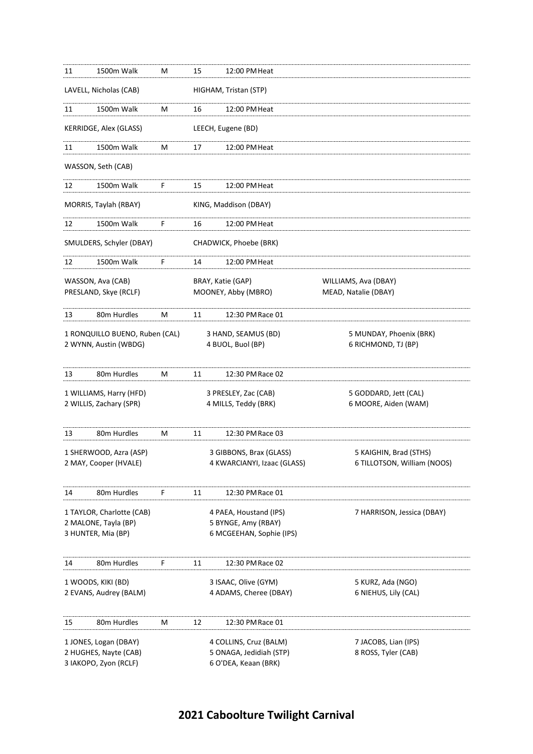| 11 | 1500m Walk | M | 15 | 12:00 PM Heat |
|---|---|---|---|---|

LAVELL, Nicholas (CAB)

HIGHAM, Tristan (STP)

| 11 | 1500m Walk | M | 16 | 12:00 PM Heat |
|---|---|---|---|---|

KERRIDGE, Alex (GLASS)

LEECH, Eugene (BD)

| 11 | 1500m Walk | M | 17 | 12:00 PM Heat |
|---|---|---|---|---|

WASSON, Seth (CAB)

| 12 | 1500m Walk | F | 15 | 12:00 PM Heat |
|---|---|---|---|---|

MORRIS, Taylah (RBAY)

KING, Maddison (DBAY)

| 12 | 1500m Walk | F | 16 | 12:00 PM Heat |
|---|---|---|---|---|

SMULDERS, Schyler (DBAY)

CHADWICK, Phoebe (BRK)

| 12 | 1500m Walk | F | 14 | 12:00 PM Heat |
|---|---|---|---|---|

WASSON, Ava (CAB)
PRESLAND, Skye (RCLF)

BRAY, Katie (GAP)
MOONEY, Abby (MBRO)

WILLIAMS, Ava (DBAY)
MEAD, Natalie (DBAY)

| 13 | 80m Hurdles | M | 11 | 12:30 PM Race 01 |
|---|---|---|---|---|

1 RONQUILLO BUENO, Ruben (CAL)
2 WYNN, Austin (WBDG)

3 HAND, SEAMUS (BD)
4 BUOL, Buol (BP)

5 MUNDAY, Phoenix (BRK)
6 RICHMOND, TJ (BP)

| 13 | 80m Hurdles | M | 11 | 12:30 PM Race 02 |
|---|---|---|---|---|

1 WILLIAMS, Harry (HFD)
2 WILLIS, Zachary (SPR)

3 PRESLEY, Zac (CAB)
4 MILLS, Teddy (BRK)

5 GODDARD, Jett (CAL)
6 MOORE, Aiden (WAM)

| 13 | 80m Hurdles | M | 11 | 12:30 PM Race 03 |
|---|---|---|---|---|

1 SHERWOOD, Azra (ASP)
2 MAY, Cooper (HVALE)

3 GIBBONS, Brax (GLASS)
4 KWARCIANYI, Izaac (GLASS)

5 KAIGHIN, Brad (STHS)
6 TILLOTSON, William (NOOS)

| 14 | 80m Hurdles | F | 11 | 12:30 PM Race 01 |
|---|---|---|---|---|

1 TAYLOR, Charlotte (CAB)
2 MALONE, Tayla (BP)
3 HUNTER, Mia (BP)

4 PAEA, Houstand (IPS)
5 BYNGE, Amy (RBAY)
6 MCGEEHAN, Sophie (IPS)

7 HARRISON, Jessica (DBAY)

| 14 | 80m Hurdles | F | 11 | 12:30 PM Race 02 |
|---|---|---|---|---|

1 WOODS, KIKI (BD)
2 EVANS, Audrey (BALM)

3 ISAAC, Olive (GYM)
4 ADAMS, Cheree (DBAY)

5 KURZ, Ada (NGO)
6 NIEHUS, Lily (CAL)

| 15 | 80m Hurdles | M | 12 | 12:30 PM Race 01 |
|---|---|---|---|---|

1 JONES, Logan (DBAY)
2 HUGHES, Nayte (CAB)
3 IAKOPO, Zyon (RCLF)

4 COLLINS, Cruz (BALM)
5 ONAGA, Jedidiah (STP)
6 O'DEA, Keaan (BRK)

7 JACOBS, Lian (IPS)
8 ROSS, Tyler (CAB)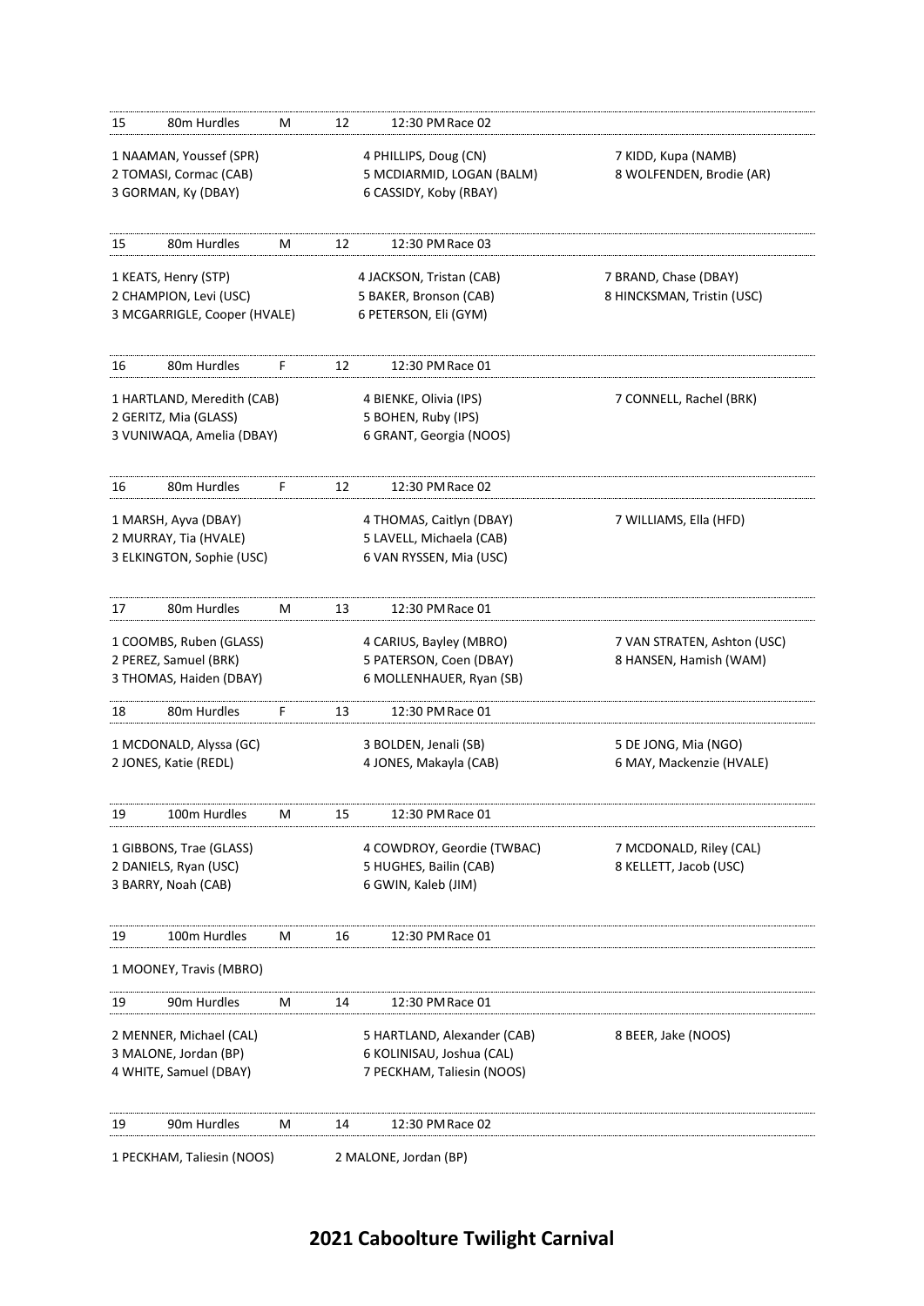| 15 | 80m Hurdles | M | 12 | 12:30 PM Race 02 |
|---|---|---|---|---|

1 NAAMAN, Youssef (SPR)
2 TOMASI, Cormac (CAB)
3 GORMAN, Ky (DBAY)
4 PHILLIPS, Doug (CN)
5 MCDIARMID, LOGAN (BALM)
6 CASSIDY, Koby (RBAY)
7 KIDD, Kupa (NAMB)
8 WOLFENDEN, Brodie (AR)

| 15 | 80m Hurdles | M | 12 | 12:30 PM Race 03 |
|---|---|---|---|---|

1 KEATS, Henry (STP)
2 CHAMPION, Levi (USC)
3 MCGARRIGLE, Cooper (HVALE)
4 JACKSON, Tristan (CAB)
5 BAKER, Bronson (CAB)
6 PETERSON, Eli (GYM)
7 BRAND, Chase (DBAY)
8 HINCKSMAN, Tristin (USC)

| 16 | 80m Hurdles | F | 12 | 12:30 PM Race 01 |
|---|---|---|---|---|

1 HARTLAND, Meredith (CAB)
2 GERITZ, Mia (GLASS)
3 VUNIWAQA, Amelia (DBAY)
4 BIENKE, Olivia (IPS)
5 BOHEN, Ruby (IPS)
6 GRANT, Georgia (NOOS)
7 CONNELL, Rachel (BRK)

| 16 | 80m Hurdles | F | 12 | 12:30 PM Race 02 |
|---|---|---|---|---|

1 MARSH, Ayva (DBAY)
2 MURRAY, Tia (HVALE)
3 ELKINGTON, Sophie (USC)
4 THOMAS, Caitlyn (DBAY)
5 LAVELL, Michaela (CAB)
6 VAN RYSSEN, Mia (USC)
7 WILLIAMS, Ella (HFD)

| 17 | 80m Hurdles | M | 13 | 12:30 PM Race 01 |
|---|---|---|---|---|

1 COOMBS, Ruben (GLASS)
2 PEREZ, Samuel (BRK)
3 THOMAS, Haiden (DBAY)
4 CARIUS, Bayley (MBRO)
5 PATERSON, Coen (DBAY)
6 MOLLENHAUER, Ryan (SB)
7 VAN STRATEN, Ashton (USC)
8 HANSEN, Hamish (WAM)

| 18 | 80m Hurdles | F | 13 | 12:30 PM Race 01 |
|---|---|---|---|---|

1 MCDONALD, Alyssa (GC)
2 JONES, Katie (REDL)
3 BOLDEN, Jenali (SB)
4 JONES, Makayla (CAB)
5 DE JONG, Mia (NGO)
6 MAY, Mackenzie (HVALE)

| 19 | 100m Hurdles | M | 15 | 12:30 PM Race 01 |
|---|---|---|---|---|

1 GIBBONS, Trae (GLASS)
2 DANIELS, Ryan (USC)
3 BARRY, Noah (CAB)
4 COWDROY, Geordie (TWBAC)
5 HUGHES, Bailin (CAB)
6 GWIN, Kaleb (JIM)
7 MCDONALD, Riley (CAL)
8 KELLETT, Jacob (USC)

| 19 | 100m Hurdles | M | 16 | 12:30 PM Race 01 |
|---|---|---|---|---|

1 MOONEY, Travis (MBRO)

| 19 | 90m Hurdles | M | 14 | 12:30 PM Race 01 |
|---|---|---|---|---|

2 MENNER, Michael (CAL)
3 MALONE, Jordan (BP)
4 WHITE, Samuel (DBAY)
5 HARTLAND, Alexander (CAB)
6 KOLINISAU, Joshua (CAL)
7 PECKHAM, Taliesin (NOOS)
8 BEER, Jake (NOOS)

| 19 | 90m Hurdles | M | 14 | 12:30 PM Race 02 |
|---|---|---|---|---|

1 PECKHAM, Taliesin (NOOS)
2 MALONE, Jordan (BP)

## 2021 Caboolture Twilight Carnival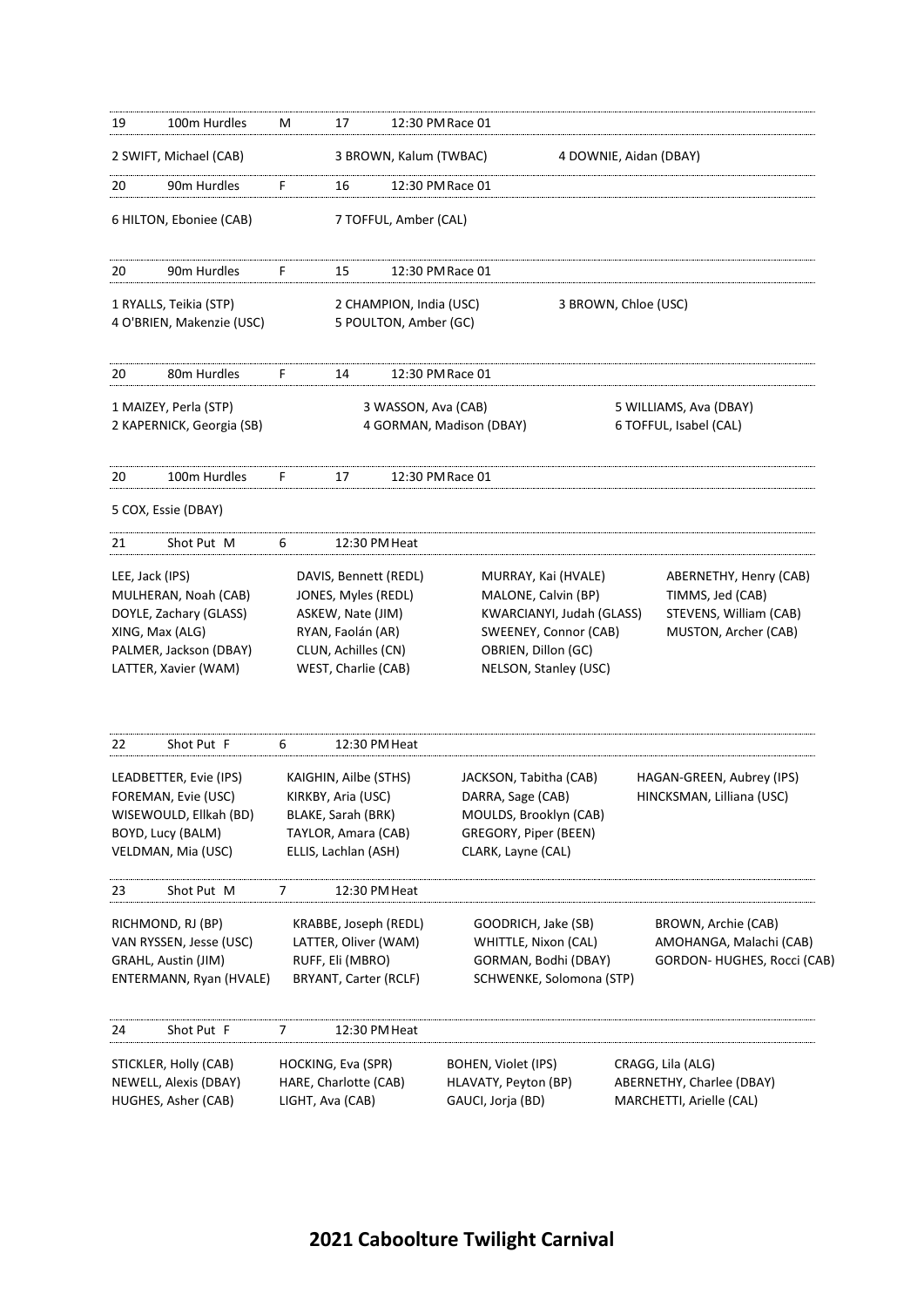19 100m Hurdles M 17 12:30 PM Race 01

2 SWIFT, Michael (CAB) 3 BROWN, Kalum (TWBAC) 4 DOWNIE, Aidan (DBAY)

20 90m Hurdles F 16 12:30 PM Race 01

6 HILTON, Eboniee (CAB) 7 TOFFUL, Amber (CAL)

20 90m Hurdles F 15 12:30 PM Race 01

1 RYALLS, Teikia (STP)
4 O'BRIEN, Makenzie (USC)
2 CHAMPION, India (USC)
5 POULTON, Amber (GC)
3 BROWN, Chloe (USC)

20 80m Hurdles F 14 12:30 PM Race 01

1 MAIZEY, Perla (STP)
2 KAPERNICK, Georgia (SB)
3 WASSON, Ava (CAB)
4 GORMAN, Madison (DBAY)
5 WILLIAMS, Ava (DBAY)
6 TOFFUL, Isabel (CAL)

20 100m Hurdles F 17 12:30 PM Race 01

5 COX, Essie (DBAY)

21 Shot Put M 6 12:30 PM Heat

LEE, Jack (IPS)
MULHERAN, Noah (CAB)
DOYLE, Zachary (GLASS)
XING, Max (ALG)
PALMER, Jackson (DBAY)
LATTER, Xavier (WAM)
DAVIS, Bennett (REDL)
JONES, Myles (REDL)
ASKEW, Nate (JIM)
RYAN, Faolán (AR)
CLUN, Achilles (CN)
WEST, Charlie (CAB)
MURRAY, Kai (HVALE)
MALONE, Calvin (BP)
KWARCIANYI, Judah (GLASS)
SWEENEY, Connor (CAB)
OBRIEN, Dillon (GC)
NELSON, Stanley (USC)
ABERNETHY, Henry (CAB)
TIMMS, Jed (CAB)
STEVENS, William (CAB)
MUSTON, Archer (CAB)

22 Shot Put F 6 12:30 PM Heat

LEADBETTER, Evie (IPS)
FOREMAN, Evie (USC)
WISEWOULD, Ellkah (BD)
BOYD, Lucy (BALM)
VELDMAN, Mia (USC)
KAIGHIN, Ailbe (STHS)
KIRKBY, Aria (USC)
BLAKE, Sarah (BRK)
TAYLOR, Amara (CAB)
ELLIS, Lachlan (ASH)
JACKSON, Tabitha (CAB)
DARRA, Sage (CAB)
MOULDS, Brooklyn (CAB)
GREGORY, Piper (BEEN)
CLARK, Layne (CAL)
HAGAN-GREEN, Aubrey (IPS)
HINCKSMAN, Lilliana (USC)

23 Shot Put M 7 12:30 PM Heat

RICHMOND, RJ (BP)
VAN RYSSEN, Jesse (USC)
GRAHL, Austin (JIM)
ENTERMANN, Ryan (HVALE)
KRABBE, Joseph (REDL)
LATTER, Oliver (WAM)
RUFF, Eli (MBRO)
BRYANT, Carter (RCLF)
GOODRICH, Jake (SB)
WHITTLE, Nixon (CAL)
GORMAN, Bodhi (DBAY)
SCHWENKE, Solomona (STP)
BROWN, Archie (CAB)
AMOHANGA, Malachi (CAB)
GORDON- HUGHES, Rocci (CAB)

24 Shot Put F 7 12:30 PM Heat

STICKLER, Holly (CAB)
NEWELL, Alexis (DBAY)
HUGHES, Asher (CAB)
HOCKING, Eva (SPR)
HARE, Charlotte (CAB)
LIGHT, Ava (CAB)
BOHEN, Violet (IPS)
HLAVATY, Peyton (BP)
GAUCI, Jorja (BD)
CRAGG, Lila (ALG)
ABERNETHY, Charlee (DBAY)
MARCHETTI, Arielle (CAL)

**2021 Caboolture Twilight Carnival**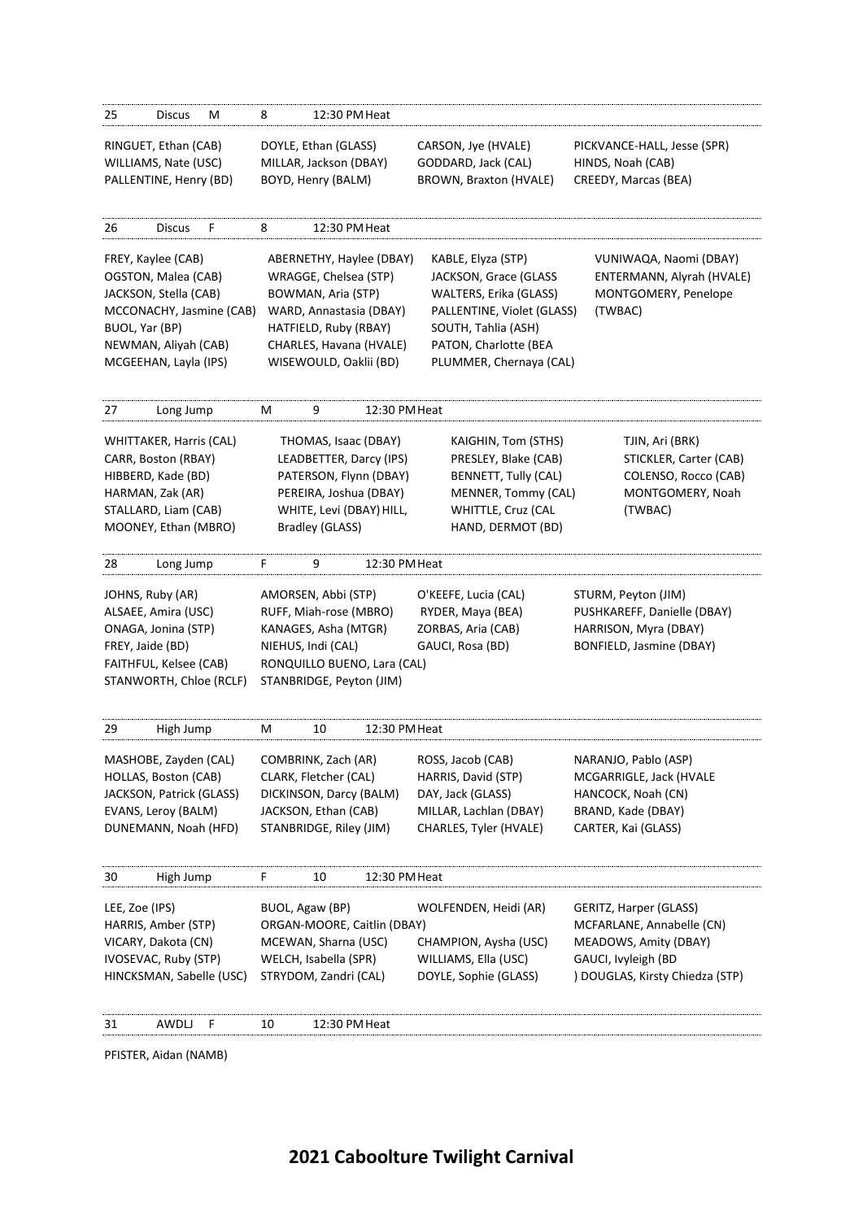| 25 | Discus | M | 8 | 12:30 PM | Heat |
|---|---|---|---|---|---|

RINGUET, Ethan (CAB)
WILLIAMS, Nate (USC)
PALLENTINE, Henry (BD)
DOYLE, Ethan (GLASS)
MILLAR, Jackson (DBAY)
BOYD, Henry (BALM)
CARSON, Jye (HVALE)
GODDARD, Jack (CAL)
BROWN, Braxton (HVALE)
PICKVANCE-HALL, Jesse (SPR)
HINDS, Noah (CAB)
CREEDY, Marcas (BEA)

| 26 | Discus | F | 8 | 12:30 PM | Heat |
|---|---|---|---|---|---|

FREY, Kaylee (CAB)
OGSTON, Malea (CAB)
JACKSON, Stella (CAB)
MCCONACHY, Jasmine (CAB)
BUOL, Yar (BP)
NEWMAN, Aliyah (CAB)
MCGEEHAN, Layla (IPS)
ABERNETHY, Haylee (DBAY)
WRAGGE, Chelsea (STP)
BOWMAN, Aria (STP)
WARD, Annastasia (DBAY)
HATFIELD, Ruby (RBAY)
CHARLES, Havana (HVALE)
WISEWOULD, Oaklii (BD)
KABLE, Elyza (STP)
JACKSON, Grace (GLASS
WALTERS, Erika (GLASS)
PALLENTINE, Violet (GLASS)
SOUTH, Tahlia (ASH)
PATON, Charlotte (BEA
PLUMMER, Chernaya (CAL)
VUNIWAQA, Naomi (DBAY)
ENTERMANN, Alyrah (HVALE)
MONTGOMERY, Penelope (TWBAC)

| 27 | Long Jump | M | 9 | 12:30 PM | Heat |
|---|---|---|---|---|---|

WHITTAKER, Harris (CAL)
CARR, Boston (RBAY)
HIBBERD, Kade (BD)
HARMAN, Zak (AR)
STALLARD, Liam (CAB)
MOONEY, Ethan (MBRO)
THOMAS, Isaac (DBAY)
LEADBETTER, Darcy (IPS)
PATERSON, Flynn (DBAY)
PEREIRA, Joshua (DBAY)
WHITE, Levi (DBAY) HILL, Bradley (GLASS)
KAIGHIN, Tom (STHS)
PRESLEY, Blake (CAB)
BENNETT, Tully (CAL)
MENNER, Tommy (CAL)
WHITTLE, Cruz (CAL
HAND, DERMOT (BD)
TJIN, Ari (BRK)
STICKLER, Carter (CAB)
COLENSO, Rocco (CAB)
MONTGOMERY, Noah (TWBAC)

| 28 | Long Jump | F | 9 | 12:30 PM | Heat |
|---|---|---|---|---|---|

JOHNS, Ruby (AR)
ALSAEE, Amira (USC)
ONAGA, Jonina (STP)
FREY, Jaide (BD)
FAITHFUL, Kelsee (CAB)
STANWORTH, Chloe (RCLF)
AMORSEN, Abbi (STP)
RUFF, Miah-rose (MBRO)
KANAGES, Asha (MTGR)
NIEHUS, Indi (CAL)
RONQUILLO BUENO, Lara (CAL)
STANBRIDGE, Peyton (JIM)
O'KEEFE, Lucia (CAL)
RYDER, Maya (BEA)
ZORBAS, Aria (CAB)
GAUCI, Rosa (BD)
STURM, Peyton (JIM)
PUSHKAREFF, Danielle (DBAY)
HARRISON, Myra (DBAY)
BONFIELD, Jasmine (DBAY)

| 29 | High Jump | M | 10 | 12:30 PM | Heat |
|---|---|---|---|---|---|

MASHOBE, Zayden (CAL)
HOLLAS, Boston (CAB)
JACKSON, Patrick (GLASS)
EVANS, Leroy (BALM)
DUNEMANN, Noah (HFD)
COMBRINK, Zach (AR)
CLARK, Fletcher (CAL)
DICKINSON, Darcy (BALM)
JACKSON, Ethan (CAB)
STANBRIDGE, Riley (JIM)
ROSS, Jacob (CAB)
HARRIS, David (STP)
DAY, Jack (GLASS)
MILLAR, Lachlan (DBAY)
CHARLES, Tyler (HVALE)
NARANJO, Pablo (ASP)
MCGARRIGLE, Jack (HVALE
HANCOCK, Noah (CN)
BRAND, Kade (DBAY)
CARTER, Kai (GLASS)

| 30 | High Jump | F | 10 | 12:30 PM | Heat |
|---|---|---|---|---|---|

LEE, Zoe (IPS)
HARRIS, Amber (STP)
VICARY, Dakota (CN)
IVOSEVAC, Ruby (STP)
HINCKSMAN, Sabelle (USC)
BUOL, Agaw (BP)
ORGAN-MOORE, Caitlin (DBAY)
MCEWAN, Sharna (USC)
WELCH, Isabella (SPR)
STRYDOM, Zandri (CAL)
WOLFENDEN, Heidi (AR)
CHAMPION, Aysha (USC)
WILLIAMS, Ella (USC)
DOYLE, Sophie (GLASS)
GERITZ, Harper (GLASS)
MCFARLANE, Annabelle (CN)
MEADOWS, Amity (DBAY)
GAUCI, Ivyleigh (BD
) DOUGLAS, Kirsty Chiedza (STP)

| 31 | AWDLJ | F | 10 | 12:30 PM | Heat |
|---|---|---|---|---|---|

PFISTER, Aidan (NAMB)

## 2021 Caboolture Twilight Carnival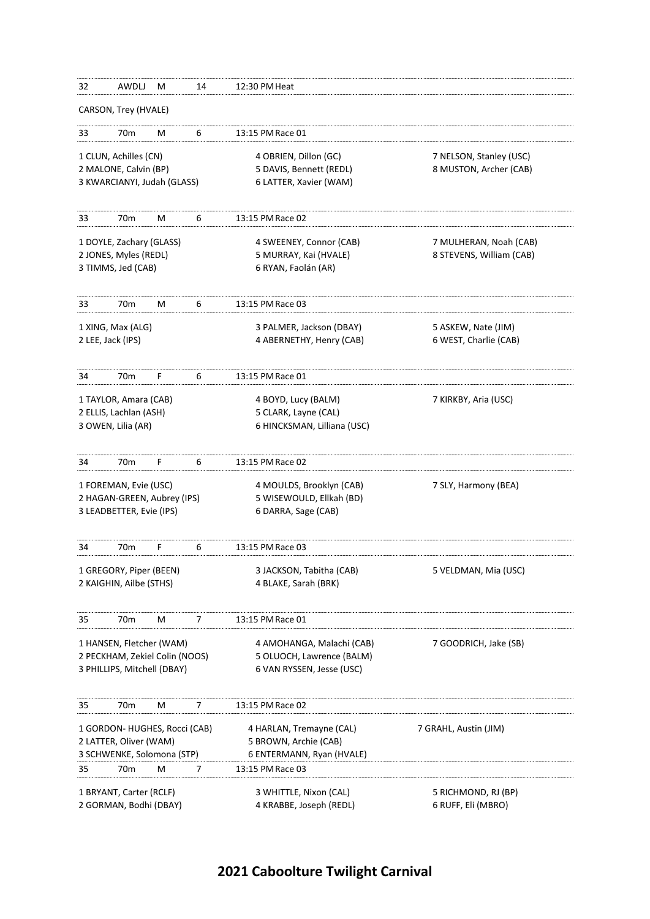| 32 | AWDLJ | M | 14 | 12:30 PM Heat |
|---|---|---|---|---|

CARSON, Trey (HVALE)

| 33 | 70m | M | 6 | 13:15 PM Race 01 |
|---|---|---|---|---|

1 CLUN, Achilles (CN)
2 MALONE, Calvin (BP)
3 KWARCIANYI, Judah (GLASS)
4 OBRIEN, Dillon (GC)
5 DAVIS, Bennett (REDL)
6 LATTER, Xavier (WAM)
7 NELSON, Stanley (USC)
8 MUSTON, Archer (CAB)

| 33 | 70m | M | 6 | 13:15 PM Race 02 |
|---|---|---|---|---|

1 DOYLE, Zachary (GLASS)
2 JONES, Myles (REDL)
3 TIMMS, Jed (CAB)
4 SWEENEY, Connor (CAB)
5 MURRAY, Kai (HVALE)
6 RYAN, Faolán (AR)
7 MULHERAN, Noah (CAB)
8 STEVENS, William (CAB)

| 33 | 70m | M | 6 | 13:15 PM Race 03 |
|---|---|---|---|---|

1 XING, Max (ALG)
2 LEE, Jack (IPS)
3 PALMER, Jackson (DBAY)
4 ABERNETHY, Henry (CAB)
5 ASKEW, Nate (JIM)
6 WEST, Charlie (CAB)

| 34 | 70m | F | 6 | 13:15 PM Race 01 |
|---|---|---|---|---|

1 TAYLOR, Amara (CAB)
2 ELLIS, Lachlan (ASH)
3 OWEN, Lilia (AR)
4 BOYD, Lucy (BALM)
5 CLARK, Layne (CAL)
6 HINCKSMAN, Lilliana (USC)
7 KIRKBY, Aria (USC)

| 34 | 70m | F | 6 | 13:15 PM Race 02 |
|---|---|---|---|---|

1 FOREMAN, Evie (USC)
2 HAGAN-GREEN, Aubrey (IPS)
3 LEADBETTER, Evie (IPS)
4 MOULDS, Brooklyn (CAB)
5 WISEWOULD, Ellkah (BD)
6 DARRA, Sage (CAB)
7 SLY, Harmony (BEA)

| 34 | 70m | F | 6 | 13:15 PM Race 03 |
|---|---|---|---|---|

1 GREGORY, Piper (BEEN)
2 KAIGHIN, Ailbe (STHS)
3 JACKSON, Tabitha (CAB)
4 BLAKE, Sarah (BRK)
5 VELDMAN, Mia (USC)

| 35 | 70m | M | 7 | 13:15 PM Race 01 |
|---|---|---|---|---|

1 HANSEN, Fletcher (WAM)
2 PECKHAM, Zekiel Colin (NOOS)
3 PHILLIPS, Mitchell (DBAY)
4 AMOHANGA, Malachi (CAB)
5 OLUOCH, Lawrence (BALM)
6 VAN RYSSEN, Jesse (USC)
7 GOODRICH, Jake (SB)

| 35 | 70m | M | 7 | 13:15 PM Race 02 |
|---|---|---|---|---|

1 GORDON- HUGHES, Rocci (CAB)
2 LATTER, Oliver (WAM)
3 SCHWENKE, Solomona (STP)
4 HARLAN, Tremayne (CAL)
5 BROWN, Archie (CAB)
6 ENTERMANN, Ryan (HVALE)
7 GRAHL, Austin (JIM)

| 35 | 70m | M | 7 | 13:15 PM Race 03 |
|---|---|---|---|---|

1 BRYANT, Carter (RCLF)
2 GORMAN, Bodhi (DBAY)
3 WHITTLE, Nixon (CAL)
4 KRABBE, Joseph (REDL)
5 RICHMOND, RJ (BP)
6 RUFF, Eli (MBRO)

## 2021 Caboolture Twilight Carnival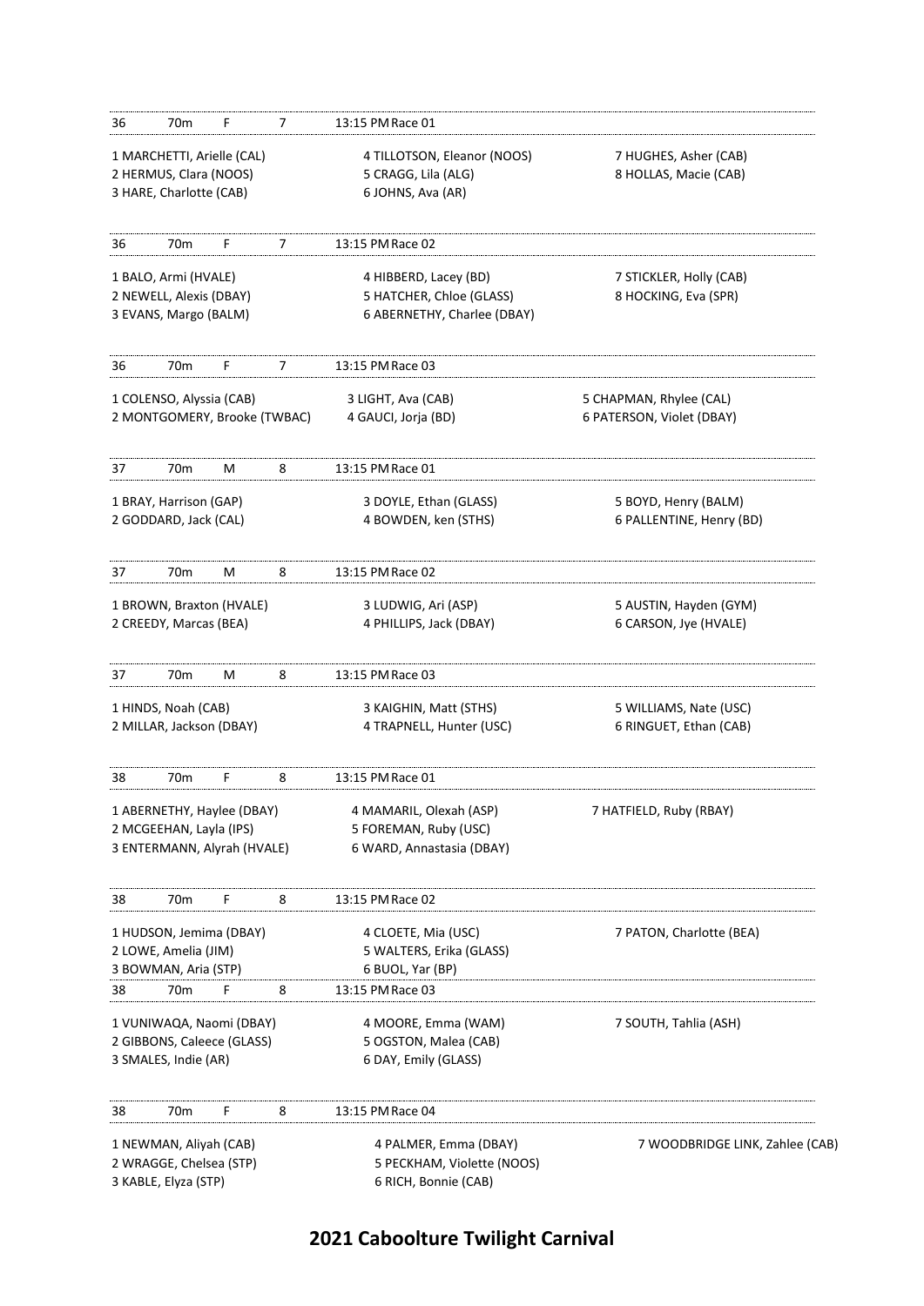| 36 | 70m | F | 7 | 13:15 PM Race 01 |
|---|---|---|---|---|

1 MARCHETTI, Arielle (CAL)
2 HERMUS, Clara (NOOS)
3 HARE, Charlotte (CAB)
4 TILLOTSON, Eleanor (NOOS)
5 CRAGG, Lila (ALG)
6 JOHNS, Ava (AR)
7 HUGHES, Asher (CAB)
8 HOLLAS, Macie (CAB)

| 36 | 70m | F | 7 | 13:15 PM Race 02 |
|---|---|---|---|---|

1 BALO, Armi (HVALE)
2 NEWELL, Alexis (DBAY)
3 EVANS, Margo (BALM)
4 HIBBERD, Lacey (BD)
5 HATCHER, Chloe (GLASS)
6 ABERNETHY, Charlee (DBAY)
7 STICKLER, Holly (CAB)
8 HOCKING, Eva (SPR)

| 36 | 70m | F | 7 | 13:15 PM Race 03 |
|---|---|---|---|---|

1 COLENSO, Alyssia (CAB)
2 MONTGOMERY, Brooke (TWBAC)
3 LIGHT, Ava (CAB)
4 GAUCI, Jorja (BD)
5 CHAPMAN, Rhylee (CAL)
6 PATERSON, Violet (DBAY)

| 37 | 70m | M | 8 | 13:15 PM Race 01 |
|---|---|---|---|---|

1 BRAY, Harrison (GAP)
2 GODDARD, Jack (CAL)
3 DOYLE, Ethan (GLASS)
4 BOWDEN, ken (STHS)
5 BOYD, Henry (BALM)
6 PALLENTINE, Henry (BD)

| 37 | 70m | M | 8 | 13:15 PM Race 02 |
|---|---|---|---|---|

1 BROWN, Braxton (HVALE)
2 CREEDY, Marcas (BEA)
3 LUDWIG, Ari (ASP)
4 PHILLIPS, Jack (DBAY)
5 AUSTIN, Hayden (GYM)
6 CARSON, Jye (HVALE)

| 37 | 70m | M | 8 | 13:15 PM Race 03 |
|---|---|---|---|---|

1 HINDS, Noah (CAB)
2 MILLAR, Jackson (DBAY)
3 KAIGHIN, Matt (STHS)
4 TRAPNELL, Hunter (USC)
5 WILLIAMS, Nate (USC)
6 RINGUET, Ethan (CAB)

| 38 | 70m | F | 8 | 13:15 PM Race 01 |
|---|---|---|---|---|

1 ABERNETHY, Haylee (DBAY)
2 MCGEEHAN, Layla (IPS)
3 ENTERMANN, Alyrah (HVALE)
4 MAMARIL, Olexah (ASP)
5 FOREMAN, Ruby (USC)
6 WARD, Annastasia (DBAY)
7 HATFIELD, Ruby (RBAY)

| 38 | 70m | F | 8 | 13:15 PM Race 02 |
|---|---|---|---|---|

1 HUDSON, Jemima (DBAY)
2 LOWE, Amelia (JIM)
3 BOWMAN, Aria (STP)
4 CLOETE, Mia (USC)
5 WALTERS, Erika (GLASS)
6 BUOL, Yar (BP)
7 PATON, Charlotte (BEA)

| 38 | 70m | F | 8 | 13:15 PM Race 03 |
|---|---|---|---|---|

1 VUNIWAQA, Naomi (DBAY)
2 GIBBONS, Caleece (GLASS)
3 SMALES, Indie (AR)
4 MOORE, Emma (WAM)
5 OGSTON, Malea (CAB)
6 DAY, Emily (GLASS)
7 SOUTH, Tahlia (ASH)

| 38 | 70m | F | 8 | 13:15 PM Race 04 |
|---|---|---|---|---|

1 NEWMAN, Aliyah (CAB)
2 WRAGGE, Chelsea (STP)
3 KABLE, Elyza (STP)
4 PALMER, Emma (DBAY)
5 PECKHAM, Violette (NOOS)
6 RICH, Bonnie (CAB)
7 WOODBRIDGE LINK, Zahlee (CAB)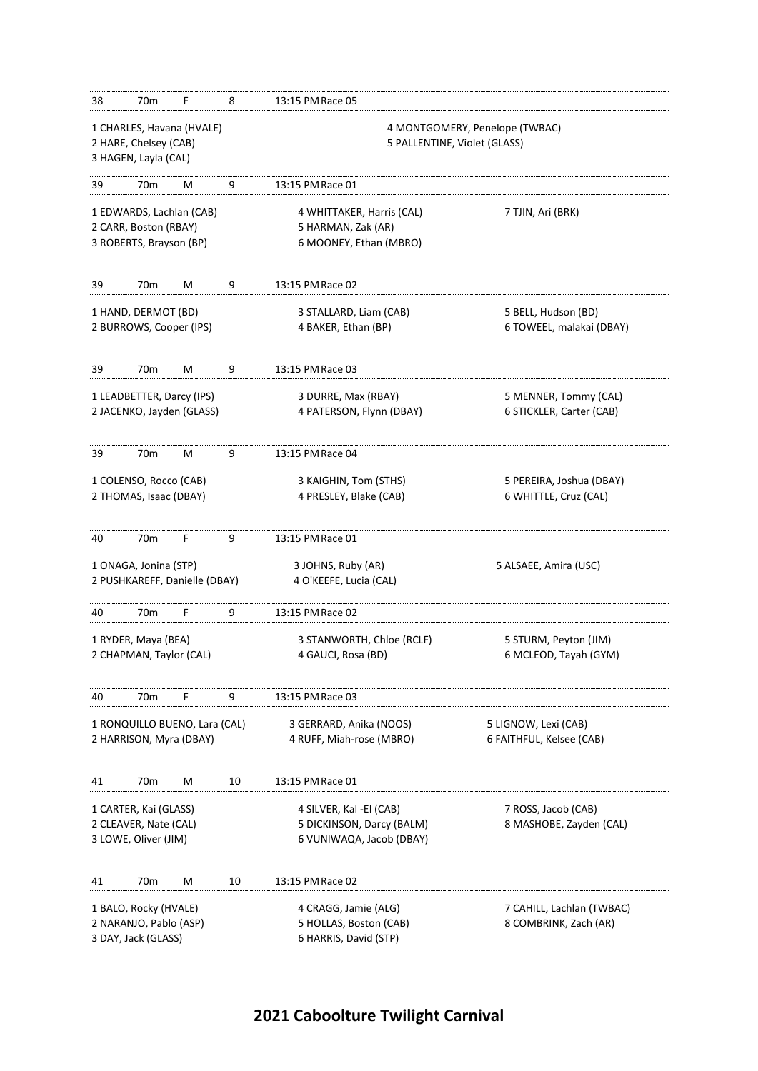38 70m F 8 13:15 PM Race 05

1 CHARLES, Havana (HVALE)
2 HARE, Chelsey (CAB)
3 HAGEN, Layla (CAL)
4 MONTGOMERY, Penelope (TWBAC)
5 PALLENTINE, Violet (GLASS)

39 70m M 9 13:15 PM Race 01

1 EDWARDS, Lachlan (CAB)
2 CARR, Boston (RBAY)
3 ROBERTS, Brayson (BP)
4 WHITTAKER, Harris (CAL)
5 HARMAN, Zak (AR)
6 MOONEY, Ethan (MBRO)
7 TJIN, Ari (BRK)

39 70m M 9 13:15 PM Race 02

1 HAND, DERMOT (BD)
2 BURROWS, Cooper (IPS)
3 STALLARD, Liam (CAB)
4 BAKER, Ethan (BP)
5 BELL, Hudson (BD)
6 TOWEEL, malakai (DBAY)

39 70m M 9 13:15 PM Race 03

1 LEADBETTER, Darcy (IPS)
2 JACENKO, Jayden (GLASS)
3 DURRE, Max (RBAY)
4 PATERSON, Flynn (DBAY)
5 MENNER, Tommy (CAL)
6 STICKLER, Carter (CAB)

39 70m M 9 13:15 PM Race 04

1 COLENSO, Rocco (CAB)
2 THOMAS, Isaac (DBAY)
3 KAIGHIN, Tom (STHS)
4 PRESLEY, Blake (CAB)
5 PEREIRA, Joshua (DBAY)
6 WHITTLE, Cruz (CAL)

40 70m F 9 13:15 PM Race 01

1 ONAGA, Jonina (STP)
2 PUSHKAREFF, Danielle (DBAY)
3 JOHNS, Ruby (AR)
4 O'KEEFE, Lucia (CAL)
5 ALSAEE, Amira (USC)

40 70m F 9 13:15 PM Race 02

1 RYDER, Maya (BEA)
2 CHAPMAN, Taylor (CAL)
3 STANWORTH, Chloe (RCLF)
4 GAUCI, Rosa (BD)
5 STURM, Peyton (JIM)
6 MCLEOD, Tayah (GYM)

40 70m F 9 13:15 PM Race 03

1 RONQUILLO BUENO, Lara (CAL)
2 HARRISON, Myra (DBAY)
3 GERRARD, Anika (NOOS)
4 RUFF, Miah-rose (MBRO)
5 LIGNOW, Lexi (CAB)
6 FAITHFUL, Kelsee (CAB)

41 70m M 10 13:15 PM Race 01

1 CARTER, Kai (GLASS)
2 CLEAVER, Nate (CAL)
3 LOWE, Oliver (JIM)
4 SILVER, Kal -El (CAB)
5 DICKINSON, Darcy (BALM)
6 VUNIWAQA, Jacob (DBAY)
7 ROSS, Jacob (CAB)
8 MASHOBE, Zayden (CAL)

41 70m M 10 13:15 PM Race 02

1 BALO, Rocky (HVALE)
2 NARANJO, Pablo (ASP)
3 DAY, Jack (GLASS)
4 CRAGG, Jamie (ALG)
5 HOLLAS, Boston (CAB)
6 HARRIS, David (STP)
7 CAHILL, Lachlan (TWBAC)
8 COMBRINK, Zach (AR)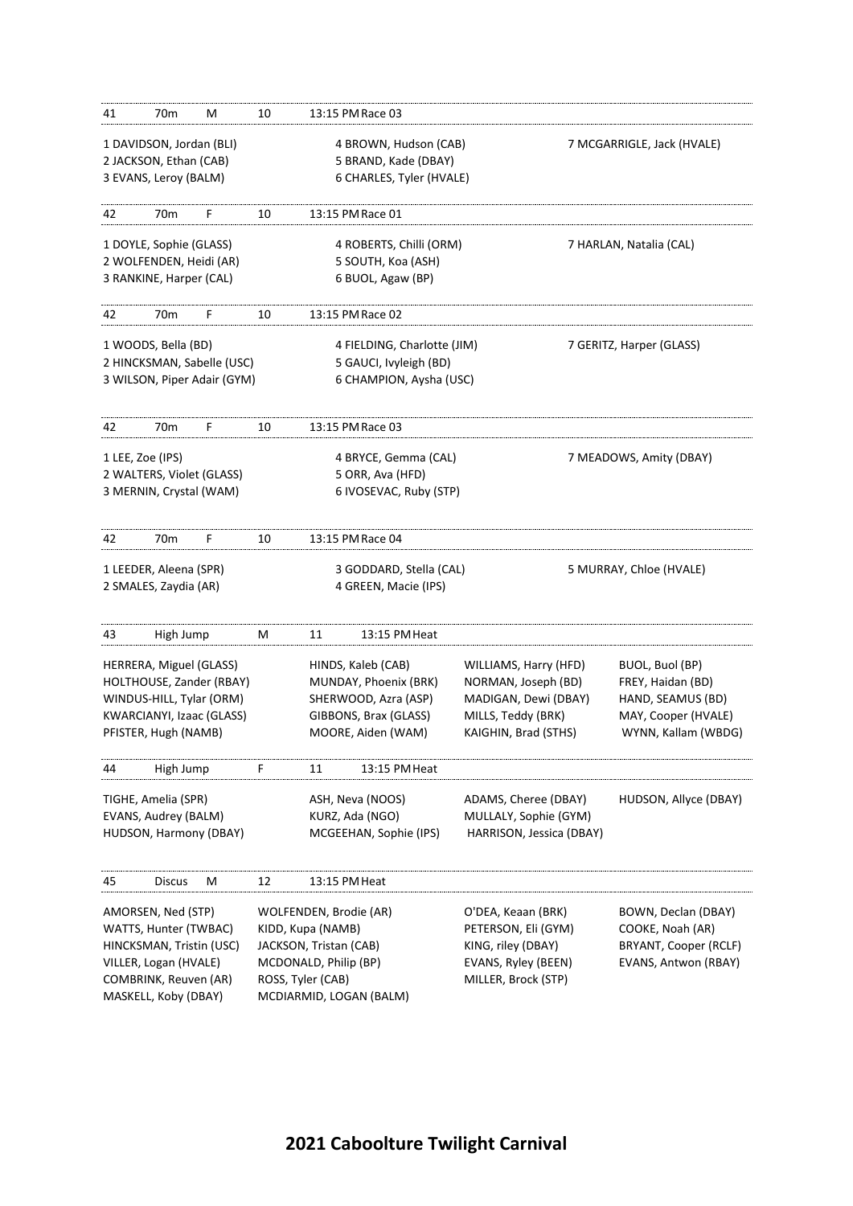| 41 | 70m | M | 10 | 13:15 PM Race 03 |
|---|---|---|---|---|

1 DAVIDSON, Jordan (BLI)
2 JACKSON, Ethan (CAB)
3 EVANS, Leroy (BALM)
4 BROWN, Hudson (CAB)
5 BRAND, Kade (DBAY)
6 CHARLES, Tyler (HVALE)
7 MCGARRIGLE, Jack (HVALE)

| 42 | 70m | F | 10 | 13:15 PM Race 01 |
|---|---|---|---|---|

1 DOYLE, Sophie (GLASS)
2 WOLFENDEN, Heidi (AR)
3 RANKINE, Harper (CAL)
4 ROBERTS, Chilli (ORM)
5 SOUTH, Koa (ASH)
6 BUOL, Agaw (BP)
7 HARLAN, Natalia (CAL)

| 42 | 70m | F | 10 | 13:15 PM Race 02 |
|---|---|---|---|---|

1 WOODS, Bella (BD)
2 HINCKSMAN, Sabelle (USC)
3 WILSON, Piper Adair (GYM)
4 FIELDING, Charlotte (JIM)
5 GAUCI, Ivyleigh (BD)
6 CHAMPION, Aysha (USC)
7 GERITZ, Harper (GLASS)

| 42 | 70m | F | 10 | 13:15 PM Race 03 |
|---|---|---|---|---|

1 LEE, Zoe (IPS)
2 WALTERS, Violet (GLASS)
3 MERNIN, Crystal (WAM)
4 BRYCE, Gemma (CAL)
5 ORR, Ava (HFD)
6 IVOSEVAC, Ruby (STP)
7 MEADOWS, Amity (DBAY)

| 42 | 70m | F | 10 | 13:15 PM Race 04 |
|---|---|---|---|---|

1 LEEDER, Aleena (SPR)
2 SMALES, Zaydia (AR)
3 GODDARD, Stella (CAL)
4 GREEN, Macie (IPS)
5 MURRAY, Chloe (HVALE)

| 43 | High Jump | M | 11 | 13:15 PM Heat |
|---|---|---|---|---|

HERRERA, Miguel (GLASS)
HOLTHOUSE, Zander (RBAY)
WINDUS-HILL, Tylar (ORM)
KWARCIANYI, Izaac (GLASS)
PFISTER, Hugh (NAMB)
HINDS, Kaleb (CAB)
MUNDAY, Phoenix (BRK)
SHERWOOD, Azra (ASP)
GIBBONS, Brax (GLASS)
MOORE, Aiden (WAM)
WILLIAMS, Harry (HFD)
NORMAN, Joseph (BD)
MADIGAN, Dewi (DBAY)
MILLS, Teddy (BRK)
KAIGHIN, Brad (STHS)
BUOL, Buol (BP)
FREY, Haidan (BD)
HAND, SEAMUS (BD)
MAY, Cooper (HVALE)
WYNN, Kallam (WBDG)

| 44 | High Jump | F | 11 | 13:15 PM Heat |
|---|---|---|---|---|

TIGHE, Amelia (SPR)
EVANS, Audrey (BALM)
HUDSON, Harmony (DBAY)
ASH, Neva (NOOS)
KURZ, Ada (NGO)
MCGEEHAN, Sophie (IPS)
ADAMS, Cheree (DBAY)
MULLALY, Sophie (GYM)
HARRISON, Jessica (DBAY)
HUDSON, Allyce (DBAY)

| 45 | Discus | M | 12 | 13:15 PM Heat |
|---|---|---|---|---|

AMORSEN, Ned (STP)
WATTS, Hunter (TWBAC)
HINCKSMAN, Tristin (USC)
VILLER, Logan (HVALE)
COMBRINK, Reuven (AR)
MASKELL, Koby (DBAY)
WOLFENDEN, Brodie (AR)
KIDD, Kupa (NAMB)
JACKSON, Tristan (CAB)
MCDONALD, Philip (BP)
ROSS, Tyler (CAB)
MCDIARMID, LOGAN (BALM)
O'DEA, Keaan (BRK)
PETERSON, Eli (GYM)
KING, riley (DBAY)
EVANS, Ryley (BEEN)
MILLER, Brock (STP)
BOWN, Declan (DBAY)
COOKE, Noah (AR)
BRYANT, Cooper (RCLF)
EVANS, Antwon (RBAY)

## 2021 Caboolture Twilight Carnival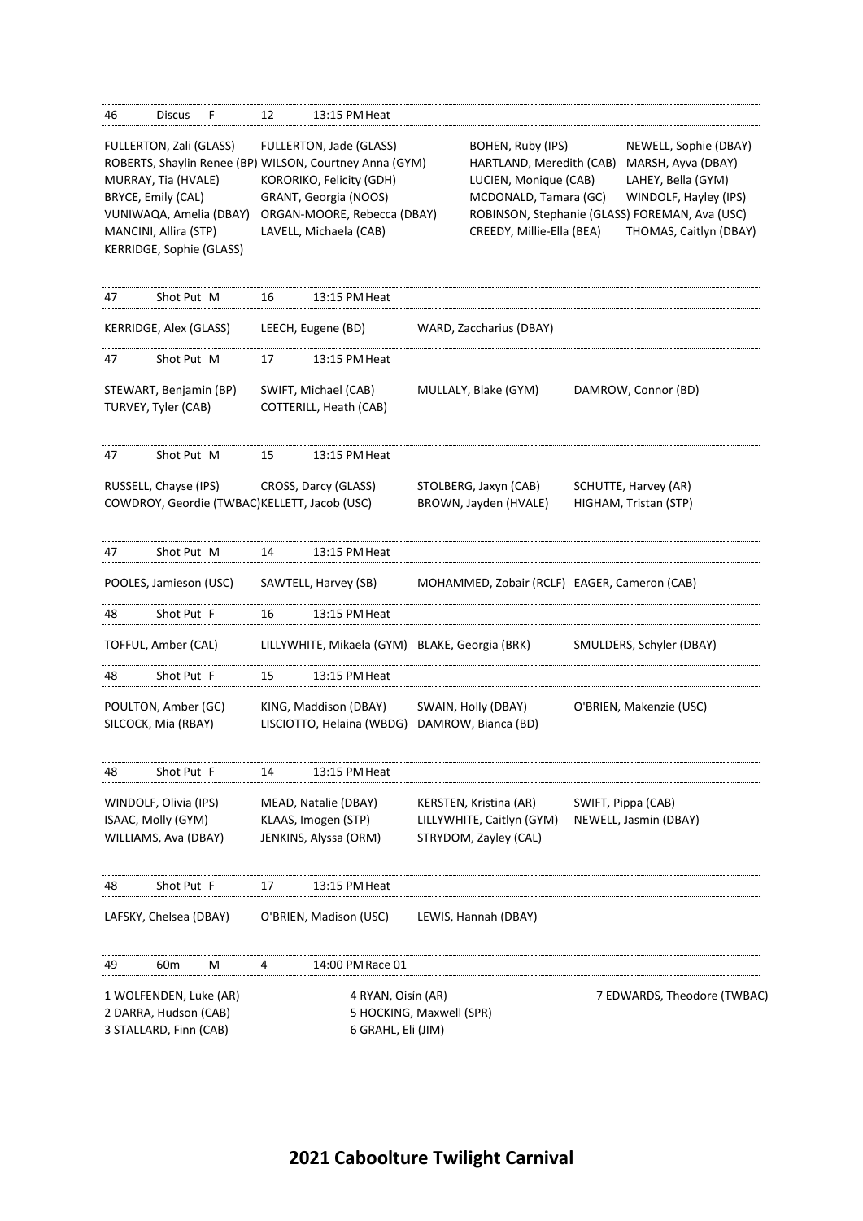46 Discus F 12 13:15 PM Heat

FULLERTON, Zali (GLASS) FULLERTON, Jade (GLASS) BOHEN, Ruby (IPS) NEWELL, Sophie (DBAY)
ROBERTS, Shaylin Renee (BP) WILSON, Courtney Anna (GYM) HARTLAND, Meredith (CAB) MARSH, Ayva (DBAY)
MURRAY, Tia (HVALE) KORORIKO, Felicity (GDH) LUCIEN, Monique (CAB) LAHEY, Bella (GYM)
BRYCE, Emily (CAL) GRANT, Georgia (NOOS) MCDONALD, Tamara (GC) WINDOLF, Hayley (IPS)
VUNIWAQA, Amelia (DBAY) ORGAN-MOORE, Rebecca (DBAY) ROBINSON, Stephanie (GLASS) FOREMAN, Ava (USC)
MANCINI, Allira (STP) LAVELL, Michaela (CAB) CREEDY, Millie-Ella (BEA) THOMAS, Caitlyn (DBAY)
KERRIDGE, Sophie (GLASS)

47 Shot Put M 16 13:15 PM Heat

KERRIDGE, Alex (GLASS) LEECH, Eugene (BD) WARD, Zaccharius (DBAY)

47 Shot Put M 17 13:15 PM Heat

STEWART, Benjamin (BP) SWIFT, Michael (CAB) MULLALY, Blake (GYM) DAMROW, Connor (BD)
TURVEY, Tyler (CAB) COTTERILL, Heath (CAB)

47 Shot Put M 15 13:15 PM Heat

RUSSELL, Chayse (IPS) CROSS, Darcy (GLASS) STOLBERG, Jaxyn (CAB) SCHUTTE, Harvey (AR)
COWDROY, Geordie (TWBAC) KELLETT, Jacob (USC) BROWN, Jayden (HVALE) HIGHAM, Tristan (STP)

47 Shot Put M 14 13:15 PM Heat

POOLES, Jamieson (USC) SAWTELL, Harvey (SB) MOHAMMED, Zobair (RCLF) EAGER, Cameron (CAB)

48 Shot Put F 16 13:15 PM Heat

TOFFUL, Amber (CAL) LILLYWHITE, Mikaela (GYM) BLAKE, Georgia (BRK) SMULDERS, Schyler (DBAY)

48 Shot Put F 15 13:15 PM Heat

POULTON, Amber (GC) KING, Maddison (DBAY) SWAIN, Holly (DBAY) O'BRIEN, Makenzie (USC)
SILCOCK, Mia (RBAY) LISCIOTTO, Helaina (WBDG) DAMROW, Bianca (BD)

48 Shot Put F 14 13:15 PM Heat

WINDOLF, Olivia (IPS) MEAD, Natalie (DBAY) KERSTEN, Kristina (AR) SWIFT, Pippa (CAB)
ISAAC, Molly (GYM) KLAAS, Imogen (STP) LILLYWHITE, Caitlyn (GYM) NEWELL, Jasmin (DBAY)
WILLIAMS, Ava (DBAY) JENKINS, Alyssa (ORM) STRYDOM, Zayley (CAL)

48 Shot Put F 17 13:15 PM Heat

LAFSKY, Chelsea (DBAY) O'BRIEN, Madison (USC) LEWIS, Hannah (DBAY)

49 60m M 4 14:00 PM Race 01

1 WOLFENDEN, Luke (AR)
2 DARRA, Hudson (CAB)
3 STALLARD, Finn (CAB)
4 RYAN, Oisín (AR)
5 HOCKING, Maxwell (SPR)
6 GRAHL, Eli (JIM)
7 EDWARDS, Theodore (TWBAC)

## 2021 Caboolture Twilight Carnival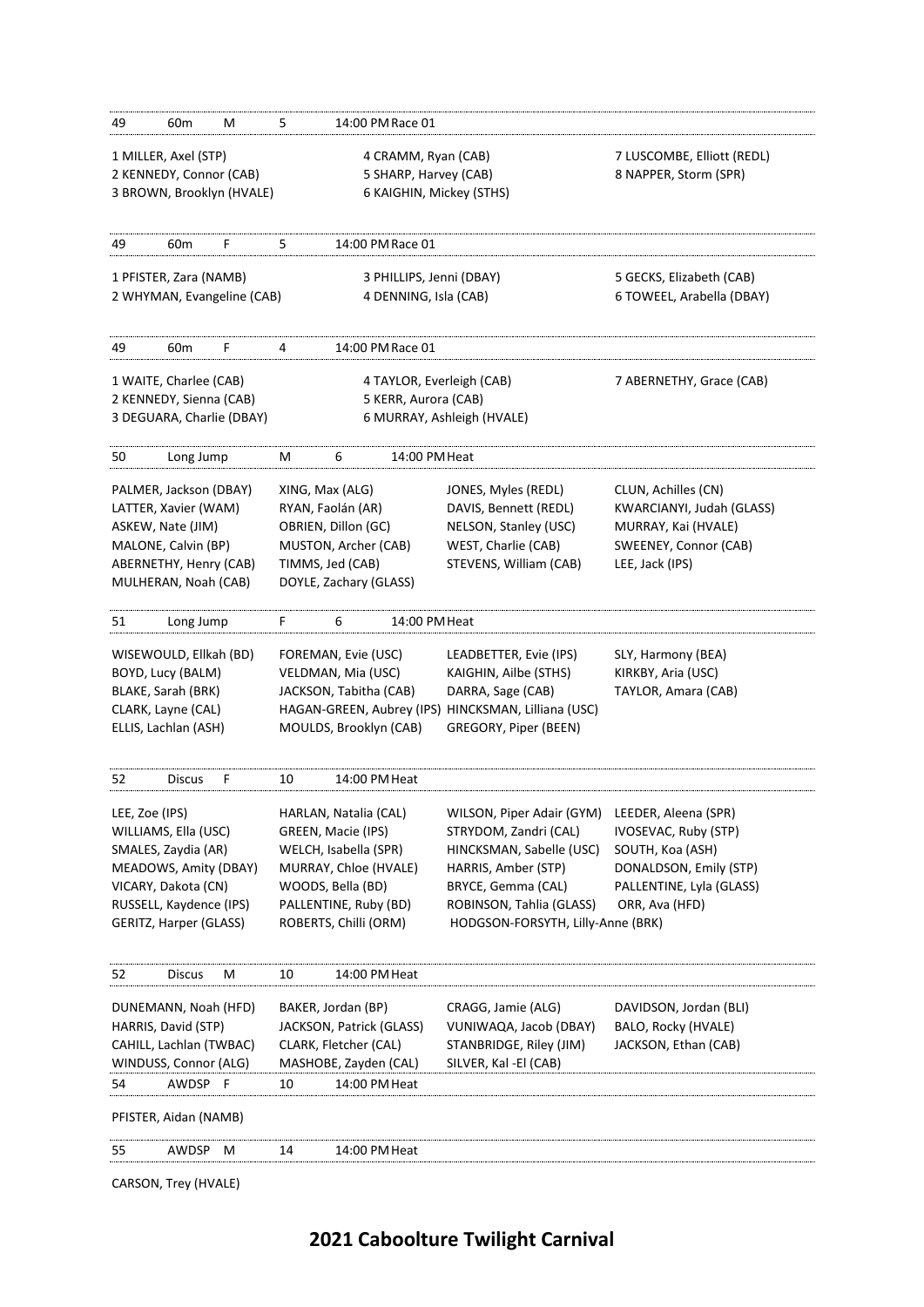| 49 | 60m | M | 5 | 14:00 PM | Race 01 |
|---|---|---|---|---|---|

1 MILLER, Axel (STP)
2 KENNEDY, Connor (CAB)
3 BROWN, Brooklyn (HVALE)
4 CRAMM, Ryan (CAB)
5 SHARP, Harvey (CAB)
6 KAIGHIN, Mickey (STHS)
7 LUSCOMBE, Elliott (REDL)
8 NAPPER, Storm (SPR)

| 49 | 60m | F | 5 | 14:00 PM | Race 01 |
|---|---|---|---|---|---|

1 PFISTER, Zara (NAMB)
2 WHYMAN, Evangeline (CAB)
3 PHILLIPS, Jenni (DBAY)
4 DENNING, Isla (CAB)
5 GECKS, Elizabeth (CAB)
6 TOWEEL, Arabella (DBAY)

| 49 | 60m | F | 4 | 14:00 PM | Race 01 |
|---|---|---|---|---|---|

1 WAITE, Charlee (CAB)
2 KENNEDY, Sienna (CAB)
3 DEGUARA, Charlie (DBAY)
4 TAYLOR, Everleigh (CAB)
5 KERR, Aurora (CAB)
6 MURRAY, Ashleigh (HVALE)
7 ABERNETHY, Grace (CAB)

| 50 | Long Jump | M | 6 | 14:00 PM | Heat |
|---|---|---|---|---|---|

PALMER, Jackson (DBAY)
LATTER, Xavier (WAM)
ASKEW, Nate (JIM)
MALONE, Calvin (BP)
ABERNETHY, Henry (CAB)
MULHERAN, Noah (CAB)
XING, Max (ALG)
RYAN, Faolán (AR)
OBRIEN, Dillon (GC)
MUSTON, Archer (CAB)
TIMMS, Jed (CAB)
DOYLE, Zachary (GLASS)
JONES, Myles (REDL)
DAVIS, Bennett (REDL)
NELSON, Stanley (USC)
WEST, Charlie (CAB)
STEVENS, William (CAB)
CLUN, Achilles (CN)
KWARCIANYI, Judah (GLASS)
MURRAY, Kai (HVALE)
SWEENEY, Connor (CAB)
LEE, Jack (IPS)

| 51 | Long Jump | F | 6 | 14:00 PM | Heat |
|---|---|---|---|---|---|

WISEWOULD, Ellkah (BD)
BOYD, Lucy (BALM)
BLAKE, Sarah (BRK)
CLARK, Layne (CAL)
ELLIS, Lachlan (ASH)
FOREMAN, Evie (USC)
VELDMAN, Mia (USC)
JACKSON, Tabitha (CAB)
HAGAN-GREEN, Aubrey (IPS)
MOULDS, Brooklyn (CAB)
LEADBETTER, Evie (IPS)
KAIGHIN, Ailbe (STHS)
DARRA, Sage (CAB)
HINCKSMAN, Lilliana (USC)
GREGORY, Piper (BEEN)
SLY, Harmony (BEA)
KIRKBY, Aria (USC)
TAYLOR, Amara (CAB)

| 52 | Discus | F | 10 | 14:00 PM | Heat |
|---|---|---|---|---|---|

LEE, Zoe (IPS)
WILLIAMS, Ella (USC)
SMALES, Zaydia (AR)
MEADOWS, Amity (DBAY)
VICARY, Dakota (CN)
RUSSELL, Kaydence (IPS)
GERITZ, Harper (GLASS)
HARLAN, Natalia (CAL)
GREEN, Macie (IPS)
WELCH, Isabella (SPR)
MURRAY, Chloe (HVALE)
WOODS, Bella (BD)
PALLENTINE, Ruby (BD)
ROBERTS, Chilli (ORM)
WILSON, Piper Adair (GYM)
STRYDOM, Zandri (CAL)
HINCKSMAN, Sabelle (USC)
HARRIS, Amber (STP)
BRYCE, Gemma (CAL)
ROBINSON, Tahlia (GLASS)
HODGSON-FORSYTH, Lilly-Anne (BRK)
LEEDER, Aleena (SPR)
IVOSEVAC, Ruby (STP)
SOUTH, Koa (ASH)
DONALDSON, Emily (STP)
PALLENTINE, Lyla (GLASS)
ORR, Ava (HFD)

| 52 | Discus | M | 10 | 14:00 PM | Heat |
|---|---|---|---|---|---|

DUNEMANN, Noah (HFD)
HARRIS, David (STP)
CAHILL, Lachlan (TWBAC)
WINDUSS, Connor (ALG)
BAKER, Jordan (BP)
JACKSON, Patrick (GLASS)
CLARK, Fletcher (CAL)
MASHOBE, Zayden (CAL)
CRAGG, Jamie (ALG)
VUNIWAQA, Jacob (DBAY)
STANBRIDGE, Riley (JIM)
SILVER, Kal -El (CAB)
DAVIDSON, Jordan (BLI)
BALO, Rocky (HVALE)
JACKSON, Ethan (CAB)

| 54 | AWDSP | F | 10 | 14:00 PM | Heat |
|---|---|---|---|---|---|

PFISTER, Aidan (NAMB)

| 55 | AWDSP | M | 14 | 14:00 PM | Heat |
|---|---|---|---|---|---|

CARSON, Trey (HVALE)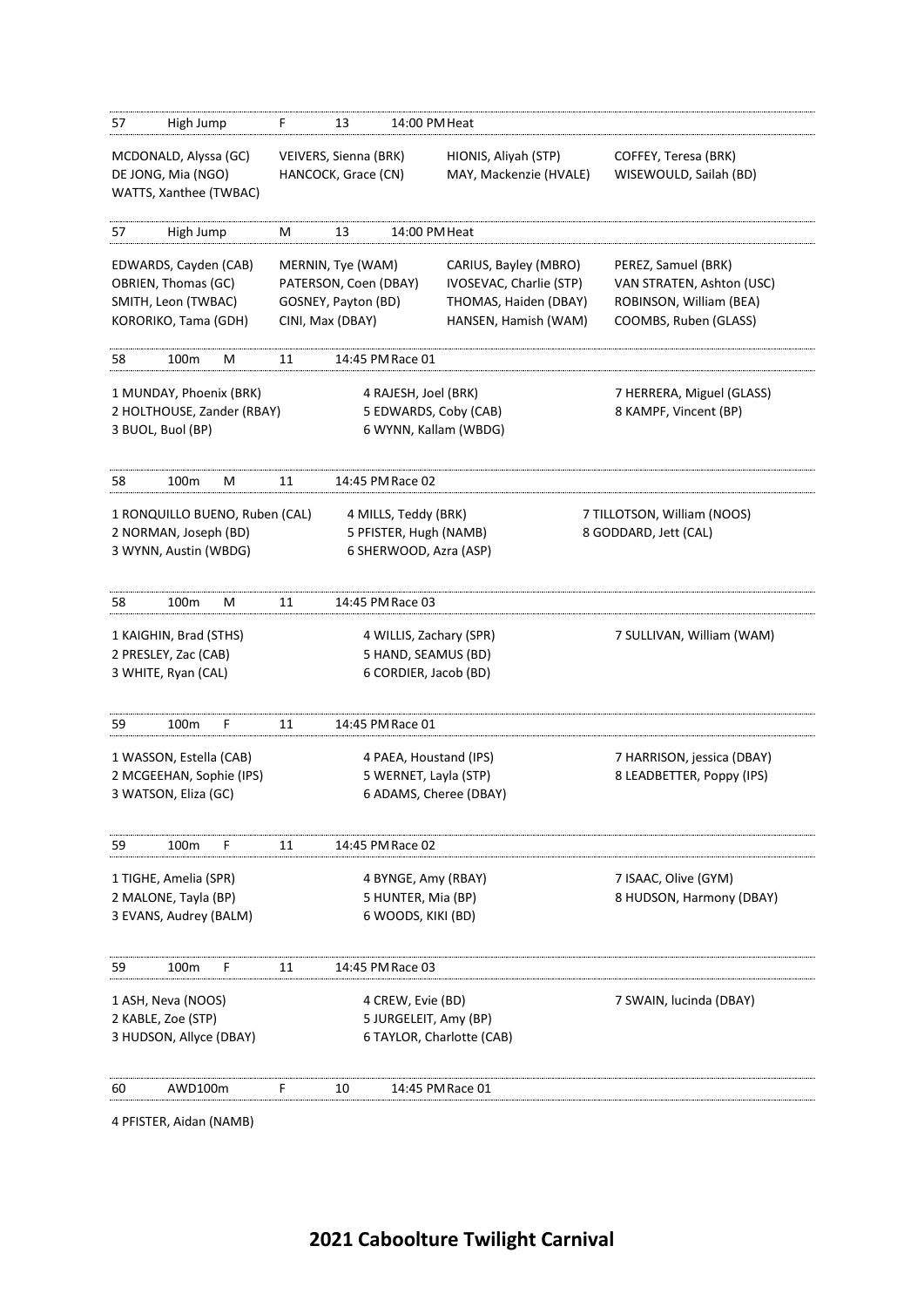| 57 | High Jump | F | 13 | 14:00 PM Heat |
|---|---|---|---|---|

MCDONALD, Alyssa (GC)
DE JONG, Mia (NGO)
WATTS, Xanthee (TWBAC)
VEIVERS, Sienna (BRK)
HANCOCK, Grace (CN)
HIONIS, Aliyah (STP)
MAY, Mackenzie (HVALE)
COFFEY, Teresa (BRK)
WISEWOULD, Sailah (BD)

| 57 | High Jump | M | 13 | 14:00 PM Heat |
|---|---|---|---|---|

EDWARDS, Cayden (CAB)
OBRIEN, Thomas (GC)
SMITH, Leon (TWBAC)
KORORIKO, Tama (GDH)
MERNIN, Tye (WAM)
PATERSON, Coen (DBAY)
GOSNEY, Payton (BD)
CINI, Max (DBAY)
CARIUS, Bayley (MBRO)
IVOSEVAC, Charlie (STP)
THOMAS, Haiden (DBAY)
HANSEN, Hamish (WAM)
PEREZ, Samuel (BRK)
VAN STRATEN, Ashton (USC)
ROBINSON, William (BEA)
COOMBS, Ruben (GLASS)

| 58 | 100m | M | 11 | 14:45 PM Race 01 |
|---|---|---|---|---|

1 MUNDAY, Phoenix (BRK)
2 HOLTHOUSE, Zander (RBAY)
3 BUOL, Buol (BP)
4 RAJESH, Joel (BRK)
5 EDWARDS, Coby (CAB)
6 WYNN, Kallam (WBDG)
7 HERRERA, Miguel (GLASS)
8 KAMPF, Vincent (BP)

| 58 | 100m | M | 11 | 14:45 PM Race 02 |
|---|---|---|---|---|

1 RONQUILLO BUENO, Ruben (CAL)
2 NORMAN, Joseph (BD)
3 WYNN, Austin (WBDG)
4 MILLS, Teddy (BRK)
5 PFISTER, Hugh (NAMB)
6 SHERWOOD, Azra (ASP)
7 TILLOTSON, William (NOOS)
8 GODDARD, Jett (CAL)

| 58 | 100m | M | 11 | 14:45 PM Race 03 |
|---|---|---|---|---|

1 KAIGHIN, Brad (STHS)
2 PRESLEY, Zac (CAB)
3 WHITE, Ryan (CAL)
4 WILLIS, Zachary (SPR)
5 HAND, SEAMUS (BD)
6 CORDIER, Jacob (BD)
7 SULLIVAN, William (WAM)

| 59 | 100m | F | 11 | 14:45 PM Race 01 |
|---|---|---|---|---|

1 WASSON, Estella (CAB)
2 MCGEEHAN, Sophie (IPS)
3 WATSON, Eliza (GC)
4 PAEA, Houstand (IPS)
5 WERNET, Layla (STP)
6 ADAMS, Cheree (DBAY)
7 HARRISON, jessica (DBAY)
8 LEADBETTER, Poppy (IPS)

| 59 | 100m | F | 11 | 14:45 PM Race 02 |
|---|---|---|---|---|

1 TIGHE, Amelia (SPR)
2 MALONE, Tayla (BP)
3 EVANS, Audrey (BALM)
4 BYNGE, Amy (RBAY)
5 HUNTER, Mia (BP)
6 WOODS, KIKI (BD)
7 ISAAC, Olive (GYM)
8 HUDSON, Harmony (DBAY)

| 59 | 100m | F | 11 | 14:45 PM Race 03 |
|---|---|---|---|---|

1 ASH, Neva (NOOS)
2 KABLE, Zoe (STP)
3 HUDSON, Allyce (DBAY)
4 CREW, Evie (BD)
5 JURGELEIT, Amy (BP)
6 TAYLOR, Charlotte (CAB)
7 SWAIN, lucinda (DBAY)

| 60 | AWD100m | F | 10 | 14:45 PM Race 01 |
|---|---|---|---|---|

4 PFISTER, Aidan (NAMB)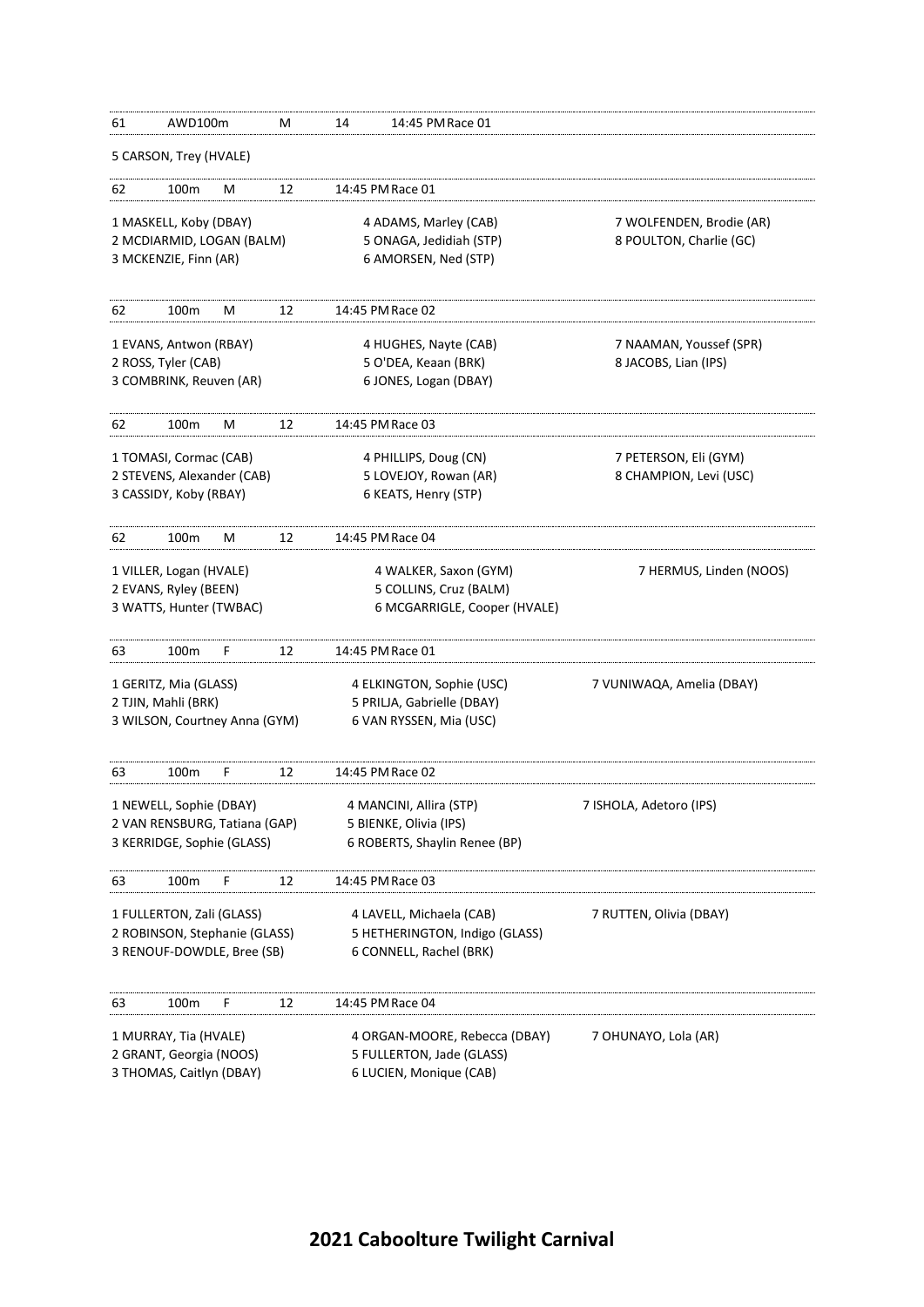61 AWD100m M 14 14:45 PM Race 01

5 CARSON, Trey (HVALE)

62 100m M 12 14:45 PM Race 01

1 MASKELL, Koby (DBAY)
2 MCDIARMID, LOGAN (BALM)
3 MCKENZIE, Finn (AR)
4 ADAMS, Marley (CAB)
5 ONAGA, Jedidiah (STP)
6 AMORSEN, Ned (STP)
7 WOLFENDEN, Brodie (AR)
8 POULTON, Charlie (GC)

62 100m M 12 14:45 PM Race 02

1 EVANS, Antwon (RBAY)
2 ROSS, Tyler (CAB)
3 COMBRINK, Reuven (AR)
4 HUGHES, Nayte (CAB)
5 O'DEA, Keaan (BRK)
6 JONES, Logan (DBAY)
7 NAAMAN, Youssef (SPR)
8 JACOBS, Lian (IPS)

62 100m M 12 14:45 PM Race 03

1 TOMASI, Cormac (CAB)
2 STEVENS, Alexander (CAB)
3 CASSIDY, Koby (RBAY)
4 PHILLIPS, Doug (CN)
5 LOVEJOY, Rowan (AR)
6 KEATS, Henry (STP)
7 PETERSON, Eli (GYM)
8 CHAMPION, Levi (USC)

62 100m M 12 14:45 PM Race 04

1 VILLER, Logan (HVALE)
2 EVANS, Ryley (BEEN)
3 WATTS, Hunter (TWBAC)
4 WALKER, Saxon (GYM)
5 COLLINS, Cruz (BALM)
6 MCGARRIGLE, Cooper (HVALE)
7 HERMUS, Linden (NOOS)

63 100m F 12 14:45 PM Race 01

1 GERITZ, Mia (GLASS)
2 TJIN, Mahli (BRK)
3 WILSON, Courtney Anna (GYM)
4 ELKINGTON, Sophie (USC)
5 PRILJA, Gabrielle (DBAY)
6 VAN RYSSEN, Mia (USC)
7 VUNIWAQA, Amelia (DBAY)

63 100m F 12 14:45 PM Race 02

1 NEWELL, Sophie (DBAY)
2 VAN RENSBURG, Tatiana (GAP)
3 KERRIDGE, Sophie (GLASS)
4 MANCINI, Allira (STP)
5 BIENKE, Olivia (IPS)
6 ROBERTS, Shaylin Renee (BP)
7 ISHOLA, Adetoro (IPS)

63 100m F 12 14:45 PM Race 03

1 FULLERTON, Zali (GLASS)
2 ROBINSON, Stephanie (GLASS)
3 RENOUF-DOWDLE, Bree (SB)
4 LAVELL, Michaela (CAB)
5 HETHERINGTON, Indigo (GLASS)
6 CONNELL, Rachel (BRK)
7 RUTTEN, Olivia (DBAY)

63 100m F 12 14:45 PM Race 04

1 MURRAY, Tia (HVALE)
2 GRANT, Georgia (NOOS)
3 THOMAS, Caitlyn (DBAY)
4 ORGAN-MOORE, Rebecca (DBAY)
5 FULLERTON, Jade (GLASS)
6 LUCIEN, Monique (CAB)
7 OHUNAYO, Lola (AR)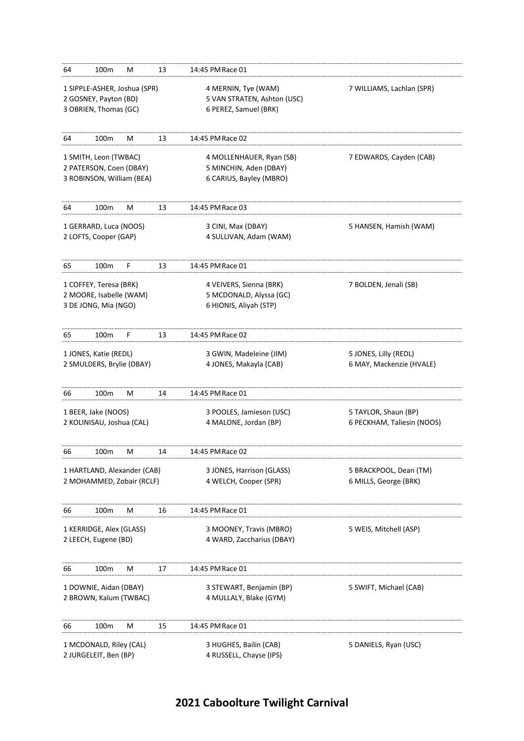64 100m M 13 14:45 PM Race 01

1 SIPPLE-ASHER, Joshua (SPR)
2 GOSNEY, Payton (BD)
3 OBRIEN, Thomas (GC)
4 MERNIN, Tye (WAM)
5 VAN STRATEN, Ashton (USC)
6 PEREZ, Samuel (BRK)
7 WILLIAMS, Lachlan (SPR)

64 100m M 13 14:45 PM Race 02

1 SMITH, Leon (TWBAC)
2 PATERSON, Coen (DBAY)
3 ROBINSON, William (BEA)
4 MOLLENHAUER, Ryan (SB)
5 MINCHIN, Aden (DBAY)
6 CARIUS, Bayley (MBRO)
7 EDWARDS, Cayden (CAB)

64 100m M 13 14:45 PM Race 03

1 GERRARD, Luca (NOOS)
2 LOFTS, Cooper (GAP)
3 CINI, Max (DBAY)
4 SULLIVAN, Adam (WAM)
5 HANSEN, Hamish (WAM)

65 100m F 13 14:45 PM Race 01

1 COFFEY, Teresa (BRK)
2 MOORE, Isabelle (WAM)
3 DE JONG, Mia (NGO)
4 VEIVERS, Sienna (BRK)
5 MCDONALD, Alyssa (GC)
6 HIONIS, Aliyah (STP)
7 BOLDEN, Jenali (SB)

65 100m F 13 14:45 PM Race 02

1 JONES, Katie (REDL)
2 SMULDERS, Brylie (DBAY)
3 GWIN, Madeleine (JIM)
4 JONES, Makayla (CAB)
5 JONES, Lilly (REDL)
6 MAY, Mackenzie (HVALE)

66 100m M 14 14:45 PM Race 01

1 BEER, Jake (NOOS)
2 KOLINISAU, Joshua (CAL)
3 POOLES, Jamieson (USC)
4 MALONE, Jordan (BP)
5 TAYLOR, Shaun (BP)
6 PECKHAM, Taliesin (NOOS)

66 100m M 14 14:45 PM Race 02

1 HARTLAND, Alexander (CAB)
2 MOHAMMED, Zobair (RCLF)
3 JONES, Harrison (GLASS)
4 WELCH, Cooper (SPR)
5 BRACKPOOL, Dean (TM)
6 MILLS, George (BRK)

66 100m M 16 14:45 PM Race 01

1 KERRIDGE, Alex (GLASS)
2 LEECH, Eugene (BD)
3 MOONEY, Travis (MBRO)
4 WARD, Zaccharius (DBAY)
5 WEIS, Mitchell (ASP)

66 100m M 17 14:45 PM Race 01

1 DOWNIE, Aidan (DBAY)
2 BROWN, Kalum (TWBAC)
3 STEWART, Benjamin (BP)
4 MULLALY, Blake (GYM)
5 SWIFT, Michael (CAB)

66 100m M 15 14:45 PM Race 01

1 MCDONALD, Riley (CAL)
2 JURGELEIT, Ben (BP)
3 HUGHES, Bailin (CAB)
4 RUSSELL, Chayse (IPS)
5 DANIELS, Ryan (USC)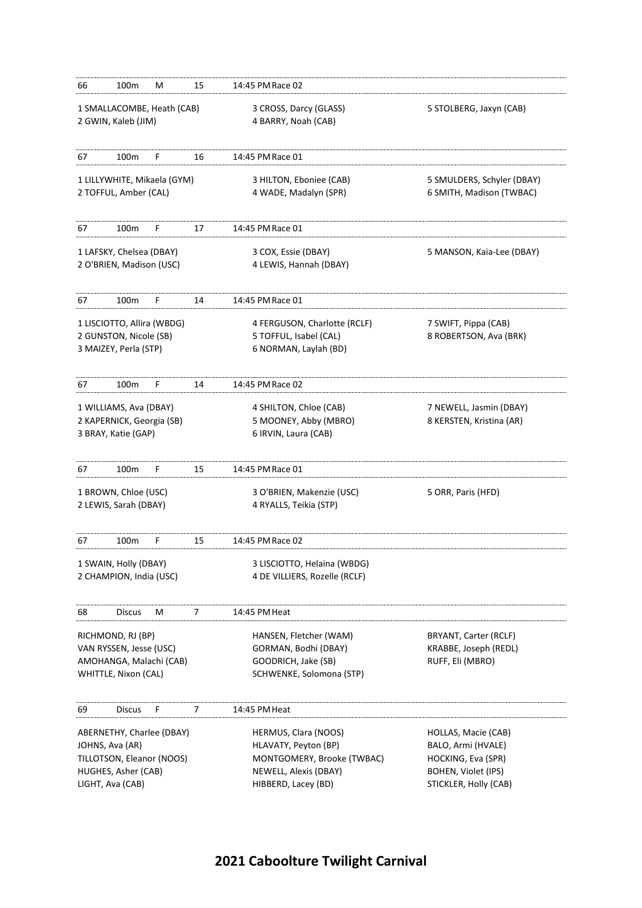66 100m M 15 14:45 PM Race 02

1 SMALLACOMBE, Heath (CAB)
2 GWIN, Kaleb (JIM)
3 CROSS, Darcy (GLASS)
4 BARRY, Noah (CAB)
5 STOLBERG, Jaxyn (CAB)

67 100m F 16 14:45 PM Race 01

1 LILLYWHITE, Mikaela (GYM)
2 TOFFUL, Amber (CAL)
3 HILTON, Eboniee (CAB)
4 WADE, Madalyn (SPR)
5 SMULDERS, Schyler (DBAY)
6 SMITH, Madison (TWBAC)

67 100m F 17 14:45 PM Race 01

1 LAFSKY, Chelsea (DBAY)
2 O'BRIEN, Madison (USC)
3 COX, Essie (DBAY)
4 LEWIS, Hannah (DBAY)
5 MANSON, Kaia-Lee (DBAY)

67 100m F 14 14:45 PM Race 01

1 LISCIOTTO, Allira (WBDG)
2 GUNSTON, Nicole (SB)
3 MAIZEY, Perla (STP)
4 FERGUSON, Charlotte (RCLF)
5 TOFFUL, Isabel (CAL)
6 NORMAN, Laylah (BD)
7 SWIFT, Pippa (CAB)
8 ROBERTSON, Ava (BRK)

67 100m F 14 14:45 PM Race 02

1 WILLIAMS, Ava (DBAY)
2 KAPERNICK, Georgia (SB)
3 BRAY, Katie (GAP)
4 SHILTON, Chloe (CAB)
5 MOONEY, Abby (MBRO)
6 IRVIN, Laura (CAB)
7 NEWELL, Jasmin (DBAY)
8 KERSTEN, Kristina (AR)

67 100m F 15 14:45 PM Race 01

1 BROWN, Chloe (USC)
2 LEWIS, Sarah (DBAY)
3 O'BRIEN, Makenzie (USC)
4 RYALLS, Teikia (STP)
5 ORR, Paris (HFD)

67 100m F 15 14:45 PM Race 02

1 SWAIN, Holly (DBAY)
2 CHAMPION, India (USC)
3 LISCIOTTO, Helaina (WBDG)
4 DE VILLIERS, Rozelle (RCLF)

68 Discus M 7 14:45 PM Heat

RICHMOND, RJ (BP)
VAN RYSSEN, Jesse (USC)
AMOHANGA, Malachi (CAB)
WHITTLE, Nixon (CAL)
HANSEN, Fletcher (WAM)
GORMAN, Bodhi (DBAY)
GOODRICH, Jake (SB)
SCHWENKE, Solomona (STP)
BRYANT, Carter (RCLF)
KRABBE, Joseph (REDL)
RUFF, Eli (MBRO)

69 Discus F 7 14:45 PM Heat

ABERNETHY, Charlee (DBAY)
JOHNS, Ava (AR)
TILLOTSON, Eleanor (NOOS)
HUGHES, Asher (CAB)
LIGHT, Ava (CAB)
HERMUS, Clara (NOOS)
HLAVATY, Peyton (BP)
MONTGOMERY, Brooke (TWBAC)
NEWELL, Alexis (DBAY)
HIBBERD, Lacey (BD)
HOLLAS, Macie (CAB)
BALO, Armi (HVALE)
HOCKING, Eva (SPR)
BOHEN, Violet (IPS)
STICKLER, Holly (CAB)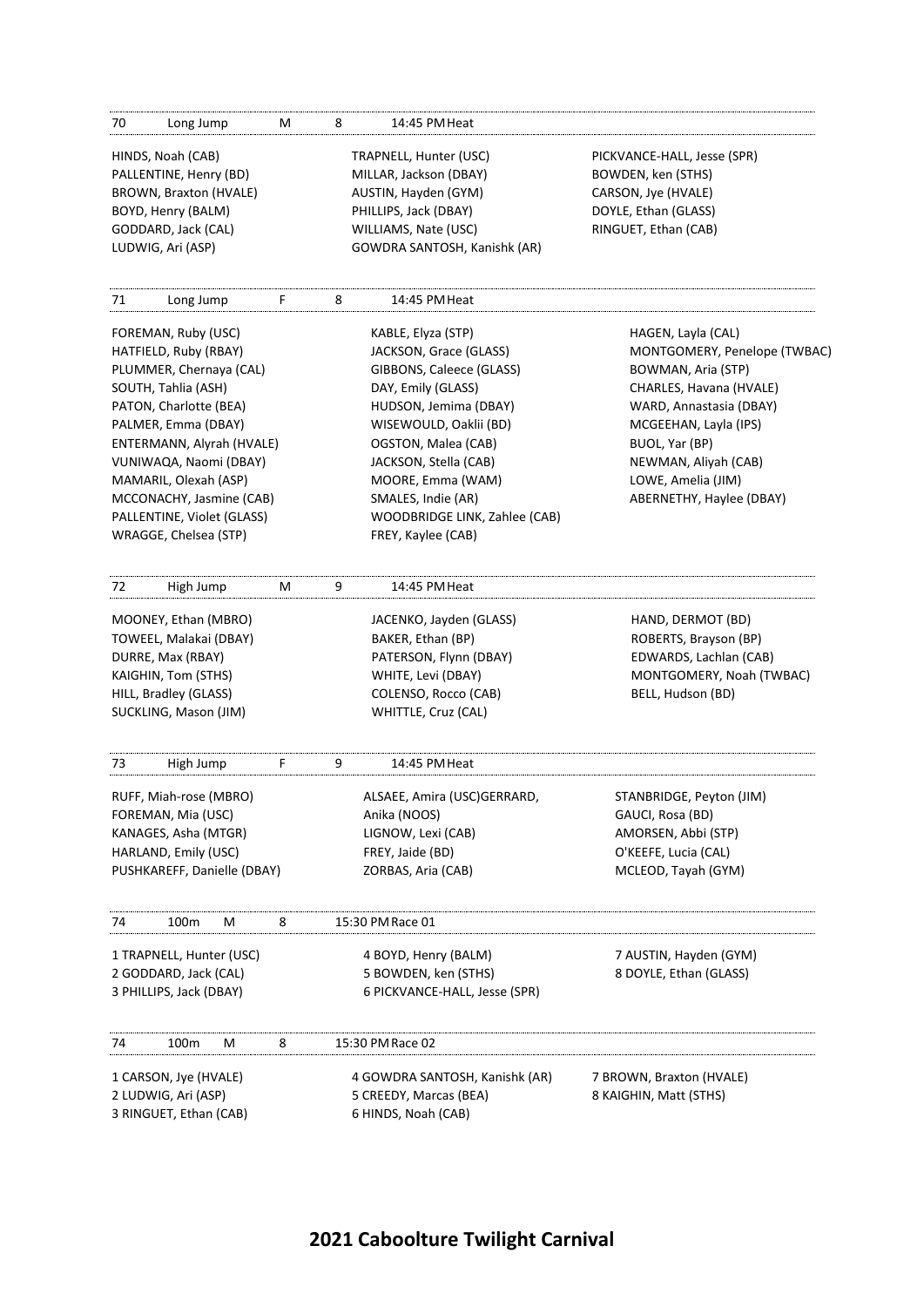| 70 | Long Jump | M | 8 | 14:45 PM Heat |
|---|---|---|---|---|

HINDS, Noah (CAB)
TRAPNELL, Hunter (USC)
PICKVANCE-HALL, Jesse (SPR)
PALLENTINE, Henry (BD)
MILLAR, Jackson (DBAY)
BOWDEN, ken (STHS)
BROWN, Braxton (HVALE)
AUSTIN, Hayden (GYM)
CARSON, Jye (HVALE)
BOYD, Henry (BALM)
PHILLIPS, Jack (DBAY)
DOYLE, Ethan (GLASS)
GODDARD, Jack (CAL)
WILLIAMS, Nate (USC)
RINGUET, Ethan (CAB)
LUDWIG, Ari (ASP)
GOWDRA SANTOSH, Kanishk (AR)

| 71 | Long Jump | F | 8 | 14:45 PM Heat |
|---|---|---|---|---|

FOREMAN, Ruby (USC)
KABLE, Elyza (STP)
HAGEN, Layla (CAL)
HATFIELD, Ruby (RBAY)
JACKSON, Grace (GLASS)
MONTGOMERY, Penelope (TWBAC)
PLUMMER, Chernaya (CAL)
GIBBONS, Caleece (GLASS)
BOWMAN, Aria (STP)
SOUTH, Tahlia (ASH)
DAY, Emily (GLASS)
CHARLES, Havana (HVALE)
PATON, Charlotte (BEA)
HUDSON, Jemima (DBAY)
WARD, Annastasia (DBAY)
PALMER, Emma (DBAY)
WISEWOULD, Oaklii (BD)
MCGEEHAN, Layla (IPS)
ENTERMANN, Alyrah (HVALE)
OGSTON, Malea (CAB)
BUOL, Yar (BP)
VUNIWAQA, Naomi (DBAY)
JACKSON, Stella (CAB)
NEWMAN, Aliyah (CAB)
MAMARIL, Olexah (ASP)
MOORE, Emma (WAM)
LOWE, Amelia (JIM)
MCCONACHY, Jasmine (CAB)
SMALES, Indie (AR)
ABERNETHY, Haylee (DBAY)
PALLENTINE, Violet (GLASS)
WOODBRIDGE LINK, Zahlee (CAB)
WRAGGE, Chelsea (STP)
FREY, Kaylee (CAB)

| 72 | High Jump | M | 9 | 14:45 PM Heat |
|---|---|---|---|---|

MOONEY, Ethan (MBRO)
JACENKO, Jayden (GLASS)
HAND, DERMOT (BD)
TOWEEL, Malakai (DBAY)
BAKER, Ethan (BP)
ROBERTS, Brayson (BP)
DURRE, Max (RBAY)
PATERSON, Flynn (DBAY)
EDWARDS, Lachlan (CAB)
KAIGHIN, Tom (STHS)
WHITE, Levi (DBAY)
MONTGOMERY, Noah (TWBAC)
HILL, Bradley (GLASS)
COLENSO, Rocco (CAB)
BELL, Hudson (BD)
SUCKLING, Mason (JIM)
WHITTLE, Cruz (CAL)

| 73 | High Jump | F | 9 | 14:45 PM Heat |
|---|---|---|---|---|

RUFF, Miah-rose (MBRO)
ALSAEE, Amira (USC)GERRARD, Anika (NOOS)
STANBRIDGE, Peyton (JIM)
FOREMAN, Mia (USC)
GAUCI, Rosa (BD)
KANAGES, Asha (MTGR)
LIGNOW, Lexi (CAB)
AMORSEN, Abbi (STP)
HARLAND, Emily (USC)
FREY, Jaide (BD)
O'KEEFE, Lucia (CAL)
PUSHKAREFF, Danielle (DBAY)
ZORBAS, Aria (CAB)
MCLEOD, Tayah (GYM)

| 74 | 100m | M | 8 | 15:30 PM Race 01 |
|---|---|---|---|---|

1 TRAPNELL, Hunter (USC)
2 GODDARD, Jack (CAL)
3 PHILLIPS, Jack (DBAY)
4 BOYD, Henry (BALM)
5 BOWDEN, ken (STHS)
6 PICKVANCE-HALL, Jesse (SPR)
7 AUSTIN, Hayden (GYM)
8 DOYLE, Ethan (GLASS)

| 74 | 100m | M | 8 | 15:30 PM Race 02 |
|---|---|---|---|---|

1 CARSON, Jye (HVALE)
2 LUDWIG, Ari (ASP)
3 RINGUET, Ethan (CAB)
4 GOWDRA SANTOSH, Kanishk (AR)
5 CREEDY, Marcas (BEA)
6 HINDS, Noah (CAB)
7 BROWN, Braxton (HVALE)
8 KAIGHIN, Matt (STHS)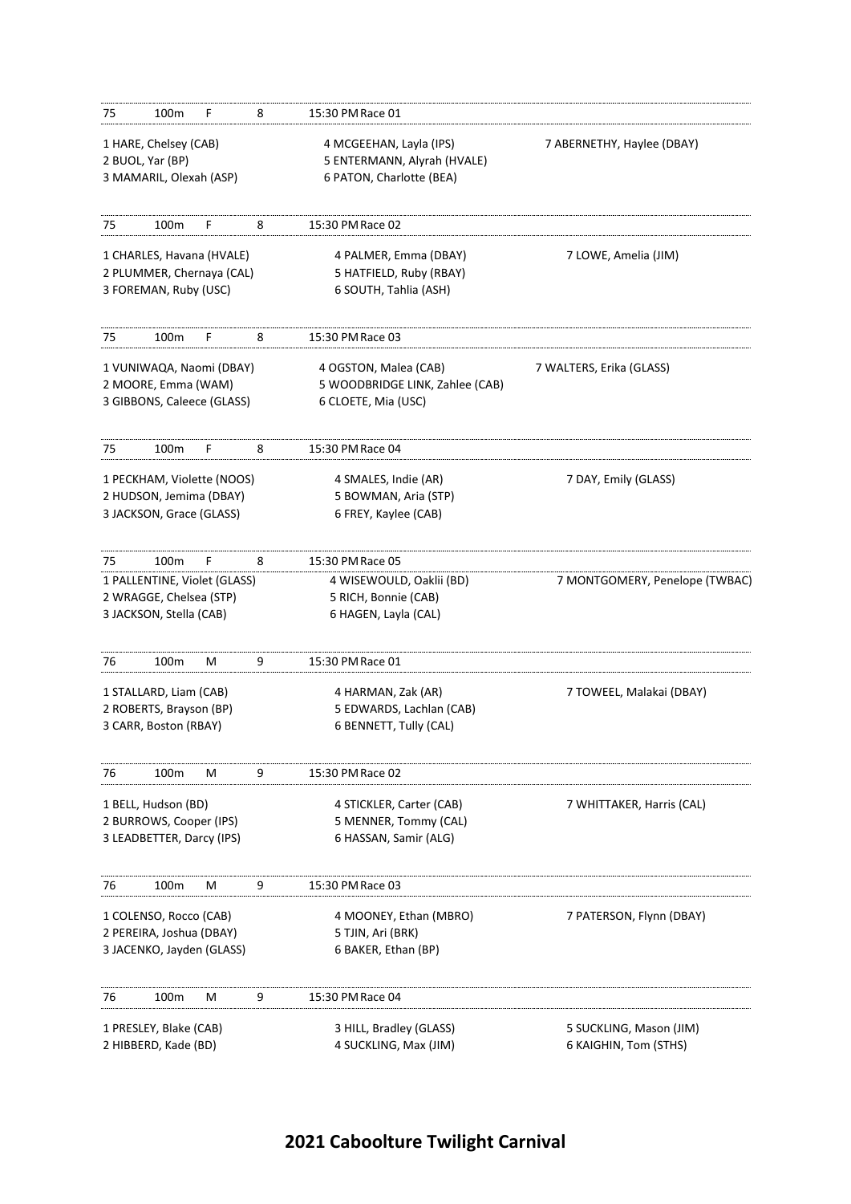75 100m F 8 15:30 PM Race 01

1 HARE, Chelsey (CAB)
2 BUOL, Yar (BP)
3 MAMARIL, Olexah (ASP)
4 MCGEEHAN, Layla (IPS)
5 ENTERMANN, Alyrah (HVALE)
6 PATON, Charlotte (BEA)
7 ABERNETHY, Haylee (DBAY)

75 100m F 8 15:30 PM Race 02

1 CHARLES, Havana (HVALE)
2 PLUMMER, Chernaya (CAL)
3 FOREMAN, Ruby (USC)
4 PALMER, Emma (DBAY)
5 HATFIELD, Ruby (RBAY)
6 SOUTH, Tahlia (ASH)
7 LOWE, Amelia (JIM)

75 100m F 8 15:30 PM Race 03

1 VUNIWAQA, Naomi (DBAY)
2 MOORE, Emma (WAM)
3 GIBBONS, Caleece (GLASS)
4 OGSTON, Malea (CAB)
5 WOODBRIDGE LINK, Zahlee (CAB)
6 CLOETE, Mia (USC)
7 WALTERS, Erika (GLASS)

75 100m F 8 15:30 PM Race 04

1 PECKHAM, Violette (NOOS)
2 HUDSON, Jemima (DBAY)
3 JACKSON, Grace (GLASS)
4 SMALES, Indie (AR)
5 BOWMAN, Aria (STP)
6 FREY, Kaylee (CAB)
7 DAY, Emily (GLASS)

75 100m F 8 15:30 PM Race 05

1 PALLENTINE, Violet (GLASS)
2 WRAGGE, Chelsea (STP)
3 JACKSON, Stella (CAB)
4 WISEWOULD, Oaklii (BD)
5 RICH, Bonnie (CAB)
6 HAGEN, Layla (CAL)
7 MONTGOMERY, Penelope (TWBAC)

76 100m M 9 15:30 PM Race 01

1 STALLARD, Liam (CAB)
2 ROBERTS, Brayson (BP)
3 CARR, Boston (RBAY)
4 HARMAN, Zak (AR)
5 EDWARDS, Lachlan (CAB)
6 BENNETT, Tully (CAL)
7 TOWEEL, Malakai (DBAY)

76 100m M 9 15:30 PM Race 02

1 BELL, Hudson (BD)
2 BURROWS, Cooper (IPS)
3 LEADBETTER, Darcy (IPS)
4 STICKLER, Carter (CAB)
5 MENNER, Tommy (CAL)
6 HASSAN, Samir (ALG)
7 WHITTAKER, Harris (CAL)

76 100m M 9 15:30 PM Race 03

1 COLENSO, Rocco (CAB)
2 PEREIRA, Joshua (DBAY)
3 JACENKO, Jayden (GLASS)
4 MOONEY, Ethan (MBRO)
5 TJIN, Ari (BRK)
6 BAKER, Ethan (BP)
7 PATERSON, Flynn (DBAY)

76 100m M 9 15:30 PM Race 04

1 PRESLEY, Blake (CAB)
2 HIBBERD, Kade (BD)
3 HILL, Bradley (GLASS)
4 SUCKLING, Max (JIM)
5 SUCKLING, Mason (JIM)
6 KAIGHIN, Tom (STHS)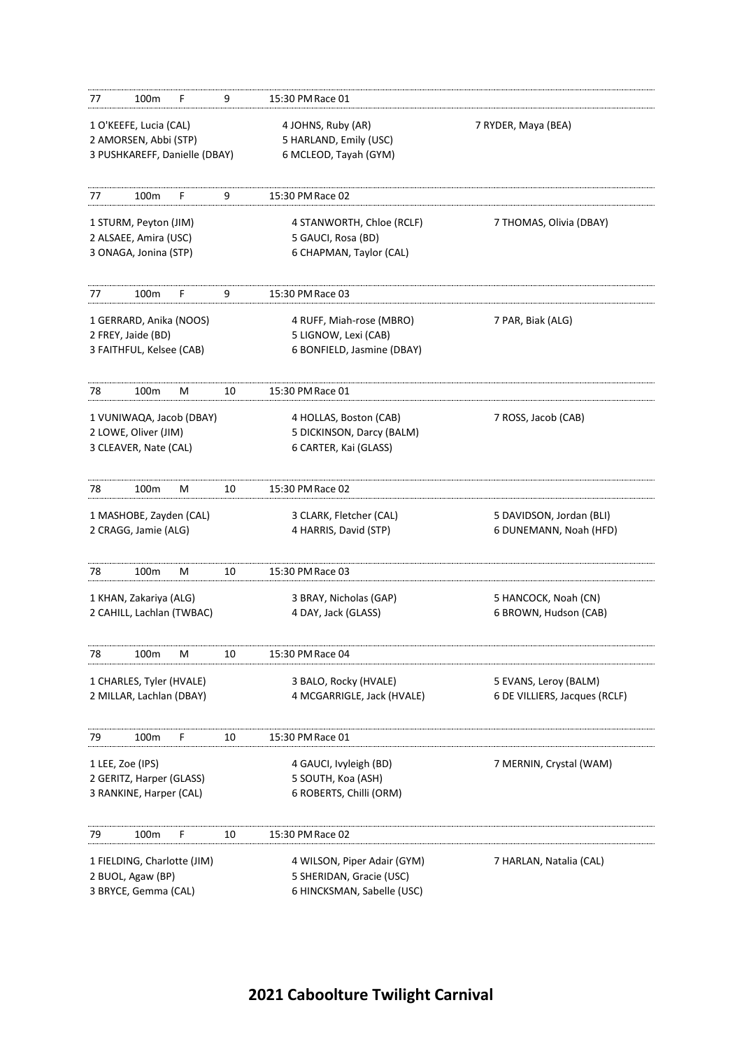77 | 100m | F | 9 | 15:30 PM Race 01

1 O'KEEFE, Lucia (CAL)
2 AMORSEN, Abbi (STP)
3 PUSHKAREFF, Danielle (DBAY)
4 JOHNS, Ruby (AR)
5 HARLAND, Emily (USC)
6 MCLEOD, Tayah (GYM)
7 RYDER, Maya (BEA)

77 | 100m | F | 9 | 15:30 PM Race 02

1 STURM, Peyton (JIM)
2 ALSAEE, Amira (USC)
3 ONAGA, Jonina (STP)
4 STANWORTH, Chloe (RCLF)
5 GAUCI, Rosa (BD)
6 CHAPMAN, Taylor (CAL)
7 THOMAS, Olivia (DBAY)

77 | 100m | F | 9 | 15:30 PM Race 03

1 GERRARD, Anika (NOOS)
2 FREY, Jaide (BD)
3 FAITHFUL, Kelsee (CAB)
4 RUFF, Miah-rose (MBRO)
5 LIGNOW, Lexi (CAB)
6 BONFIELD, Jasmine (DBAY)
7 PAR, Biak (ALG)

78 | 100m | M | 10 | 15:30 PM Race 01

1 VUNIWAQA, Jacob (DBAY)
2 LOWE, Oliver (JIM)
3 CLEAVER, Nate (CAL)
4 HOLLAS, Boston (CAB)
5 DICKINSON, Darcy (BALM)
6 CARTER, Kai (GLASS)
7 ROSS, Jacob (CAB)

78 | 100m | M | 10 | 15:30 PM Race 02

1 MASHOBE, Zayden (CAL)
2 CRAGG, Jamie (ALG)
3 CLARK, Fletcher (CAL)
4 HARRIS, David (STP)
5 DAVIDSON, Jordan (BLI)
6 DUNEMANN, Noah (HFD)

78 | 100m | M | 10 | 15:30 PM Race 03

1 KHAN, Zakariya (ALG)
2 CAHILL, Lachlan (TWBAC)
3 BRAY, Nicholas (GAP)
4 DAY, Jack (GLASS)
5 HANCOCK, Noah (CN)
6 BROWN, Hudson (CAB)

78 | 100m | M | 10 | 15:30 PM Race 04

1 CHARLES, Tyler (HVALE)
2 MILLAR, Lachlan (DBAY)
3 BALO, Rocky (HVALE)
4 MCGARRIGLE, Jack (HVALE)
5 EVANS, Leroy (BALM)
6 DE VILLIERS, Jacques (RCLF)

79 | 100m | F | 10 | 15:30 PM Race 01

1 LEE, Zoe (IPS)
2 GERITZ, Harper (GLASS)
3 RANKINE, Harper (CAL)
4 GAUCI, Ivyleigh (BD)
5 SOUTH, Koa (ASH)
6 ROBERTS, Chilli (ORM)
7 MERNIN, Crystal (WAM)

79 | 100m | F | 10 | 15:30 PM Race 02

1 FIELDING, Charlotte (JIM)
2 BUOL, Agaw (BP)
3 BRYCE, Gemma (CAL)
4 WILSON, Piper Adair (GYM)
5 SHERIDAN, Gracie (USC)
6 HINCKSMAN, Sabelle (USC)
7 HARLAN, Natalia (CAL)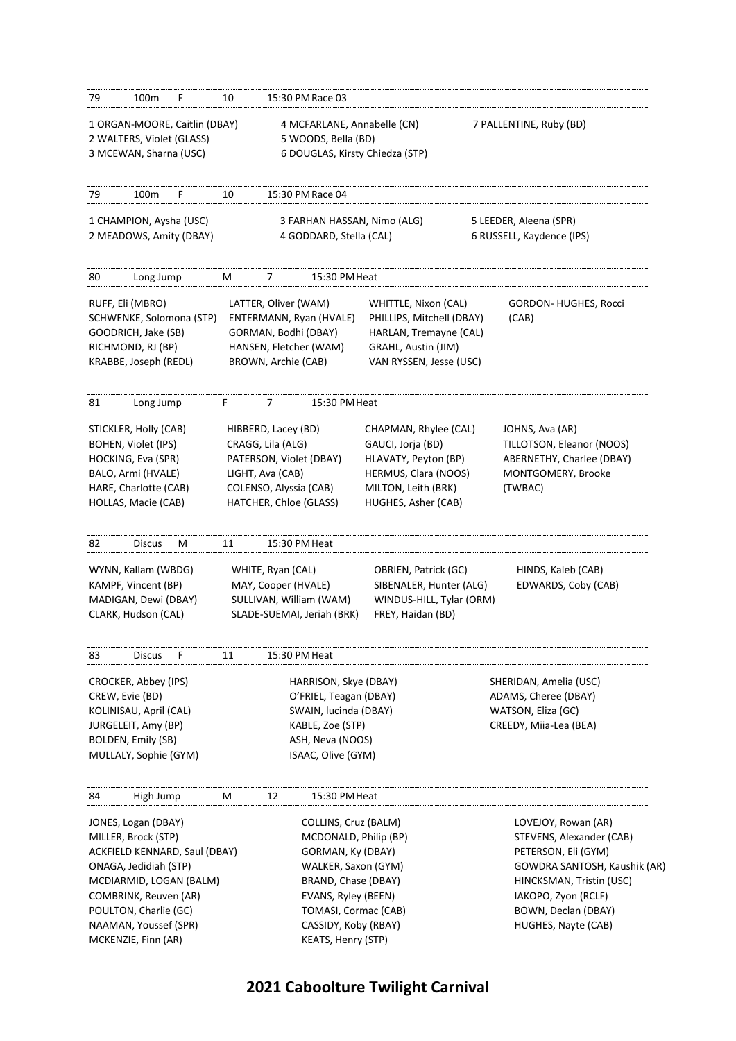| 79 | 100m | F | 10 | 15:30 PM Race 03 |
|---|---|---|---|---|

1 ORGAN-MOORE, Caitlin (DBAY)
2 WALTERS, Violet (GLASS)
3 MCEWAN, Sharna (USC)
4 MCFARLANE, Annabelle (CN)
5 WOODS, Bella (BD)
6 DOUGLAS, Kirsty Chiedza (STP)
7 PALLENTINE, Ruby (BD)

| 79 | 100m | F | 10 | 15:30 PM Race 04 |
|---|---|---|---|---|

1 CHAMPION, Aysha (USC)
2 MEADOWS, Amity (DBAY)
3 FARHAN HASSAN, Nimo (ALG)
4 GODDARD, Stella (CAL)
5 LEEDER, Aleena (SPR)
6 RUSSELL, Kaydence (IPS)

| 80 | Long Jump | M | 7 | 15:30 PM Heat |
|---|---|---|---|---|

RUFF, Eli (MBRO)
SCHWENKE, Solomona (STP)
GOODRICH, Jake (SB)
RICHMOND, RJ (BP)
KRABBE, Joseph (REDL)
LATTER, Oliver (WAM)
ENTERMANN, Ryan (HVALE)
GORMAN, Bodhi (DBAY)
HANSEN, Fletcher (WAM)
BROWN, Archie (CAB)
WHITTLE, Nixon (CAL)
PHILLIPS, Mitchell (DBAY)
HARLAN, Tremayne (CAL)
GRAHL, Austin (JIM)
VAN RYSSEN, Jesse (USC)
GORDON- HUGHES, Rocci (CAB)

| 81 | Long Jump | F | 7 | 15:30 PM Heat |
|---|---|---|---|---|

STICKLER, Holly (CAB)
BOHEN, Violet (IPS)
HOCKING, Eva (SPR)
BALO, Armi (HVALE)
HARE, Charlotte (CAB)
HOLLAS, Macie (CAB)
HIBBERD, Lacey (BD)
CRAGG, Lila (ALG)
PATERSON, Violet (DBAY)
LIGHT, Ava (CAB)
COLENSO, Alyssia (CAB)
HATCHER, Chloe (GLASS)
CHAPMAN, Rhylee (CAL)
GAUCI, Jorja (BD)
HLAVATY, Peyton (BP)
HERMUS, Clara (NOOS)
MILTON, Leith (BRK)
HUGHES, Asher (CAB)
JOHNS, Ava (AR)
TILLOTSON, Eleanor (NOOS)
ABERNETHY, Charlee (DBAY)
MONTGOMERY, Brooke (TWBAC)

| 82 | Discus | M | 11 | 15:30 PM Heat |
|---|---|---|---|---|

WYNN, Kallam (WBDG)
KAMPF, Vincent (BP)
MADIGAN, Dewi (DBAY)
CLARK, Hudson (CAL)
WHITE, Ryan (CAL)
MAY, Cooper (HVALE)
SULLIVAN, William (WAM)
SLADE-SUEMAI, Jeriah (BRK)
OBRIEN, Patrick (GC)
SIBENALER, Hunter (ALG)
WINDUS-HILL, Tylar (ORM)
FREY, Haidan (BD)
HINDS, Kaleb (CAB)
EDWARDS, Coby (CAB)

| 83 | Discus | F | 11 | 15:30 PM Heat |
|---|---|---|---|---|

CROCKER, Abbey (IPS)
CREW, Evie (BD)
KOLINISAU, April (CAL)
JURGELEIT, Amy (BP)
BOLDEN, Emily (SB)
MULLALY, Sophie (GYM)
HARRISON, Skye (DBAY)
O'FRIEL, Teagan (DBAY)
SWAIN, lucinda (DBAY)
KABLE, Zoe (STP)
ASH, Neva (NOOS)
ISAAC, Olive (GYM)
SHERIDAN, Amelia (USC)
ADAMS, Cheree (DBAY)
WATSON, Eliza (GC)
CREEDY, Miia-Lea (BEA)

| 84 | High Jump | M | 12 | 15:30 PM Heat |
|---|---|---|---|---|

JONES, Logan (DBAY)
MILLER, Brock (STP)
ACKFIELD KENNARD, Saul (DBAY)
ONAGA, Jedidiah (STP)
MCDIARMID, LOGAN (BALM)
COMBRINK, Reuven (AR)
POULTON, Charlie (GC)
NAAMAN, Youssef (SPR)
MCKENZIE, Finn (AR)
COLLINS, Cruz (BALM)
MCDONALD, Philip (BP)
GORMAN, Ky (DBAY)
WALKER, Saxon (GYM)
BRAND, Chase (DBAY)
EVANS, Ryley (BEEN)
TOMASI, Cormac (CAB)
CASSIDY, Koby (RBAY)
KEATS, Henry (STP)
LOVEJOY, Rowan (AR)
STEVENS, Alexander (CAB)
PETERSON, Eli (GYM)
GOWDRA SANTOSH, Kaushik (AR)
HINCKSMAN, Tristin (USC)
IAKOPO, Zyon (RCLF)
BOWN, Declan (DBAY)
HUGHES, Nayte (CAB)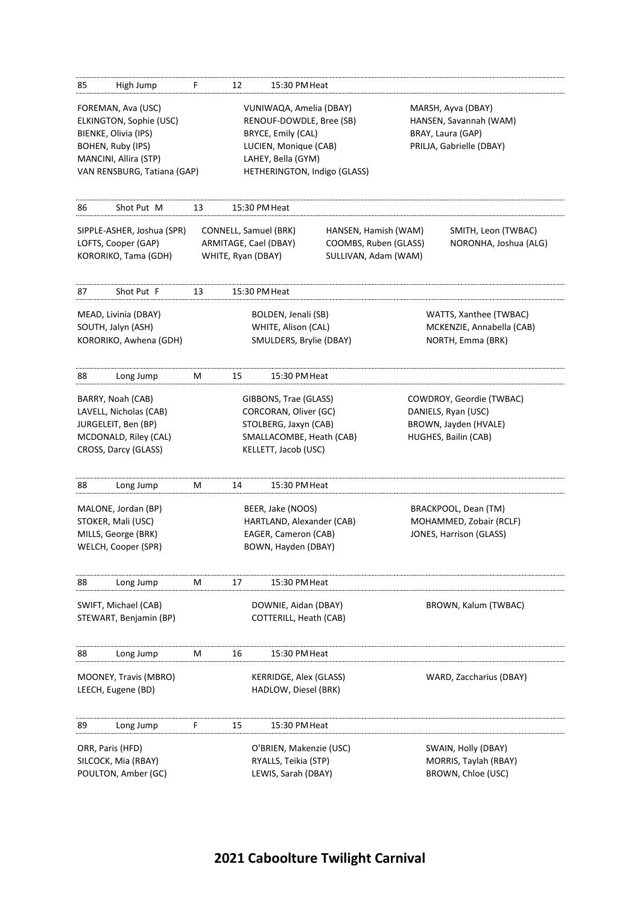85 High Jump F 12 15:30 PM Heat

FOREMAN, Ava (USC)
ELKINGTON, Sophie (USC)
BIENKE, Olivia (IPS)
BOHEN, Ruby (IPS)
MANCINI, Allira (STP)
VAN RENSBURG, Tatiana (GAP)
VUNIWAQA, Amelia (DBAY)
RENOUF-DOWDLE, Bree (SB)
BRYCE, Emily (CAL)
LUCIEN, Monique (CAB)
LAHEY, Bella (GYM)
HETHERINGTON, Indigo (GLASS)
MARSH, Ayva (DBAY)
HANSEN, Savannah (WAM)
BRAY, Laura (GAP)
PRILJA, Gabrielle (DBAY)

86 Shot Put M 13 15:30 PM Heat

SIPPLE-ASHER, Joshua (SPR)
LOFTS, Cooper (GAP)
KORORIKO, Tama (GDH)
CONNELL, Samuel (BRK)
ARMITAGE, Cael (DBAY)
WHITE, Ryan (DBAY)
HANSEN, Hamish (WAM)
COOMBS, Ruben (GLASS)
SULLIVAN, Adam (WAM)
SMITH, Leon (TWBAC)
NORONHA, Joshua (ALG)

87 Shot Put F 13 15:30 PM Heat

MEAD, Livinia (DBAY)
SOUTH, Jalyn (ASH)
KORORIKO, Awhena (GDH)
BOLDEN, Jenali (SB)
WHITE, Alison (CAL)
SMULDERS, Brylie (DBAY)
WATTS, Xanthee (TWBAC)
MCKENZIE, Annabella (CAB)
NORTH, Emma (BRK)

88 Long Jump M 15 15:30 PM Heat

BARRY, Noah (CAB)
LAVELL, Nicholas (CAB)
JURGELEIT, Ben (BP)
MCDONALD, Riley (CAL)
CROSS, Darcy (GLASS)
GIBBONS, Trae (GLASS)
CORCORAN, Oliver (GC)
STOLBERG, Jaxyn (CAB)
SMALLACOMBE, Heath (CAB)
KELLETT, Jacob (USC)
COWDROY, Geordie (TWBAC)
DANIELS, Ryan (USC)
BROWN, Jayden (HVALE)
HUGHES, Bailin (CAB)

88 Long Jump M 14 15:30 PM Heat

MALONE, Jordan (BP)
STOKER, Mali (USC)
MILLS, George (BRK)
WELCH, Cooper (SPR)
BEER, Jake (NOOS)
HARTLAND, Alexander (CAB)
EAGER, Cameron (CAB)
BOWN, Hayden (DBAY)
BRACKPOOL, Dean (TM)
MOHAMMED, Zobair (RCLF)
JONES, Harrison (GLASS)

88 Long Jump M 17 15:30 PM Heat

SWIFT, Michael (CAB)
STEWART, Benjamin (BP)
DOWNIE, Aidan (DBAY)
COTTERILL, Heath (CAB)
BROWN, Kalum (TWBAC)

88 Long Jump M 16 15:30 PM Heat

MOONEY, Travis (MBRO)
LEECH, Eugene (BD)
KERRIDGE, Alex (GLASS)
HADLOW, Diesel (BRK)
WARD, Zaccharius (DBAY)

89 Long Jump F 15 15:30 PM Heat

ORR, Paris (HFD)
SILCOCK, Mia (RBAY)
POULTON, Amber (GC)
O'BRIEN, Makenzie (USC)
RYALLS, Teikia (STP)
LEWIS, Sarah (DBAY)
SWAIN, Holly (DBAY)
MORRIS, Taylah (RBAY)
BROWN, Chloe (USC)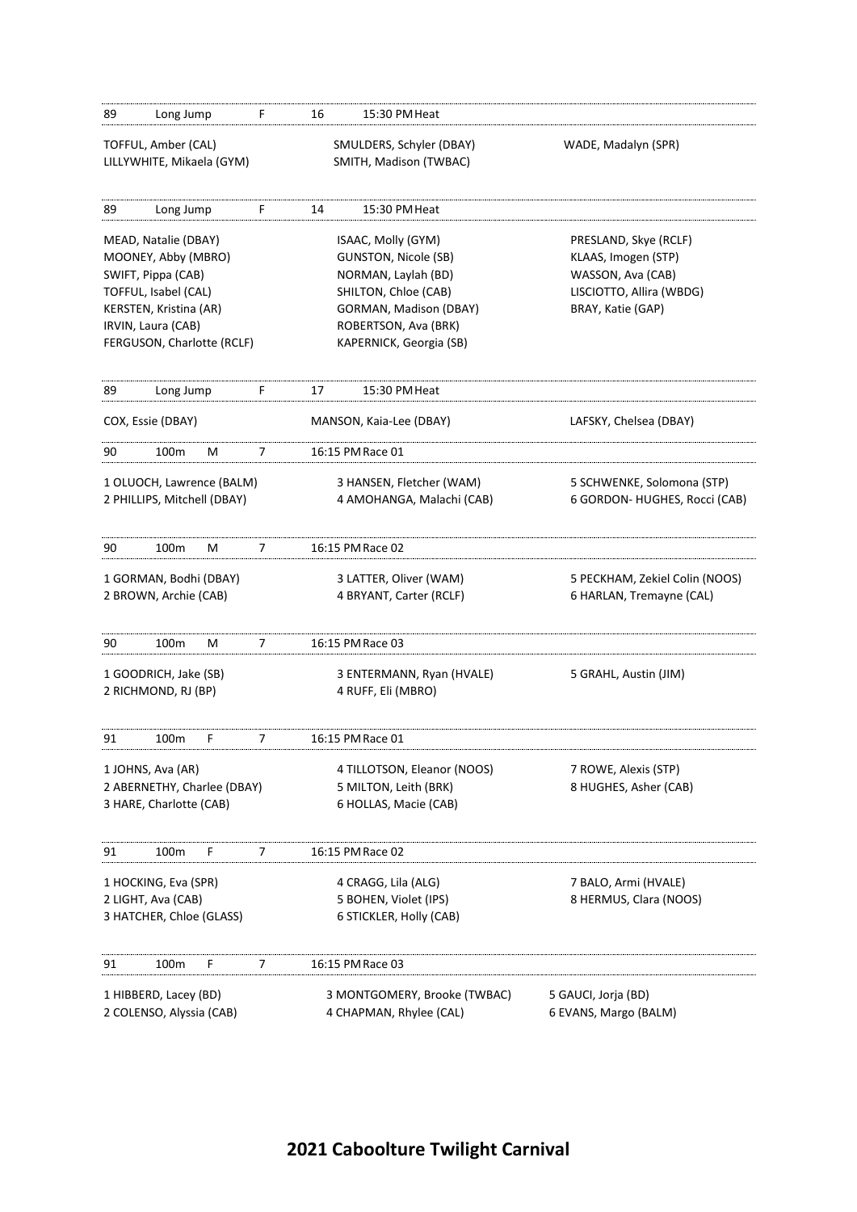| 89 | Long Jump | F | 16 | 15:30 PM Heat |
|---|---|---|---|---|

TOFFUL, Amber (CAL)
LILLYWHITE, Mikaela (GYM)
SMULDERS, Schyler (DBAY)
SMITH, Madison (TWBAC)
WADE, Madalyn (SPR)

| 89 | Long Jump | F | 14 | 15:30 PM Heat |
|---|---|---|---|---|

MEAD, Natalie (DBAY)
MOONEY, Abby (MBRO)
SWIFT, Pippa (CAB)
TOFFUL, Isabel (CAL)
KERSTEN, Kristina (AR)
IRVIN, Laura (CAB)
FERGUSON, Charlotte (RCLF)
ISAAC, Molly (GYM)
GUNSTON, Nicole (SB)
NORMAN, Laylah (BD)
SHILTON, Chloe (CAB)
GORMAN, Madison (DBAY)
ROBERTSON, Ava (BRK)
KAPERNICK, Georgia (SB)
PRESLAND, Skye (RCLF)
KLAAS, Imogen (STP)
WASSON, Ava (CAB)
LISCIOTTO, Allira (WBDG)
BRAY, Katie (GAP)

| 89 | Long Jump | F | 17 | 15:30 PM Heat |
|---|---|---|---|---|

COX, Essie (DBAY)
MANSON, Kaia-Lee (DBAY)
LAFSKY, Chelsea (DBAY)

| 90 | 100m | M | 7 | 16:15 PM Race 01 |
|---|---|---|---|---|

1 OLUOCH, Lawrence (BALM)
2 PHILLIPS, Mitchell (DBAY)
3 HANSEN, Fletcher (WAM)
4 AMOHANGA, Malachi (CAB)
5 SCHWENKE, Solomona (STP)
6 GORDON- HUGHES, Rocci (CAB)

| 90 | 100m | M | 7 | 16:15 PM Race 02 |
|---|---|---|---|---|

1 GORMAN, Bodhi (DBAY)
2 BROWN, Archie (CAB)
3 LATTER, Oliver (WAM)
4 BRYANT, Carter (RCLF)
5 PECKHAM, Zekiel Colin (NOOS)
6 HARLAN, Tremayne (CAL)

| 90 | 100m | M | 7 | 16:15 PM Race 03 |
|---|---|---|---|---|

1 GOODRICH, Jake (SB)
2 RICHMOND, RJ (BP)
3 ENTERMANN, Ryan (HVALE)
4 RUFF, Eli (MBRO)
5 GRAHL, Austin (JIM)

| 91 | 100m | F | 7 | 16:15 PM Race 01 |
|---|---|---|---|---|

1 JOHNS, Ava (AR)
2 ABERNETHY, Charlee (DBAY)
3 HARE, Charlotte (CAB)
4 TILLOTSON, Eleanor (NOOS)
5 MILTON, Leith (BRK)
6 HOLLAS, Macie (CAB)
7 ROWE, Alexis (STP)
8 HUGHES, Asher (CAB)

| 91 | 100m | F | 7 | 16:15 PM Race 02 |
|---|---|---|---|---|

1 HOCKING, Eva (SPR)
2 LIGHT, Ava (CAB)
3 HATCHER, Chloe (GLASS)
4 CRAGG, Lila (ALG)
5 BOHEN, Violet (IPS)
6 STICKLER, Holly (CAB)
7 BALO, Armi (HVALE)
8 HERMUS, Clara (NOOS)

| 91 | 100m | F | 7 | 16:15 PM Race 03 |
|---|---|---|---|---|

1 HIBBERD, Lacey (BD)
2 COLENSO, Alyssia (CAB)
3 MONTGOMERY, Brooke (TWBAC)
4 CHAPMAN, Rhylee (CAL)
5 GAUCI, Jorja (BD)
6 EVANS, Margo (BALM)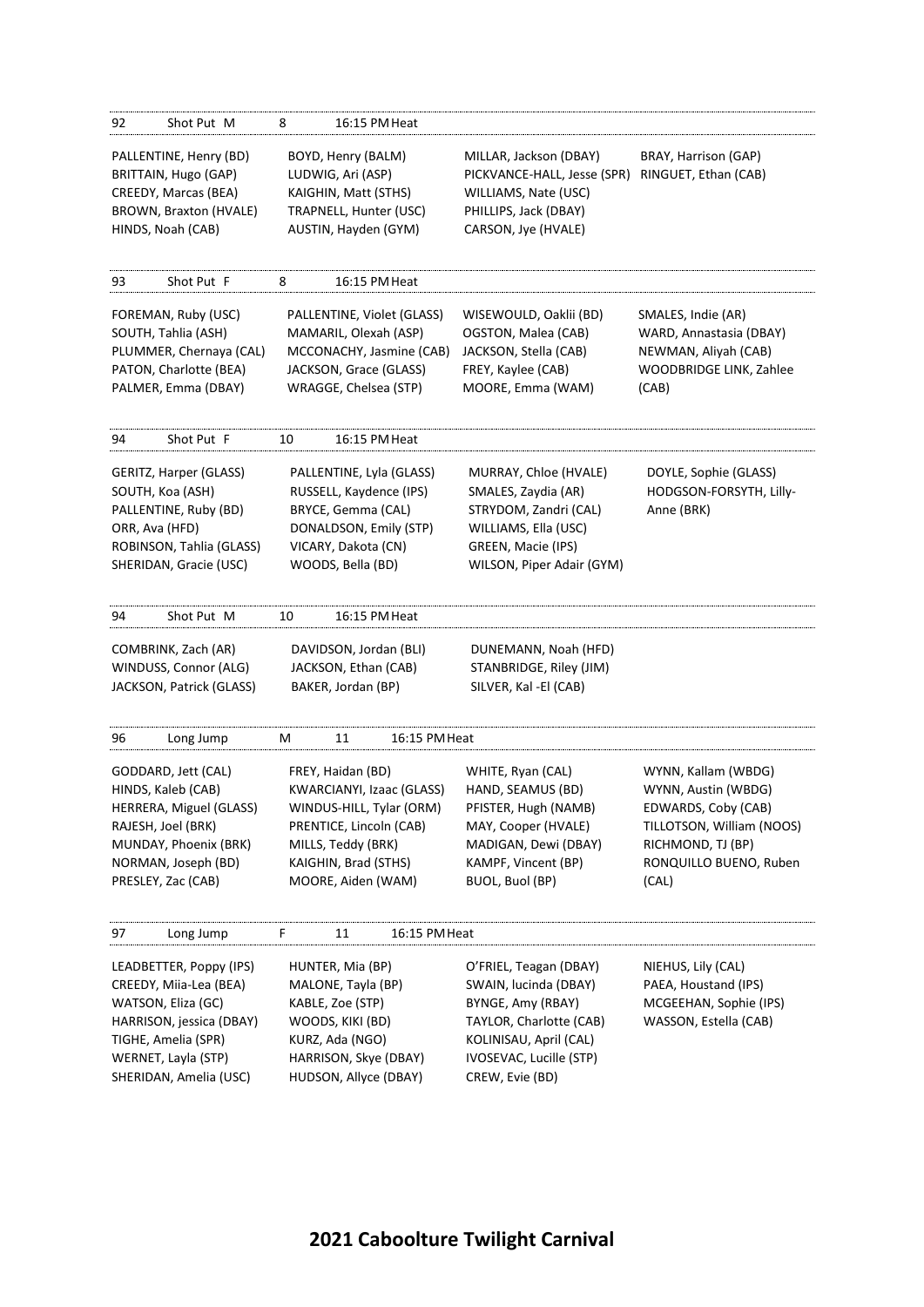| 92 | Shot Put M | 8 | 16:15 PM Heat |
|---|---|---|---|

| | | | |
|---|---|---|---|
| PALLENTINE, Henry (BD) | BOYD, Henry (BALM) | MILLAR, Jackson (DBAY) | BRAY, Harrison (GAP) |
| BRITTAIN, Hugo (GAP) | LUDWIG, Ari (ASP) | PICKVANCE-HALL, Jesse (SPR) | RINGUET, Ethan (CAB) |
| CREEDY, Marcas (BEA) | KAIGHIN, Matt (STHS) | WILLIAMS, Nate (USC) | |
| BROWN, Braxton (HVALE) | TRAPNELL, Hunter (USC) | PHILLIPS, Jack (DBAY) | |
| HINDS, Noah (CAB) | AUSTIN, Hayden (GYM) | CARSON, Jye (HVALE) | |

| 93 | Shot Put F | 8 | 16:15 PM Heat |
|---|---|---|---|

| | | | |
|---|---|---|---|
| FOREMAN, Ruby (USC) | PALLENTINE, Violet (GLASS) | WISEWOULD, Oaklii (BD) | SMALES, Indie (AR) |
| SOUTH, Tahlia (ASH) | MAMARIL, Olexah (ASP) | OGSTON, Malea (CAB) | WARD, Annastasia (DBAY) |
| PLUMMER, Chernaya (CAL) | MCCONACHY, Jasmine (CAB) | JACKSON, Stella (CAB) | NEWMAN, Aliyah (CAB) |
| PATON, Charlotte (BEA) | JACKSON, Grace (GLASS) | FREY, Kaylee (CAB) | WOODBRIDGE LINK, Zahlee (CAB) |
| PALMER, Emma (DBAY) | WRAGGE, Chelsea (STP) | MOORE, Emma (WAM) | |

| 94 | Shot Put F | 10 | 16:15 PM Heat |
|---|---|---|---|

| | | | |
|---|---|---|---|
| GERITZ, Harper (GLASS) | PALLENTINE, Lyla (GLASS) | MURRAY, Chloe (HVALE) | DOYLE, Sophie (GLASS) |
| SOUTH, Koa (ASH) | RUSSELL, Kaydence (IPS) | SMALES, Zaydia (AR) | HODGSON-FORSYTH, Lilly-Anne (BRK) |
| PALLENTINE, Ruby (BD) | BRYCE, Gemma (CAL) | STRYDOM, Zandri (CAL) | |
| ORR, Ava (HFD) | DONALDSON, Emily (STP) | WILLIAMS, Ella (USC) | |
| ROBINSON, Tahlia (GLASS) | VICARY, Dakota (CN) | GREEN, Macie (IPS) | |
| SHERIDAN, Gracie (USC) | WOODS, Bella (BD) | WILSON, Piper Adair (GYM) | |

| 94 | Shot Put M | 10 | 16:15 PM Heat |
|---|---|---|---|

| | | |
|---|---|---|
| COMBRINK, Zach (AR) | DAVIDSON, Jordan (BLI) | DUNEMANN, Noah (HFD) |
| WINDUSS, Connor (ALG) | JACKSON, Ethan (CAB) | STANBRIDGE, Riley (JIM) |
| JACKSON, Patrick (GLASS) | BAKER, Jordan (BP) | SILVER, Kal -El (CAB) |

| 96 | Long Jump | M | 11 | 16:15 PM Heat |
|---|---|---|---|---|

| | | | |
|---|---|---|---|
| GODDARD, Jett (CAL) | FREY, Haidan (BD) | WHITE, Ryan (CAL) | WYNN, Kallam (WBDG) |
| HINDS, Kaleb (CAB) | KWARCIANYI, Izaac (GLASS) | HAND, SEAMUS (BD) | WYNN, Austin (WBDG) |
| HERRERA, Miguel (GLASS) | WINDUS-HILL, Tylar (ORM) | PFISTER, Hugh (NAMB) | EDWARDS, Coby (CAB) |
| RAJESH, Joel (BRK) | PRENTICE, Lincoln (CAB) | MAY, Cooper (HVALE) | TILLOTSON, William (NOOS) |
| MUNDAY, Phoenix (BRK) | MILLS, Teddy (BRK) | MADIGAN, Dewi (DBAY) | RICHMOND, TJ (BP) |
| NORMAN, Joseph (BD) | KAIGHIN, Brad (STHS) | KAMPF, Vincent (BP) | RONQUILLO BUENO, Ruben (CAL) |
| PRESLEY, Zac (CAB) | MOORE, Aiden (WAM) | BUOL, Buol (BP) | |

| 97 | Long Jump | F | 11 | 16:15 PM Heat |
|---|---|---|---|---|

| | | | |
|---|---|---|---|
| LEADBETTER, Poppy (IPS) | HUNTER, Mia (BP) | O'FRIEL, Teagan (DBAY) | NIEHUS, Lily (CAL) |
| CREEDY, Miia-Lea (BEA) | MALONE, Tayla (BP) | SWAIN, lucinda (DBAY) | PAEA, Houstand (IPS) |
| WATSON, Eliza (GC) | KABLE, Zoe (STP) | BYNGE, Amy (RBAY) | MCGEEHAN, Sophie (IPS) |
| HARRISON, jessica (DBAY) | WOODS, KIKI (BD) | TAYLOR, Charlotte (CAB) | WASSON, Estella (CAB) |
| TIGHE, Amelia (SPR) | KURZ, Ada (NGO) | KOLINISAU, April (CAL) | |
| WERNET, Layla (STP) | HARRISON, Skye (DBAY) | IVOSEVAC, Lucille (STP) | |
| SHERIDAN, Amelia (USC) | HUDSON, Allyce (DBAY) | CREW, Evie (BD) | |

## 2021 Caboolture Twilight Carnival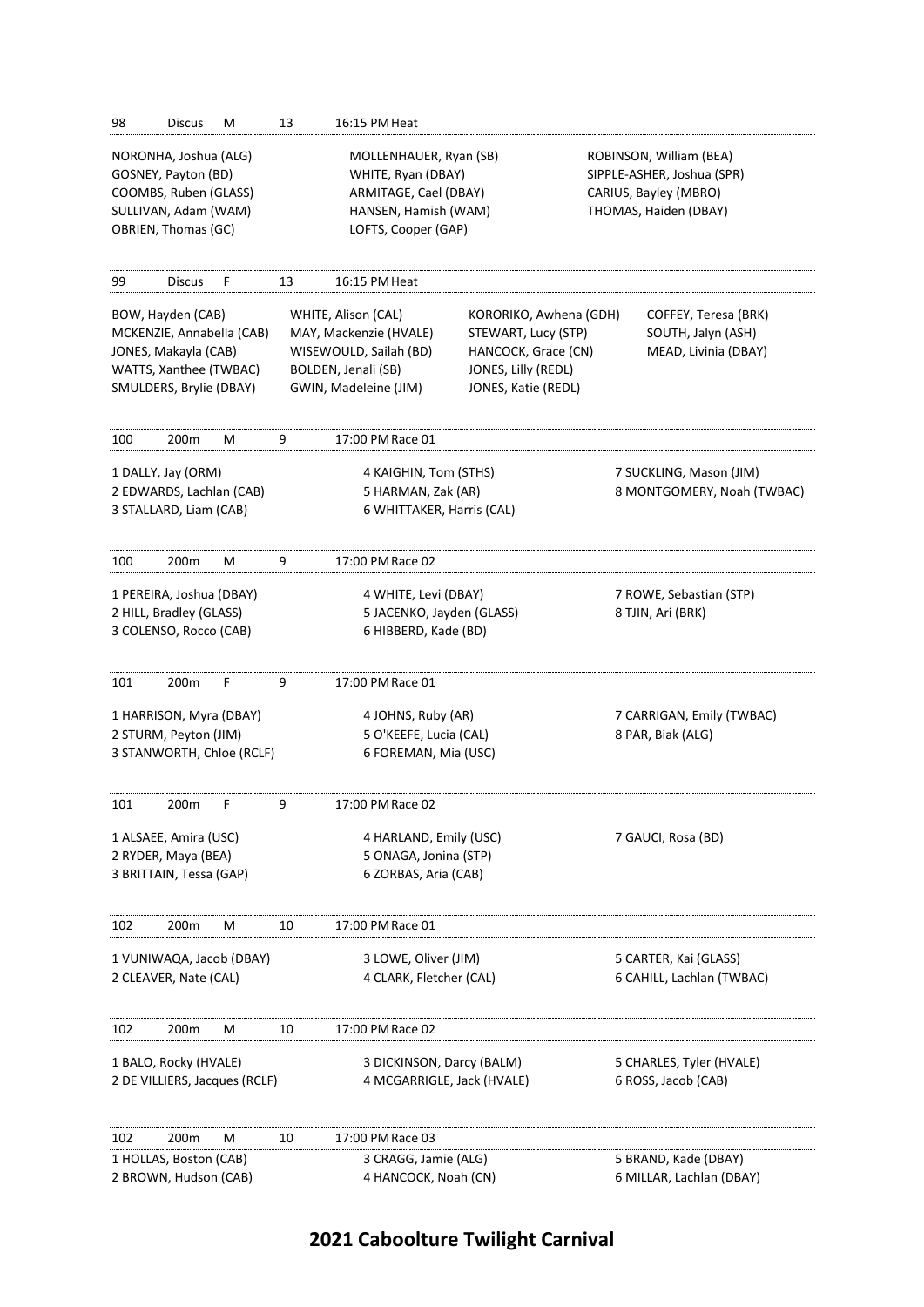98 Discus M 13 16:15 PM Heat

NORONHA, Joshua (ALG)
GOSNEY, Payton (BD)
COOMBS, Ruben (GLASS)
SULLIVAN, Adam (WAM)
OBRIEN, Thomas (GC)
MOLLENHAUER, Ryan (SB)
WHITE, Ryan (DBAY)
ARMITAGE, Cael (DBAY)
HANSEN, Hamish (WAM)
LOFTS, Cooper (GAP)
ROBINSON, William (BEA)
SIPPLE-ASHER, Joshua (SPR)
CARIUS, Bayley (MBRO)
THOMAS, Haiden (DBAY)

99 Discus F 13 16:15 PM Heat

BOW, Hayden (CAB)
MCKENZIE, Annabella (CAB)
JONES, Makayla (CAB)
WATTS, Xanthee (TWBAC)
SMULDERS, Brylie (DBAY)
WHITE, Alison (CAL)
MAY, Mackenzie (HVALE)
WISEWOULD, Sailah (BD)
BOLDEN, Jenali (SB)
GWIN, Madeleine (JIM)
KORORIKO, Awhena (GDH)
STEWART, Lucy (STP)
HANCOCK, Grace (CN)
JONES, Lilly (REDL)
JONES, Katie (REDL)
COFFEY, Teresa (BRK)
SOUTH, Jalyn (ASH)
MEAD, Livinia (DBAY)

100 200m M 9 17:00 PM Race 01

1 DALLY, Jay (ORM)
2 EDWARDS, Lachlan (CAB)
3 STALLARD, Liam (CAB)
4 KAIGHIN, Tom (STHS)
5 HARMAN, Zak (AR)
6 WHITTAKER, Harris (CAL)
7 SUCKLING, Mason (JIM)
8 MONTGOMERY, Noah (TWBAC)

100 200m M 9 17:00 PM Race 02

1 PEREIRA, Joshua (DBAY)
2 HILL, Bradley (GLASS)
3 COLENSO, Rocco (CAB)
4 WHITE, Levi (DBAY)
5 JACENKO, Jayden (GLASS)
6 HIBBERD, Kade (BD)
7 ROWE, Sebastian (STP)
8 TJIN, Ari (BRK)

101 200m F 9 17:00 PM Race 01

1 HARRISON, Myra (DBAY)
2 STURM, Peyton (JIM)
3 STANWORTH, Chloe (RCLF)
4 JOHNS, Ruby (AR)
5 O'KEEFE, Lucia (CAL)
6 FOREMAN, Mia (USC)
7 CARRIGAN, Emily (TWBAC)
8 PAR, Biak (ALG)

101 200m F 9 17:00 PM Race 02

1 ALSAEE, Amira (USC)
2 RYDER, Maya (BEA)
3 BRITTAIN, Tessa (GAP)
4 HARLAND, Emily (USC)
5 ONAGA, Jonina (STP)
6 ZORBAS, Aria (CAB)
7 GAUCI, Rosa (BD)

102 200m M 10 17:00 PM Race 01

1 VUNIWAQA, Jacob (DBAY)
2 CLEAVER, Nate (CAL)
3 LOWE, Oliver (JIM)
4 CLARK, Fletcher (CAL)
5 CARTER, Kai (GLASS)
6 CAHILL, Lachlan (TWBAC)

102 200m M 10 17:00 PM Race 02

1 BALO, Rocky (HVALE)
2 DE VILLIERS, Jacques (RCLF)
3 DICKINSON, Darcy (BALM)
4 MCGARRIGLE, Jack (HVALE)
5 CHARLES, Tyler (HVALE)
6 ROSS, Jacob (CAB)

102 200m M 10 17:00 PM Race 03

1 HOLLAS, Boston (CAB)
2 BROWN, Hudson (CAB)
3 CRAGG, Jamie (ALG)
4 HANCOCK, Noah (CN)
5 BRAND, Kade (DBAY)
6 MILLAR, Lachlan (DBAY)

## 2021 Caboolture Twilight Carnival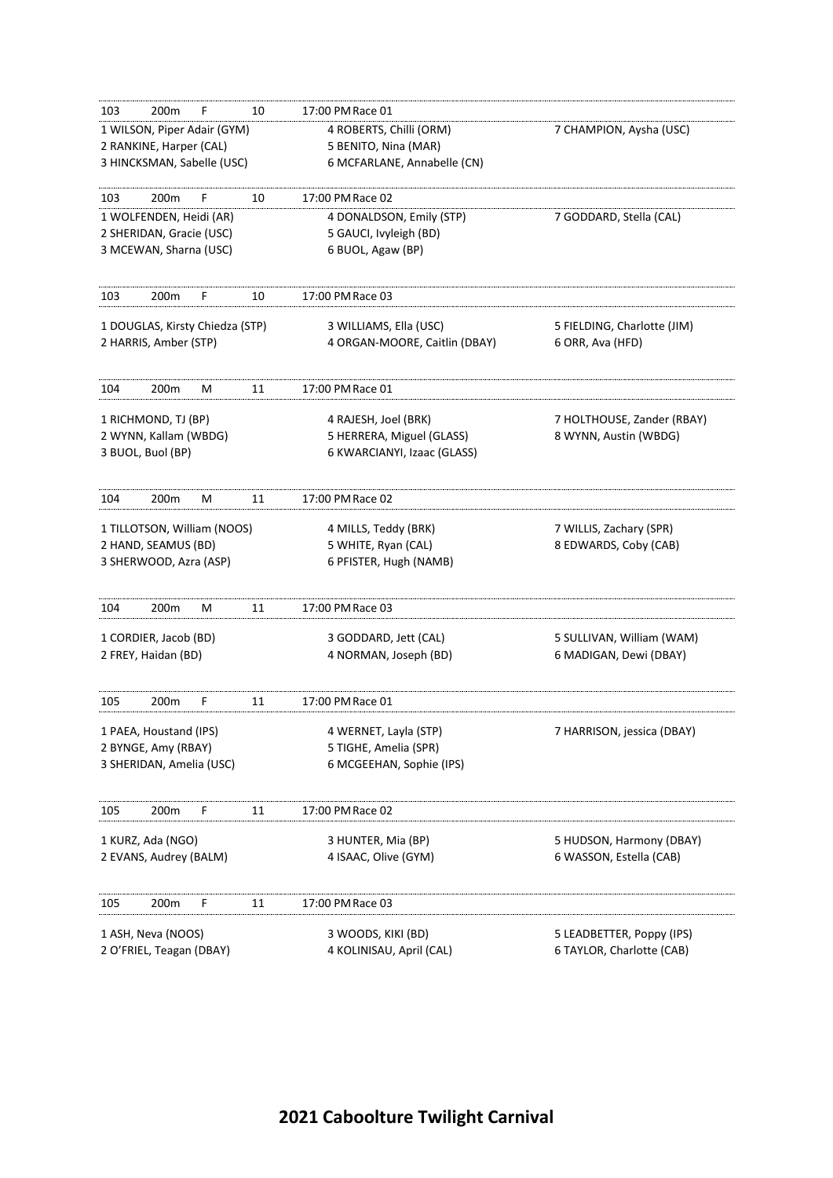| 103 | 200m | F | 10 | 17:00 PM Race 01 |
|---|---|---|---|---|

1 WILSON, Piper Adair (GYM)
2 RANKINE, Harper (CAL)
3 HINCKSMAN, Sabelle (USC)
4 ROBERTS, Chilli (ORM)
5 BENITO, Nina (MAR)
6 MCFARLANE, Annabelle (CN)
7 CHAMPION, Aysha (USC)

| 103 | 200m | F | 10 | 17:00 PM Race 02 |
|---|---|---|---|---|

1 WOLFENDEN, Heidi (AR)
2 SHERIDAN, Gracie (USC)
3 MCEWAN, Sharna (USC)
4 DONALDSON, Emily (STP)
5 GAUCI, Ivyleigh (BD)
6 BUOL, Agaw (BP)
7 GODDARD, Stella (CAL)

| 103 | 200m | F | 10 | 17:00 PM Race 03 |
|---|---|---|---|---|

1 DOUGLAS, Kirsty Chiedza (STP)
2 HARRIS, Amber (STP)
3 WILLIAMS, Ella (USC)
4 ORGAN-MOORE, Caitlin (DBAY)
5 FIELDING, Charlotte (JIM)
6 ORR, Ava (HFD)

| 104 | 200m | M | 11 | 17:00 PM Race 01 |
|---|---|---|---|---|

1 RICHMOND, TJ (BP)
2 WYNN, Kallam (WBDG)
3 BUOL, Buol (BP)
4 RAJESH, Joel (BRK)
5 HERRERA, Miguel (GLASS)
6 KWARCIANYI, Izaac (GLASS)
7 HOLTHOUSE, Zander (RBAY)
8 WYNN, Austin (WBDG)

| 104 | 200m | M | 11 | 17:00 PM Race 02 |
|---|---|---|---|---|

1 TILLOTSON, William (NOOS)
2 HAND, SEAMUS (BD)
3 SHERWOOD, Azra (ASP)
4 MILLS, Teddy (BRK)
5 WHITE, Ryan (CAL)
6 PFISTER, Hugh (NAMB)
7 WILLIS, Zachary (SPR)
8 EDWARDS, Coby (CAB)

| 104 | 200m | M | 11 | 17:00 PM Race 03 |
|---|---|---|---|---|

1 CORDIER, Jacob (BD)
2 FREY, Haidan (BD)
3 GODDARD, Jett (CAL)
4 NORMAN, Joseph (BD)
5 SULLIVAN, William (WAM)
6 MADIGAN, Dewi (DBAY)

| 105 | 200m | F | 11 | 17:00 PM Race 01 |
|---|---|---|---|---|

1 PAEA, Houstand (IPS)
2 BYNGE, Amy (RBAY)
3 SHERIDAN, Amelia (USC)
4 WERNET, Layla (STP)
5 TIGHE, Amelia (SPR)
6 MCGEEHAN, Sophie (IPS)
7 HARRISON, jessica (DBAY)

| 105 | 200m | F | 11 | 17:00 PM Race 02 |
|---|---|---|---|---|

1 KURZ, Ada (NGO)
2 EVANS, Audrey (BALM)
3 HUNTER, Mia (BP)
4 ISAAC, Olive (GYM)
5 HUDSON, Harmony (DBAY)
6 WASSON, Estella (CAB)

| 105 | 200m | F | 11 | 17:00 PM Race 03 |
|---|---|---|---|---|

1 ASH, Neva (NOOS)
2 O'FRIEL, Teagan (DBAY)
3 WOODS, KIKI (BD)
4 KOLINISAU, April (CAL)
5 LEADBETTER, Poppy (IPS)
6 TAYLOR, Charlotte (CAB)

## 2021 Caboolture Twilight Carnival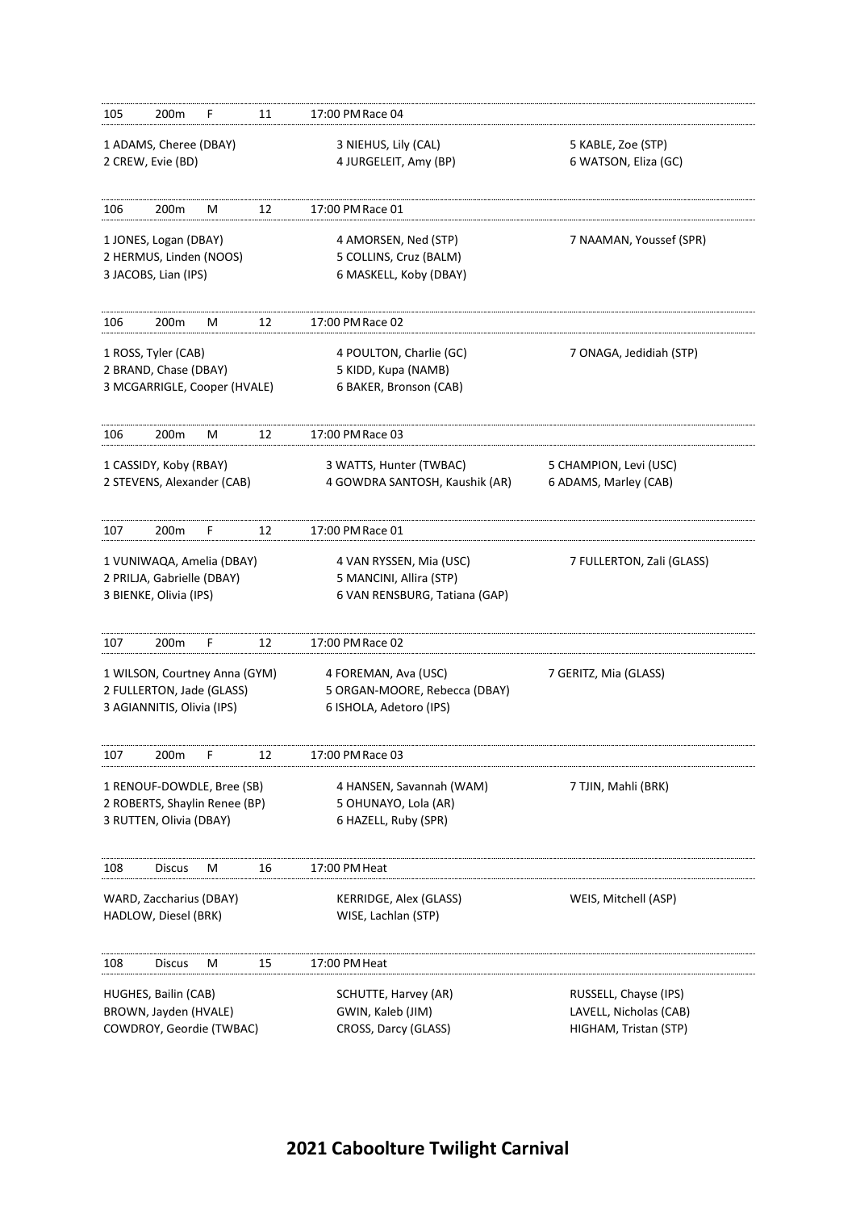| 105 | 200m | F | 11 | 17:00 PM Race 04 |
|---|---|---|---|---|

1 ADAMS, Cheree (DBAY)
2 CREW, Evie (BD)
3 NIEHUS, Lily (CAL)
4 JURGELEIT, Amy (BP)
5 KABLE, Zoe (STP)
6 WATSON, Eliza (GC)

| 106 | 200m | M | 12 | 17:00 PM Race 01 |
|---|---|---|---|---|

1 JONES, Logan (DBAY)
2 HERMUS, Linden (NOOS)
3 JACOBS, Lian (IPS)
4 AMORSEN, Ned (STP)
5 COLLINS, Cruz (BALM)
6 MASKELL, Koby (DBAY)
7 NAAMAN, Youssef (SPR)

| 106 | 200m | M | 12 | 17:00 PM Race 02 |
|---|---|---|---|---|

1 ROSS, Tyler (CAB)
2 BRAND, Chase (DBAY)
3 MCGARRIGLE, Cooper (HVALE)
4 POULTON, Charlie (GC)
5 KIDD, Kupa (NAMB)
6 BAKER, Bronson (CAB)
7 ONAGA, Jedidiah (STP)

| 106 | 200m | M | 12 | 17:00 PM Race 03 |
|---|---|---|---|---|

1 CASSIDY, Koby (RBAY)
2 STEVENS, Alexander (CAB)
3 WATTS, Hunter (TWBAC)
4 GOWDRA SANTOSH, Kaushik (AR)
5 CHAMPION, Levi (USC)
6 ADAMS, Marley (CAB)

| 107 | 200m | F | 12 | 17:00 PM Race 01 |
|---|---|---|---|---|

1 VUNIWAQA, Amelia (DBAY)
2 PRILJA, Gabrielle (DBAY)
3 BIENKE, Olivia (IPS)
4 VAN RYSSEN, Mia (USC)
5 MANCINI, Allira (STP)
6 VAN RENSBURG, Tatiana (GAP)
7 FULLERTON, Zali (GLASS)

| 107 | 200m | F | 12 | 17:00 PM Race 02 |
|---|---|---|---|---|

1 WILSON, Courtney Anna (GYM)
2 FULLERTON, Jade (GLASS)
3 AGIANNITIS, Olivia (IPS)
4 FOREMAN, Ava (USC)
5 ORGAN-MOORE, Rebecca (DBAY)
6 ISHOLA, Adetoro (IPS)
7 GERITZ, Mia (GLASS)

| 107 | 200m | F | 12 | 17:00 PM Race 03 |
|---|---|---|---|---|

1 RENOUF-DOWDLE, Bree (SB)
2 ROBERTS, Shaylin Renee (BP)
3 RUTTEN, Olivia (DBAY)
4 HANSEN, Savannah (WAM)
5 OHUNAYO, Lola (AR)
6 HAZELL, Ruby (SPR)
7 TJIN, Mahli (BRK)

| 108 | Discus | M | 16 | 17:00 PM Heat |
|---|---|---|---|---|

WARD, Zaccharius (DBAY)
HADLOW, Diesel (BRK)
KERRIDGE, Alex (GLASS)
WISE, Lachlan (STP)
WEIS, Mitchell (ASP)

| 108 | Discus | M | 15 | 17:00 PM Heat |
|---|---|---|---|---|

HUGHES, Bailin (CAB)
BROWN, Jayden (HVALE)
COWDROY, Geordie (TWBAC)
SCHUTTE, Harvey (AR)
GWIN, Kaleb (JIM)
CROSS, Darcy (GLASS)
RUSSELL, Chayse (IPS)
LAVELL, Nicholas (CAB)
HIGHAM, Tristan (STP)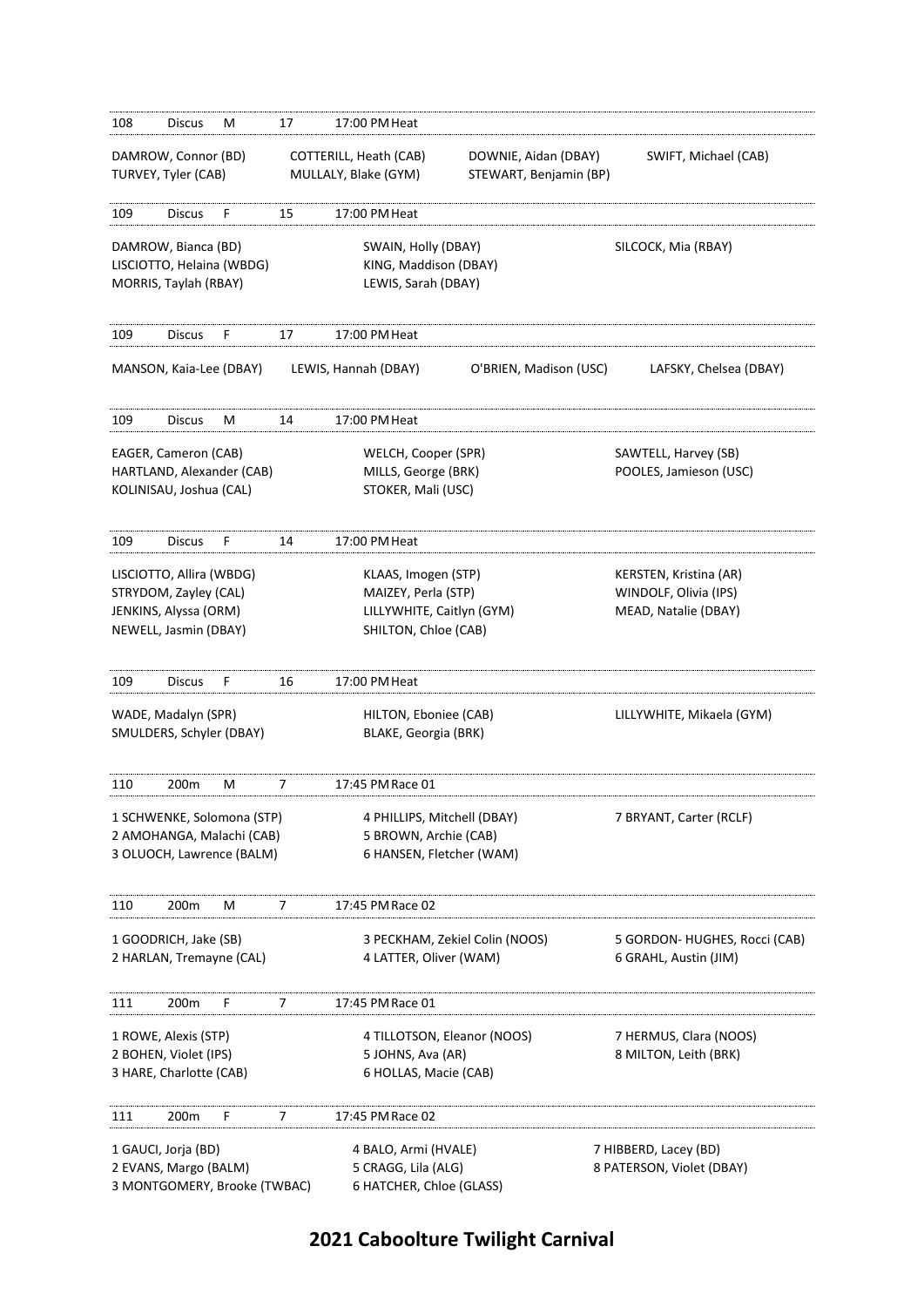108 Discus M 17 17:00 PM Heat

DAMROW, Connor (BD) | COTTERILL, Heath (CAB) | DOWNIE, Aidan (DBAY) | SWIFT, Michael (CAB)
TURVEY, Tyler (CAB) | MULLALY, Blake (GYM) | STEWART, Benjamin (BP)

109 Discus F 15 17:00 PM Heat

DAMROW, Bianca (BD) | SWAIN, Holly (DBAY) | SILCOCK, Mia (RBAY)
LISCIOTTO, Helaina (WBDG) | KING, Maddison (DBAY)
MORRIS, Taylah (RBAY) | LEWIS, Sarah (DBAY)

109 Discus F 17 17:00 PM Heat

MANSON, Kaia-Lee (DBAY) | LEWIS, Hannah (DBAY) | O'BRIEN, Madison (USC) | LAFSKY, Chelsea (DBAY)

109 Discus M 14 17:00 PM Heat

EAGER, Cameron (CAB) | WELCH, Cooper (SPR) | SAWTELL, Harvey (SB)
HARTLAND, Alexander (CAB) | MILLS, George (BRK) | POOLES, Jamieson (USC)
KOLINISAU, Joshua (CAL) | STOKER, Mali (USC)

109 Discus F 14 17:00 PM Heat

LISCIOTTO, Allira (WBDG) | KLAAS, Imogen (STP) | KERSTEN, Kristina (AR)
STRYDOM, Zayley (CAL) | MAIZEY, Perla (STP) | WINDOLF, Olivia (IPS)
JENKINS, Alyssa (ORM) | LILLYWHITE, Caitlyn (GYM) | MEAD, Natalie (DBAY)
NEWELL, Jasmin (DBAY) | SHILTON, Chloe (CAB)

109 Discus F 16 17:00 PM Heat

WADE, Madalyn (SPR) | HILTON, Eboniee (CAB) | LILLYWHITE, Mikaela (GYM)
SMULDERS, Schyler (DBAY) | BLAKE, Georgia (BRK)

110 200m M 7 17:45 PM Race 01

1 SCHWENKE, Solomona (STP) | 4 PHILLIPS, Mitchell (DBAY) | 7 BRYANT, Carter (RCLF)
2 AMOHANGA, Malachi (CAB) | 5 BROWN, Archie (CAB)
3 OLUOCH, Lawrence (BALM) | 6 HANSEN, Fletcher (WAM)

110 200m M 7 17:45 PM Race 02

1 GOODRICH, Jake (SB) | 3 PECKHAM, Zekiel Colin (NOOS) | 5 GORDON- HUGHES, Rocci (CAB)
2 HARLAN, Tremayne (CAL) | 4 LATTER, Oliver (WAM) | 6 GRAHL, Austin (JIM)

111 200m F 7 17:45 PM Race 01

1 ROWE, Alexis (STP) | 4 TILLOTSON, Eleanor (NOOS) | 7 HERMUS, Clara (NOOS)
2 BOHEN, Violet (IPS) | 5 JOHNS, Ava (AR) | 8 MILTON, Leith (BRK)
3 HARE, Charlotte (CAB) | 6 HOLLAS, Macie (CAB)

111 200m F 7 17:45 PM Race 02

1 GAUCI, Jorja (BD) | 4 BALO, Armi (HVALE) | 7 HIBBERD, Lacey (BD)
2 EVANS, Margo (BALM) | 5 CRAGG, Lila (ALG) | 8 PATERSON, Violet (DBAY)
3 MONTGOMERY, Brooke (TWBAC) | 6 HATCHER, Chloe (GLASS)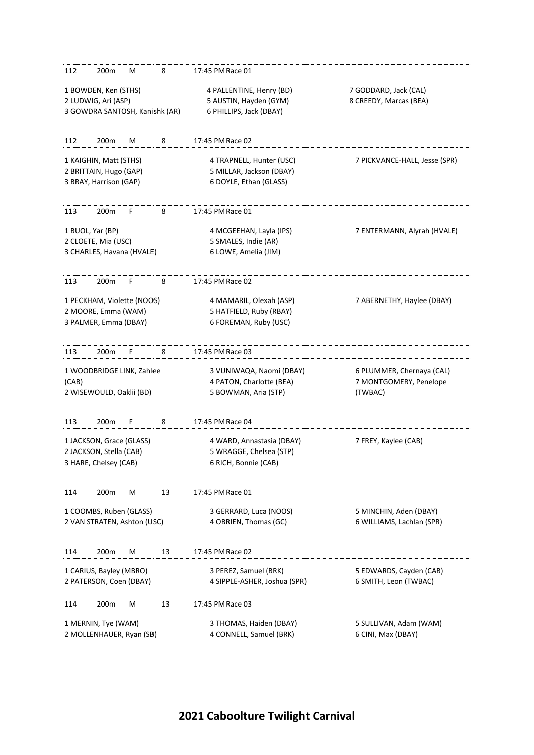112 200m M 8 17:45 PM Race 01

1 BOWDEN, Ken (STHS)
2 LUDWIG, Ari (ASP)
3 GOWDRA SANTOSH, Kanishk (AR)
4 PALLENTINE, Henry (BD)
5 AUSTIN, Hayden (GYM)
6 PHILLIPS, Jack (DBAY)
7 GODDARD, Jack (CAL)
8 CREEDY, Marcas (BEA)

112 200m M 8 17:45 PM Race 02

1 KAIGHIN, Matt (STHS)
2 BRITTAIN, Hugo (GAP)
3 BRAY, Harrison (GAP)
4 TRAPNELL, Hunter (USC)
5 MILLAR, Jackson (DBAY)
6 DOYLE, Ethan (GLASS)
7 PICKVANCE-HALL, Jesse (SPR)

113 200m F 8 17:45 PM Race 01

1 BUOL, Yar (BP)
2 CLOETE, Mia (USC)
3 CHARLES, Havana (HVALE)
4 MCGEEHAN, Layla (IPS)
5 SMALES, Indie (AR)
6 LOWE, Amelia (JIM)
7 ENTERMANN, Alyrah (HVALE)

113 200m F 8 17:45 PM Race 02

1 PECKHAM, Violette (NOOS)
2 MOORE, Emma (WAM)
3 PALMER, Emma (DBAY)
4 MAMARIL, Olexah (ASP)
5 HATFIELD, Ruby (RBAY)
6 FOREMAN, Ruby (USC)
7 ABERNETHY, Haylee (DBAY)

113 200m F 8 17:45 PM Race 03

1 WOODBRIDGE LINK, Zahlee (CAB)
2 WISEWOULD, Oaklii (BD)
3 VUNIWAQA, Naomi (DBAY)
4 PATON, Charlotte (BEA)
5 BOWMAN, Aria (STP)
6 PLUMMER, Chernaya (CAL)
7 MONTGOMERY, Penelope (TWBAC)

113 200m F 8 17:45 PM Race 04

1 JACKSON, Grace (GLASS)
2 JACKSON, Stella (CAB)
3 HARE, Chelsey (CAB)
4 WARD, Annastasia (DBAY)
5 WRAGGE, Chelsea (STP)
6 RICH, Bonnie (CAB)
7 FREY, Kaylee (CAB)

114 200m M 13 17:45 PM Race 01

1 COOMBS, Ruben (GLASS)
2 VAN STRATEN, Ashton (USC)
3 GERRARD, Luca (NOOS)
4 OBRIEN, Thomas (GC)
5 MINCHIN, Aden (DBAY)
6 WILLIAMS, Lachlan (SPR)

114 200m M 13 17:45 PM Race 02

1 CARIUS, Bayley (MBRO)
2 PATERSON, Coen (DBAY)
3 PEREZ, Samuel (BRK)
4 SIPPLE-ASHER, Joshua (SPR)
5 EDWARDS, Cayden (CAB)
6 SMITH, Leon (TWBAC)

114 200m M 13 17:45 PM Race 03

1 MERNIN, Tye (WAM)
2 MOLLENHAUER, Ryan (SB)
3 THOMAS, Haiden (DBAY)
4 CONNELL, Samuel (BRK)
5 SULLIVAN, Adam (WAM)
6 CINI, Max (DBAY)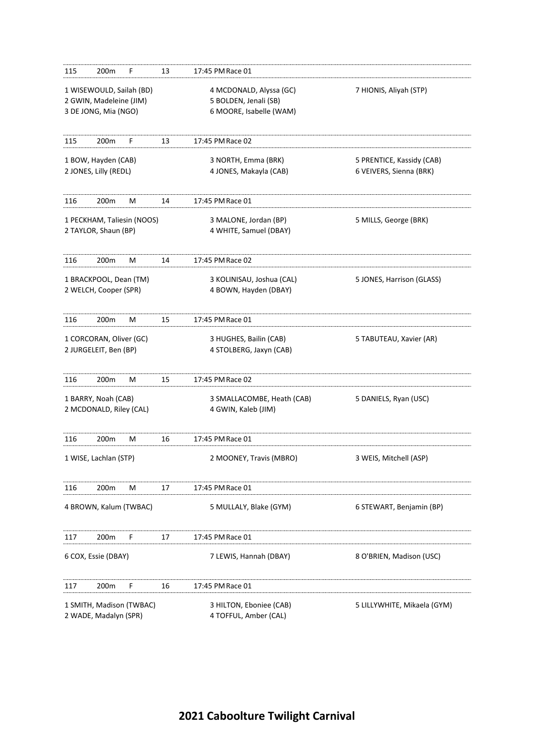| 115 | 200m | F | 13 | 17:45 PM Race 01 |
|---|---|---|---|---|

1 WISEWOULD, Sailah (BD)
2 GWIN, Madeleine (JIM)
3 DE JONG, Mia (NGO)
4 MCDONALD, Alyssa (GC)
5 BOLDEN, Jenali (SB)
6 MOORE, Isabelle (WAM)
7 HIONIS, Aliyah (STP)

| 115 | 200m | F | 13 | 17:45 PM Race 02 |
|---|---|---|---|---|

1 BOW, Hayden (CAB)
2 JONES, Lilly (REDL)
3 NORTH, Emma (BRK)
4 JONES, Makayla (CAB)
5 PRENTICE, Kassidy (CAB)
6 VEIVERS, Sienna (BRK)

| 116 | 200m | M | 14 | 17:45 PM Race 01 |
|---|---|---|---|---|

1 PECKHAM, Taliesin (NOOS)
2 TAYLOR, Shaun (BP)
3 MALONE, Jordan (BP)
4 WHITE, Samuel (DBAY)
5 MILLS, George (BRK)

| 116 | 200m | M | 14 | 17:45 PM Race 02 |
|---|---|---|---|---|

1 BRACKPOOL, Dean (TM)
2 WELCH, Cooper (SPR)
3 KOLINISAU, Joshua (CAL)
4 BOWN, Hayden (DBAY)
5 JONES, Harrison (GLASS)

| 116 | 200m | M | 15 | 17:45 PM Race 01 |
|---|---|---|---|---|

1 CORCORAN, Oliver (GC)
2 JURGELEIT, Ben (BP)
3 HUGHES, Bailin (CAB)
4 STOLBERG, Jaxyn (CAB)
5 TABUTEAU, Xavier (AR)

| 116 | 200m | M | 15 | 17:45 PM Race 02 |
|---|---|---|---|---|

1 BARRY, Noah (CAB)
2 MCDONALD, Riley (CAL)
3 SMALLACOMBE, Heath (CAB)
4 GWIN, Kaleb (JIM)
5 DANIELS, Ryan (USC)

| 116 | 200m | M | 16 | 17:45 PM Race 01 |
|---|---|---|---|---|

1 WISE, Lachlan (STP)
2 MOONEY, Travis (MBRO)
3 WEIS, Mitchell (ASP)

| 116 | 200m | M | 17 | 17:45 PM Race 01 |
|---|---|---|---|---|

4 BROWN, Kalum (TWBAC)
5 MULLALY, Blake (GYM)
6 STEWART, Benjamin (BP)

| 117 | 200m | F | 17 | 17:45 PM Race 01 |
|---|---|---|---|---|

6 COX, Essie (DBAY)
7 LEWIS, Hannah (DBAY)
8 O'BRIEN, Madison (USC)

| 117 | 200m | F | 16 | 17:45 PM Race 01 |
|---|---|---|---|---|

1 SMITH, Madison (TWBAC)
2 WADE, Madalyn (SPR)
3 HILTON, Eboniee (CAB)
4 TOFFUL, Amber (CAL)
5 LILLYWHITE, Mikaela (GYM)

## 2021 Caboolture Twilight Carnival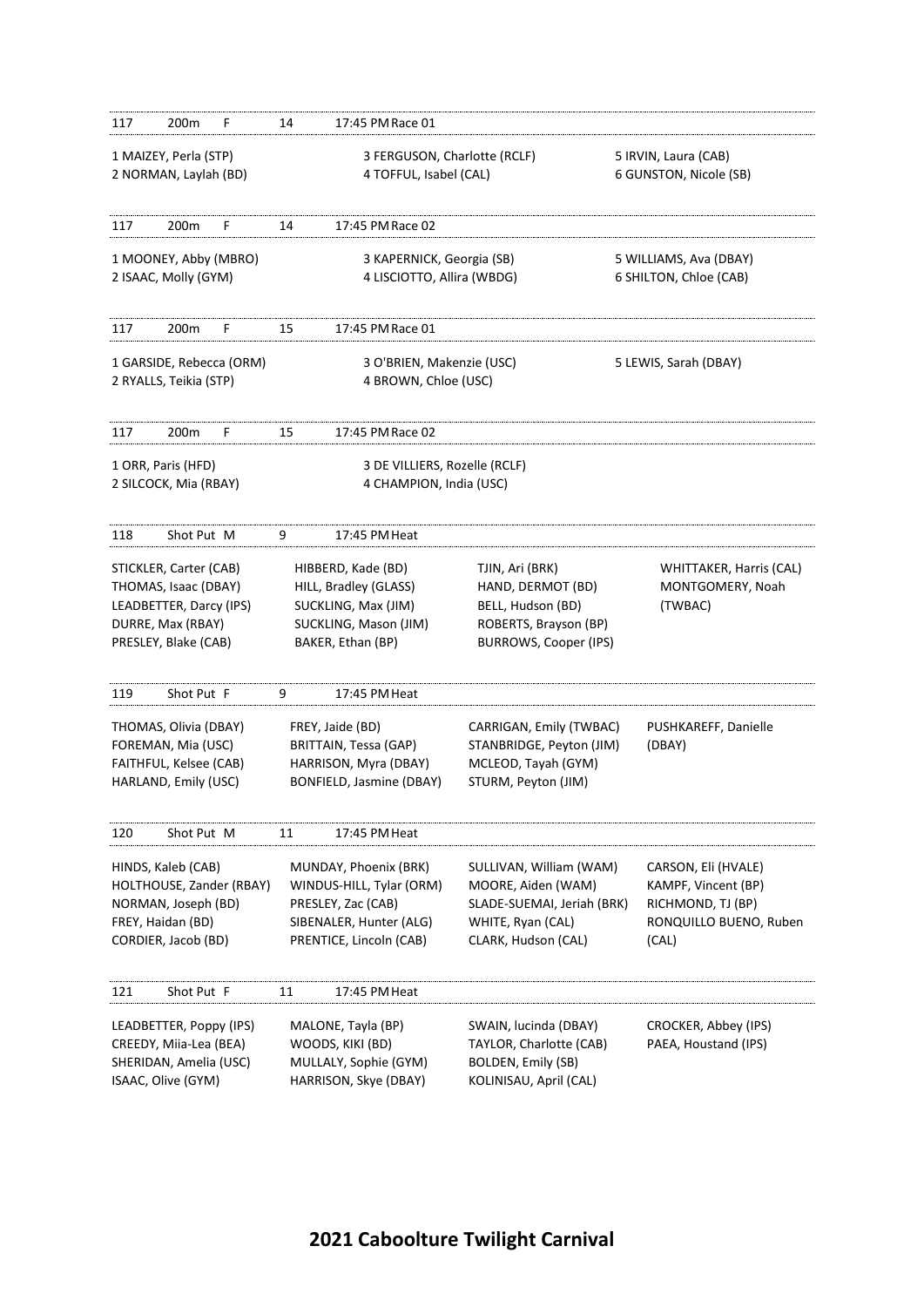117 200m F 14 17:45 PM Race 01

1 MAIZEY, Perla (STP)
2 NORMAN, Laylah (BD)
3 FERGUSON, Charlotte (RCLF)
4 TOFFUL, Isabel (CAL)
5 IRVIN, Laura (CAB)
6 GUNSTON, Nicole (SB)

117 200m F 14 17:45 PM Race 02

1 MOONEY, Abby (MBRO)
2 ISAAC, Molly (GYM)
3 KAPERNICK, Georgia (SB)
4 LISCIOTTO, Allira (WBDG)
5 WILLIAMS, Ava (DBAY)
6 SHILTON, Chloe (CAB)

117 200m F 15 17:45 PM Race 01

1 GARSIDE, Rebecca (ORM)
2 RYALLS, Teikia (STP)
3 O'BRIEN, Makenzie (USC)
4 BROWN, Chloe (USC)
5 LEWIS, Sarah (DBAY)

117 200m F 15 17:45 PM Race 02

1 ORR, Paris (HFD)
2 SILCOCK, Mia (RBAY)
3 DE VILLIERS, Rozelle (RCLF)
4 CHAMPION, India (USC)

118 Shot Put M 9 17:45 PM Heat

STICKLER, Carter (CAB)
THOMAS, Isaac (DBAY)
LEADBETTER, Darcy (IPS)
DURRE, Max (RBAY)
PRESLEY, Blake (CAB)
HIBBERD, Kade (BD)
HILL, Bradley (GLASS)
SUCKLING, Max (JIM)
SUCKLING, Mason (JIM)
BAKER, Ethan (BP)
TJIN, Ari (BRK)
HAND, DERMOT (BD)
BELL, Hudson (BD)
ROBERTS, Brayson (BP)
BURROWS, Cooper (IPS)
WHITTAKER, Harris (CAL)
MONTGOMERY, Noah (TWBAC)

119 Shot Put F 9 17:45 PM Heat

THOMAS, Olivia (DBAY)
FOREMAN, Mia (USC)
FAITHFUL, Kelsee (CAB)
HARLAND, Emily (USC)
FREY, Jaide (BD)
BRITTAIN, Tessa (GAP)
HARRISON, Myra (DBAY)
BONFIELD, Jasmine (DBAY)
CARRIGAN, Emily (TWBAC)
STANBRIDGE, Peyton (JIM)
MCLEOD, Tayah (GYM)
STURM, Peyton (JIM)
PUSHKAREFF, Danielle (DBAY)

120 Shot Put M 11 17:45 PM Heat

HINDS, Kaleb (CAB)
HOLTHOUSE, Zander (RBAY)
NORMAN, Joseph (BD)
FREY, Haidan (BD)
CORDIER, Jacob (BD)
MUNDAY, Phoenix (BRK)
WINDUS-HILL, Tylar (ORM)
PRESLEY, Zac (CAB)
SIBENALER, Hunter (ALG)
PRENTICE, Lincoln (CAB)
SULLIVAN, William (WAM)
MOORE, Aiden (WAM)
SLADE-SUEMAI, Jeriah (BRK)
WHITE, Ryan (CAL)
CLARK, Hudson (CAL)
CARSON, Eli (HVALE)
KAMPF, Vincent (BP)
RICHMOND, TJ (BP)
RONQUILLO BUENO, Ruben (CAL)

121 Shot Put F 11 17:45 PM Heat

LEADBETTER, Poppy (IPS)
CREEDY, Miia-Lea (BEA)
SHERIDAN, Amelia (USC)
ISAAC, Olive (GYM)
MALONE, Tayla (BP)
WOODS, KIKI (BD)
MULLALY, Sophie (GYM)
HARRISON, Skye (DBAY)
SWAIN, lucinda (DBAY)
TAYLOR, Charlotte (CAB)
BOLDEN, Emily (SB)
KOLINISAU, April (CAL)
CROCKER, Abbey (IPS)
PAEA, Houstand (IPS)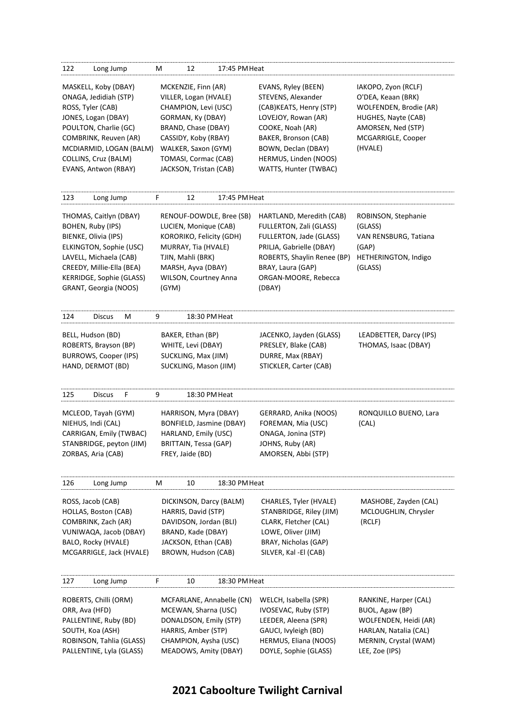**122 | Long Jump | M | 12 | 17:45 PM Heat**

- MASKELL, Koby (DBAY)
- ONAGA, Jedidiah (STP)
- ROSS, Tyler (CAB)
- JONES, Logan (DBAY)
- POULTON, Charlie (GC)
- COMBRINK, Reuven (AR)
- MCDIARMID, LOGAN (BALM)
- COLLINS, Cruz (BALM)
- EVANS, Antwon (RBAY)
- MCKENZIE, Finn (AR)
- VILLER, Logan (HVALE)
- CHAMPION, Levi (USC)
- GORMAN, Ky (DBAY)
- BRAND, Chase (DBAY)
- CASSIDY, Koby (RBAY)
- WALKER, Saxon (GYM)
- TOMASI, Cormac (CAB)
- JACKSON, Tristan (CAB)
- EVANS, Ryley (BEEN)
- STEVENS, Alexander
- (CAB)KEATS, Henry (STP)
- LOVEJOY, Rowan (AR)
- COOKE, Noah (AR)
- BAKER, Bronson (CAB)
- BOWN, Declan (DBAY)
- HERMUS, Linden (NOOS)
- WATTS, Hunter (TWBAC)
- IAKOPO, Zyon (RCLF)
- O'DEA, Keaan (BRK)
- WOLFENDEN, Brodie (AR)
- HUGHES, Nayte (CAB)
- AMORSEN, Ned (STP)
- MCGARRIGLE, Cooper (HVALE)

**123 | Long Jump | F | 12 | 17:45 PM Heat**

- THOMAS, Caitlyn (DBAY)
- BOHEN, Ruby (IPS)
- BIENKE, Olivia (IPS)
- ELKINGTON, Sophie (USC)
- LAVELL, Michaela (CAB)
- CREEDY, Millie-Ella (BEA)
- KERRIDGE, Sophie (GLASS)
- GRANT, Georgia (NOOS)
- RENOUF-DOWDLE, Bree (SB)
- LUCIEN, Monique (CAB)
- KORORIKO, Felicity (GDH)
- MURRAY, Tia (HVALE)
- TJIN, Mahli (BRK)
- MARSH, Ayva (DBAY)
- WILSON, Courtney Anna (GYM)
- HARTLAND, Meredith (CAB)
- FULLERTON, Zali (GLASS)
- FULLERTON, Jade (GLASS)
- PRILJA, Gabrielle (DBAY)
- ROBERTS, Shaylin Renee (BP)
- BRAY, Laura (GAP)
- ORGAN-MOORE, Rebecca (DBAY)
- ROBINSON, Stephanie (GLASS)
- VAN RENSBURG, Tatiana (GAP)
- HETHERINGTON, Indigo (GLASS)

**124 | Discus | M | 9 | 18:30 PM Heat**

- BELL, Hudson (BD)
- ROBERTS, Brayson (BP)
- BURROWS, Cooper (IPS)
- HAND, DERMOT (BD)
- BAKER, Ethan (BP)
- WHITE, Levi (DBAY)
- SUCKLING, Max (JIM)
- SUCKLING, Mason (JIM)
- JACENKO, Jayden (GLASS)
- PRESLEY, Blake (CAB)
- DURRE, Max (RBAY)
- STICKLER, Carter (CAB)
- LEADBETTER, Darcy (IPS)
- THOMAS, Isaac (DBAY)

**125 | Discus | F | 9 | 18:30 PM Heat**

- MCLEOD, Tayah (GYM)
- NIEHUS, Indi (CAL)
- CARRIGAN, Emily (TWBAC)
- STANBRIDGE, peyton (JIM)
- ZORBAS, Aria (CAB)
- HARRISON, Myra (DBAY)
- BONFIELD, Jasmine (DBAY)
- HARLAND, Emily (USC)
- BRITTAIN, Tessa (GAP)
- FREY, Jaide (BD)
- GERRARD, Anika (NOOS)
- FOREMAN, Mia (USC)
- ONAGA, Jonina (STP)
- JOHNS, Ruby (AR)
- AMORSEN, Abbi (STP)
- RONQUILLO BUENO, Lara (CAL)

**126 | Long Jump | M | 10 | 18:30 PM Heat**

- ROSS, Jacob (CAB)
- HOLLAS, Boston (CAB)
- COMBRINK, Zach (AR)
- VUNIWAQA, Jacob (DBAY)
- BALO, Rocky (HVALE)
- MCGARRIGLE, Jack (HVALE)
- DICKINSON, Darcy (BALM)
- HARRIS, David (STP)
- DAVIDSON, Jordan (BLI)
- BRAND, Kade (DBAY)
- JACKSON, Ethan (CAB)
- BROWN, Hudson (CAB)
- CHARLES, Tyler (HVALE)
- STANBRIDGE, Riley (JIM)
- CLARK, Fletcher (CAL)
- LOWE, Oliver (JIM)
- BRAY, Nicholas (GAP)
- SILVER, Kal -El (CAB)
- MASHOBE, Zayden (CAL)
- MCLOUGHLIN, Chrysler (RCLF)

**127 | Long Jump | F | 10 | 18:30 PM Heat**

- ROBERTS, Chilli (ORM)
- ORR, Ava (HFD)
- PALLENTINE, Ruby (BD)
- SOUTH, Koa (ASH)
- ROBINSON, Tahlia (GLASS)
- PALLENTINE, Lyla (GLASS)
- MCFARLANE, Annabelle (CN)
- MCEWAN, Sharna (USC)
- DONALDSON, Emily (STP)
- HARRIS, Amber (STP)
- CHAMPION, Aysha (USC)
- MEADOWS, Amity (DBAY)
- WELCH, Isabella (SPR)
- IVOSEVAC, Ruby (STP)
- LEEDER, Aleena (SPR)
- GAUCI, Ivyleigh (BD)
- HERMUS, Eliana (NOOS)
- DOYLE, Sophie (GLASS)
- RANKINE, Harper (CAL)
- BUOL, Agaw (BP)
- WOLFENDEN, Heidi (AR)
- HARLAN, Natalia (CAL)
- MERNIN, Crystal (WAM)
- LEE, Zoe (IPS)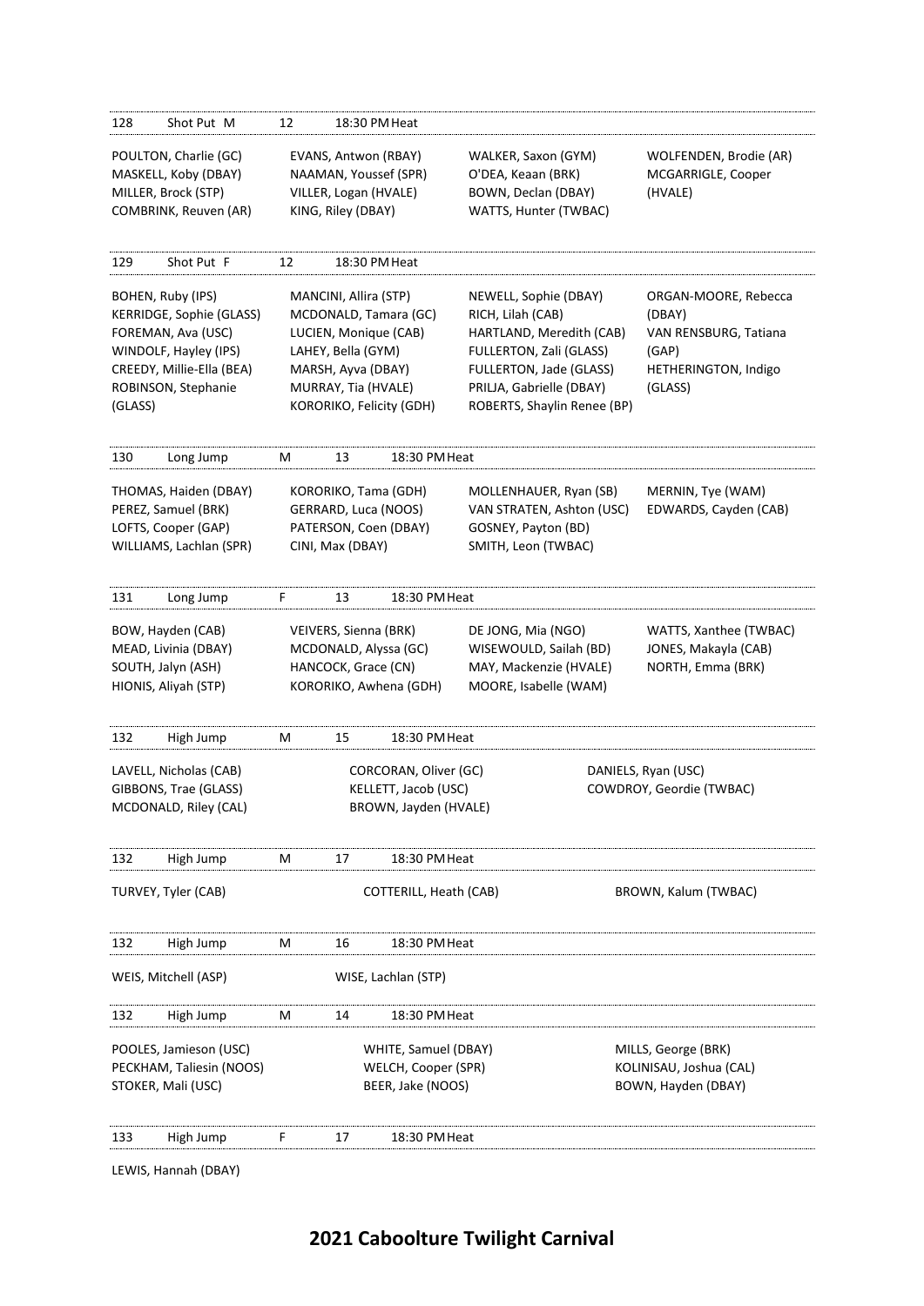| 128 | Shot Put M | 12 | 18:30 PM Heat |
|---|---|---|---|

POULTON, Charlie (GC)
MASKELL, Koby (DBAY)
MILLER, Brock (STP)
COMBRINK, Reuven (AR)
EVANS, Antwon (RBAY)
NAAMAN, Youssef (SPR)
VILLER, Logan (HVALE)
KING, Riley (DBAY)
WALKER, Saxon (GYM)
O'DEA, Keaan (BRK)
BOWN, Declan (DBAY)
WATTS, Hunter (TWBAC)
WOLFENDEN, Brodie (AR)
MCGARRIGLE, Cooper (HVALE)

| 129 | Shot Put F | 12 | 18:30 PM Heat |
|---|---|---|---|

BOHEN, Ruby (IPS)
KERRIDGE, Sophie (GLASS)
FOREMAN, Ava (USC)
WINDOLF, Hayley (IPS)
CREEDY, Millie-Ella (BEA)
ROBINSON, Stephanie (GLASS)
MANCINI, Allira (STP)
MCDONALD, Tamara (GC)
LUCIEN, Monique (CAB)
LAHEY, Bella (GYM)
MARSH, Ayva (DBAY)
MURRAY, Tia (HVALE)
KORORIKO, Felicity (GDH)
NEWELL, Sophie (DBAY)
RICH, Lilah (CAB)
HARTLAND, Meredith (CAB)
FULLERTON, Zali (GLASS)
FULLERTON, Jade (GLASS)
PRILJA, Gabrielle (DBAY)
ROBERTS, Shaylin Renee (BP)
ORGAN-MOORE, Rebecca (DBAY)
VAN RENSBURG, Tatiana (GAP)
HETHERINGTON, Indigo (GLASS)

| 130 | Long Jump | M | 13 | 18:30 PM Heat |
|---|---|---|---|---|

THOMAS, Haiden (DBAY)
PEREZ, Samuel (BRK)
LOFTS, Cooper (GAP)
WILLIAMS, Lachlan (SPR)
KORORIKO, Tama (GDH)
GERRARD, Luca (NOOS)
PATERSON, Coen (DBAY)
CINI, Max (DBAY)
MOLLENHAUER, Ryan (SB)
VAN STRATEN, Ashton (USC)
GOSNEY, Payton (BD)
SMITH, Leon (TWBAC)
MERNIN, Tye (WAM)
EDWARDS, Cayden (CAB)

| 131 | Long Jump | F | 13 | 18:30 PM Heat |
|---|---|---|---|---|

BOW, Hayden (CAB)
MEAD, Livinia (DBAY)
SOUTH, Jalyn (ASH)
HIONIS, Aliyah (STP)
VEIVERS, Sienna (BRK)
MCDONALD, Alyssa (GC)
HANCOCK, Grace (CN)
KORORIKO, Awhena (GDH)
DE JONG, Mia (NGO)
WISEWOULD, Sailah (BD)
MAY, Mackenzie (HVALE)
MOORE, Isabelle (WAM)
WATTS, Xanthee (TWBAC)
JONES, Makayla (CAB)
NORTH, Emma (BRK)

| 132 | High Jump | M | 15 | 18:30 PM Heat |
|---|---|---|---|---|

LAVELL, Nicholas (CAB)
GIBBONS, Trae (GLASS)
MCDONALD, Riley (CAL)
CORCORAN, Oliver (GC)
KELLETT, Jacob (USC)
BROWN, Jayden (HVALE)
DANIELS, Ryan (USC)
COWDROY, Geordie (TWBAC)

| 132 | High Jump | M | 17 | 18:30 PM Heat |
|---|---|---|---|---|

TURVEY, Tyler (CAB)
COTTERILL, Heath (CAB)
BROWN, Kalum (TWBAC)

| 132 | High Jump | M | 16 | 18:30 PM Heat |
|---|---|---|---|---|

WEIS, Mitchell (ASP)
WISE, Lachlan (STP)

| 132 | High Jump | M | 14 | 18:30 PM Heat |
|---|---|---|---|---|

POOLES, Jamieson (USC)
PECKHAM, Taliesin (NOOS)
STOKER, Mali (USC)
WHITE, Samuel (DBAY)
WELCH, Cooper (SPR)
BEER, Jake (NOOS)
MILLS, George (BRK)
KOLINISAU, Joshua (CAL)
BOWN, Hayden (DBAY)

| 133 | High Jump | F | 17 | 18:30 PM Heat |
|---|---|---|---|---|

LEWIS, Hannah (DBAY)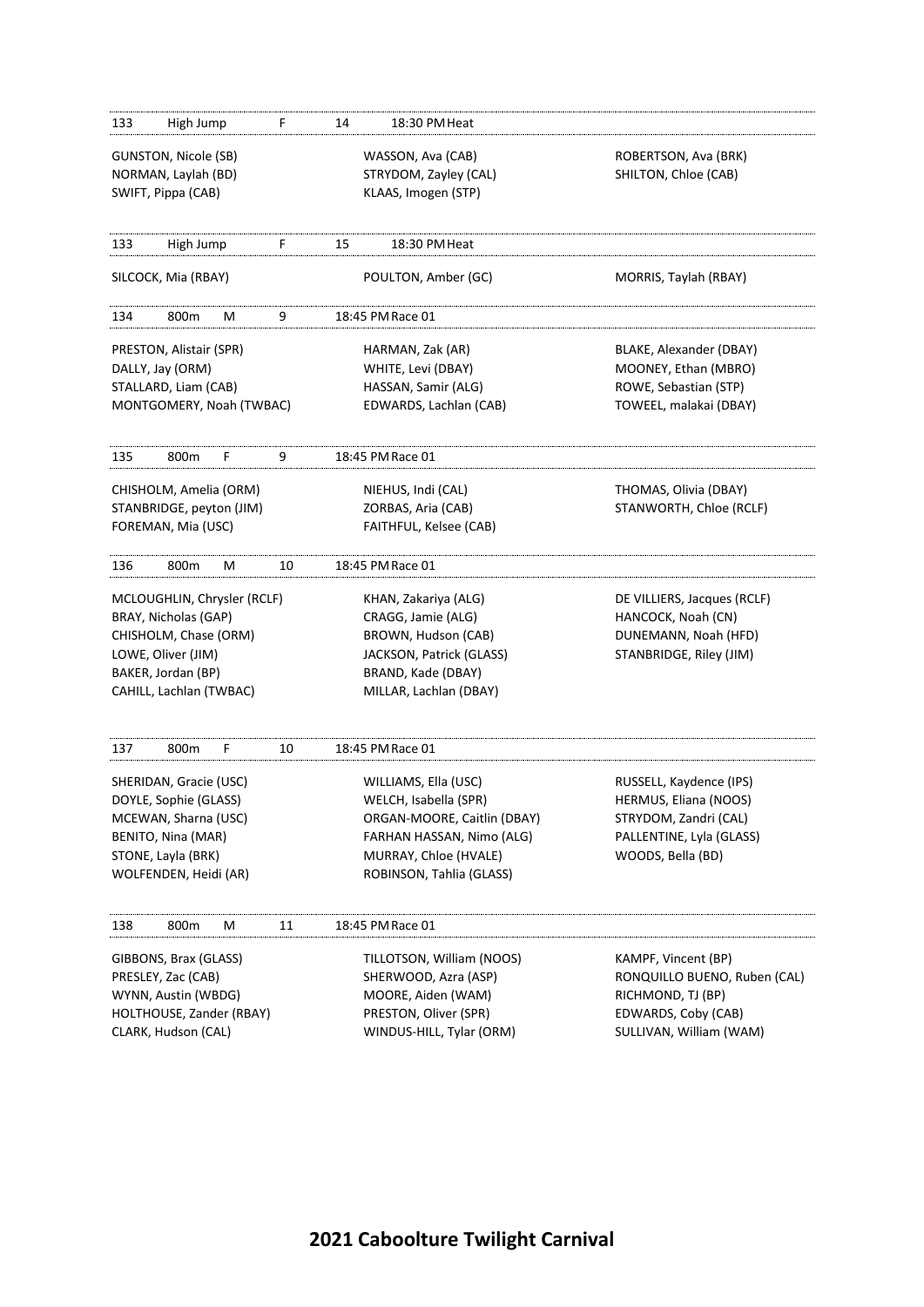| 133 | High Jump | F | 14 | 18:30 PM Heat |
|---|---|---|---|---|

| | | |
|---|---|---|
| GUNSTON, Nicole (SB) | WASSON, Ava (CAB) | ROBERTSON, Ava (BRK) |
| NORMAN, Laylah (BD) | STRYDOM, Zayley (CAL) | SHILTON, Chloe (CAB) |
| SWIFT, Pippa (CAB) | KLAAS, Imogen (STP) | |

| 133 | High Jump | F | 15 | 18:30 PM Heat |
|---|---|---|---|---|

| | | |
|---|---|---|
| SILCOCK, Mia (RBAY) | POULTON, Amber (GC) | MORRIS, Taylah (RBAY) |

| 134 | 800m | M | 9 | 18:45 PM Race 01 |
|---|---|---|---|---|

| | | |
|---|---|---|
| PRESTON, Alistair (SPR) | HARMAN, Zak (AR) | BLAKE, Alexander (DBAY) |
| DALLY, Jay (ORM) | WHITE, Levi (DBAY) | MOONEY, Ethan (MBRO) |
| STALLARD, Liam (CAB) | HASSAN, Samir (ALG) | ROWE, Sebastian (STP) |
| MONTGOMERY, Noah (TWBAC) | EDWARDS, Lachlan (CAB) | TOWEEL, malakai (DBAY) |

| 135 | 800m | F | 9 | 18:45 PM Race 01 |
|---|---|---|---|---|

| | | |
|---|---|---|
| CHISHOLM, Amelia (ORM) | NIEHUS, Indi (CAL) | THOMAS, Olivia (DBAY) |
| STANBRIDGE, peyton (JIM) | ZORBAS, Aria (CAB) | STANWORTH, Chloe (RCLF) |
| FOREMAN, Mia (USC) | FAITHFUL, Kelsee (CAB) | |

| 136 | 800m | M | 10 | 18:45 PM Race 01 |
|---|---|---|---|---|

| | | |
|---|---|---|
| MCLOUGHLIN, Chrysler (RCLF) | KHAN, Zakariya (ALG) | DE VILLIERS, Jacques (RCLF) |
| BRAY, Nicholas (GAP) | CRAGG, Jamie (ALG) | HANCOCK, Noah (CN) |
| CHISHOLM, Chase (ORM) | BROWN, Hudson (CAB) | DUNEMANN, Noah (HFD) |
| LOWE, Oliver (JIM) | JACKSON, Patrick (GLASS) | STANBRIDGE, Riley (JIM) |
| BAKER, Jordan (BP) | BRAND, Kade (DBAY) | |
| CAHILL, Lachlan (TWBAC) | MILLAR, Lachlan (DBAY) | |

| 137 | 800m | F | 10 | 18:45 PM Race 01 |
|---|---|---|---|---|

| | | |
|---|---|---|
| SHERIDAN, Gracie (USC) | WILLIAMS, Ella (USC) | RUSSELL, Kaydence (IPS) |
| DOYLE, Sophie (GLASS) | WELCH, Isabella (SPR) | HERMUS, Eliana (NOOS) |
| MCEWAN, Sharna (USC) | ORGAN-MOORE, Caitlin (DBAY) | STRYDOM, Zandri (CAL) |
| BENITO, Nina (MAR) | FARHAN HASSAN, Nimo (ALG) | PALLENTINE, Lyla (GLASS) |
| STONE, Layla (BRK) | MURRAY, Chloe (HVALE) | WOODS, Bella (BD) |
| WOLFENDEN, Heidi (AR) | ROBINSON, Tahlia (GLASS) | |

| 138 | 800m | M | 11 | 18:45 PM Race 01 |
|---|---|---|---|---|

| | | |
|---|---|---|
| GIBBONS, Brax (GLASS) | TILLOTSON, William (NOOS) | KAMPF, Vincent (BP) |
| PRESLEY, Zac (CAB) | SHERWOOD, Azra (ASP) | RONQUILLO BUENO, Ruben (CAL) |
| WYNN, Austin (WBDG) | MOORE, Aiden (WAM) | RICHMOND, TJ (BP) |
| HOLTHOUSE, Zander (RBAY) | PRESTON, Oliver (SPR) | EDWARDS, Coby (CAB) |
| CLARK, Hudson (CAL) | WINDUS-HILL, Tylar (ORM) | SULLIVAN, William (WAM) |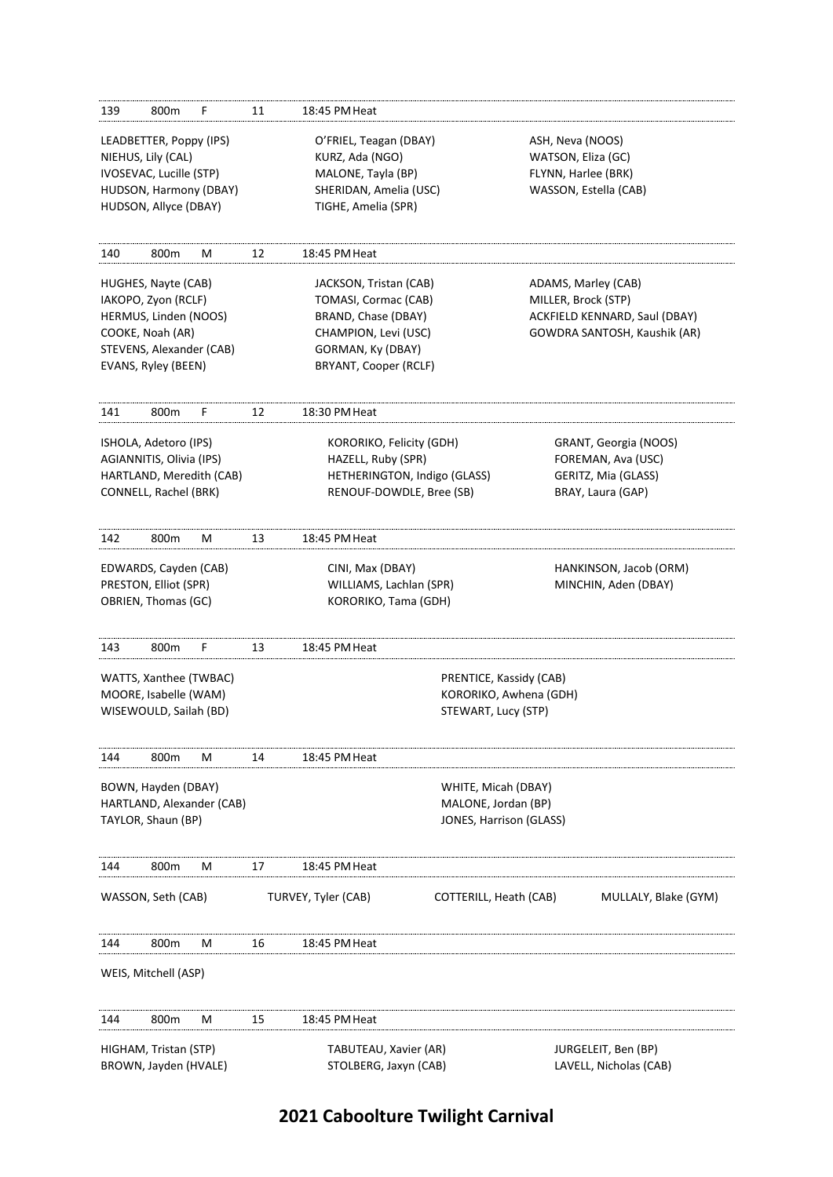| 139 | 800m | F | 11 | 18:45 PM Heat |
|---|---|---|---|---|

LEADBETTER, Poppy (IPS)
NIEHUS, Lily (CAL)
IVOSEVAC, Lucille (STP)
HUDSON, Harmony (DBAY)
HUDSON, Allyce (DBAY)
O'FRIEL, Teagan (DBAY)
KURZ, Ada (NGO)
MALONE, Tayla (BP)
SHERIDAN, Amelia (USC)
TIGHE, Amelia (SPR)
ASH, Neva (NOOS)
WATSON, Eliza (GC)
FLYNN, Harlee (BRK)
WASSON, Estella (CAB)

| 140 | 800m | M | 12 | 18:45 PM Heat |
|---|---|---|---|---|

HUGHES, Nayte (CAB)
IAKOPO, Zyon (RCLF)
HERMUS, Linden (NOOS)
COOKE, Noah (AR)
STEVENS, Alexander (CAB)
EVANS, Ryley (BEEN)
JACKSON, Tristan (CAB)
TOMASI, Cormac (CAB)
BRAND, Chase (DBAY)
CHAMPION, Levi (USC)
GORMAN, Ky (DBAY)
BRYANT, Cooper (RCLF)
ADAMS, Marley (CAB)
MILLER, Brock (STP)
ACKFIELD KENNARD, Saul (DBAY)
GOWDRA SANTOSH, Kaushik (AR)

| 141 | 800m | F | 12 | 18:30 PM Heat |
|---|---|---|---|---|

ISHOLA, Adetoro (IPS)
AGIANNITIS, Olivia (IPS)
HARTLAND, Meredith (CAB)
CONNELL, Rachel (BRK)
KORORIKO, Felicity (GDH)
HAZELL, Ruby (SPR)
HETHERINGTON, Indigo (GLASS)
RENOUF-DOWDLE, Bree (SB)
GRANT, Georgia (NOOS)
FOREMAN, Ava (USC)
GERITZ, Mia (GLASS)
BRAY, Laura (GAP)

| 142 | 800m | M | 13 | 18:45 PM Heat |
|---|---|---|---|---|

EDWARDS, Cayden (CAB)
PRESTON, Elliot (SPR)
OBRIEN, Thomas (GC)
CINI, Max (DBAY)
WILLIAMS, Lachlan (SPR)
KORORIKO, Tama (GDH)
HANKINSON, Jacob (ORM)
MINCHIN, Aden (DBAY)

| 143 | 800m | F | 13 | 18:45 PM Heat |
|---|---|---|---|---|

WATTS, Xanthee (TWBAC)
MOORE, Isabelle (WAM)
WISEWOULD, Sailah (BD)
PRENTICE, Kassidy (CAB)
KORORIKO, Awhena (GDH)
STEWART, Lucy (STP)

| 144 | 800m | M | 14 | 18:45 PM Heat |
|---|---|---|---|---|

BOWN, Hayden (DBAY)
HARTLAND, Alexander (CAB)
TAYLOR, Shaun (BP)
WHITE, Micah (DBAY)
MALONE, Jordan (BP)
JONES, Harrison (GLASS)

| 144 | 800m | M | 17 | 18:45 PM Heat |
|---|---|---|---|---|

WASSON, Seth (CAB)
TURVEY, Tyler (CAB)
COTTERILL, Heath (CAB)
MULLALY, Blake (GYM)

| 144 | 800m | M | 16 | 18:45 PM Heat |
|---|---|---|---|---|

WEIS, Mitchell (ASP)

| 144 | 800m | M | 15 | 18:45 PM Heat |
|---|---|---|---|---|

HIGHAM, Tristan (STP)
BROWN, Jayden (HVALE)
TABUTEAU, Xavier (AR)
STOLBERG, Jaxyn (CAB)
JURGELEIT, Ben (BP)
LAVELL, Nicholas (CAB)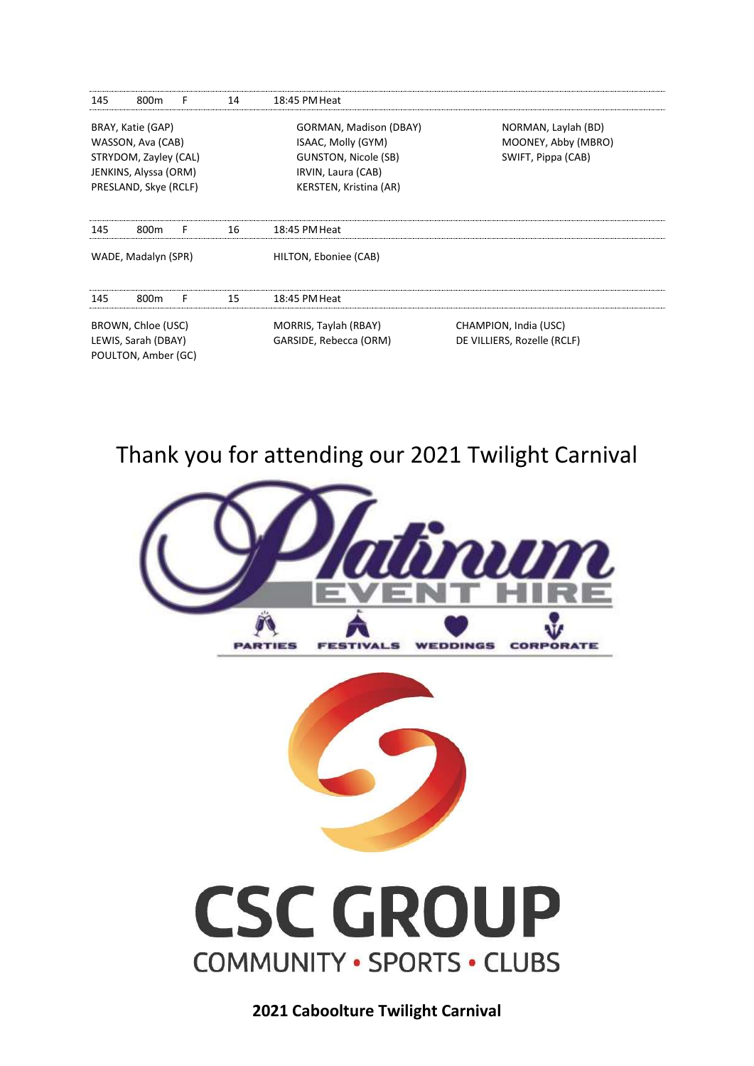| | | | | |
|---|---|---|---|---|
| 145 | 800m | F | 14 | 18:45 PM Heat |

BRAY, Katie (GAP)
WASSON, Ava (CAB)
STRYDOM, Zayley (CAL)
JENKINS, Alyssa (ORM)
PRESLAND, Skye (RCLF)
GORMAN, Madison (DBAY)
ISAAC, Molly (GYM)
GUNSTON, Nicole (SB)
IRVIN, Laura (CAB)
KERSTEN, Kristina (AR)
NORMAN, Laylah (BD)
MOONEY, Abby (MBRO)
SWIFT, Pippa (CAB)

| | | | | |
|---|---|---|---|---|
| 145 | 800m | F | 16 | 18:45 PM Heat |

WADE, Madalyn (SPR)
HILTON, Eboniee (CAB)

| | | | | |
|---|---|---|---|---|
| 145 | 800m | F | 15 | 18:45 PM Heat |

BROWN, Chloe (USC)
LEWIS, Sarah (DBAY)
POULTON, Amber (GC)
MORRIS, Taylah (RBAY)
GARSIDE, Rebecca (ORM)
CHAMPION, India (USC)
DE VILLIERS, Rozelle (RCLF)

## Thank you for attending our 2021 Twilight Carnival

Platinum EVENT HIRE
PARTIES FESTIVALS WEDDINGS CORPORATE

CSC GROUP
COMMUNITY • SPORTS • CLUBS

**2021 Caboolture Twilight Carnival**